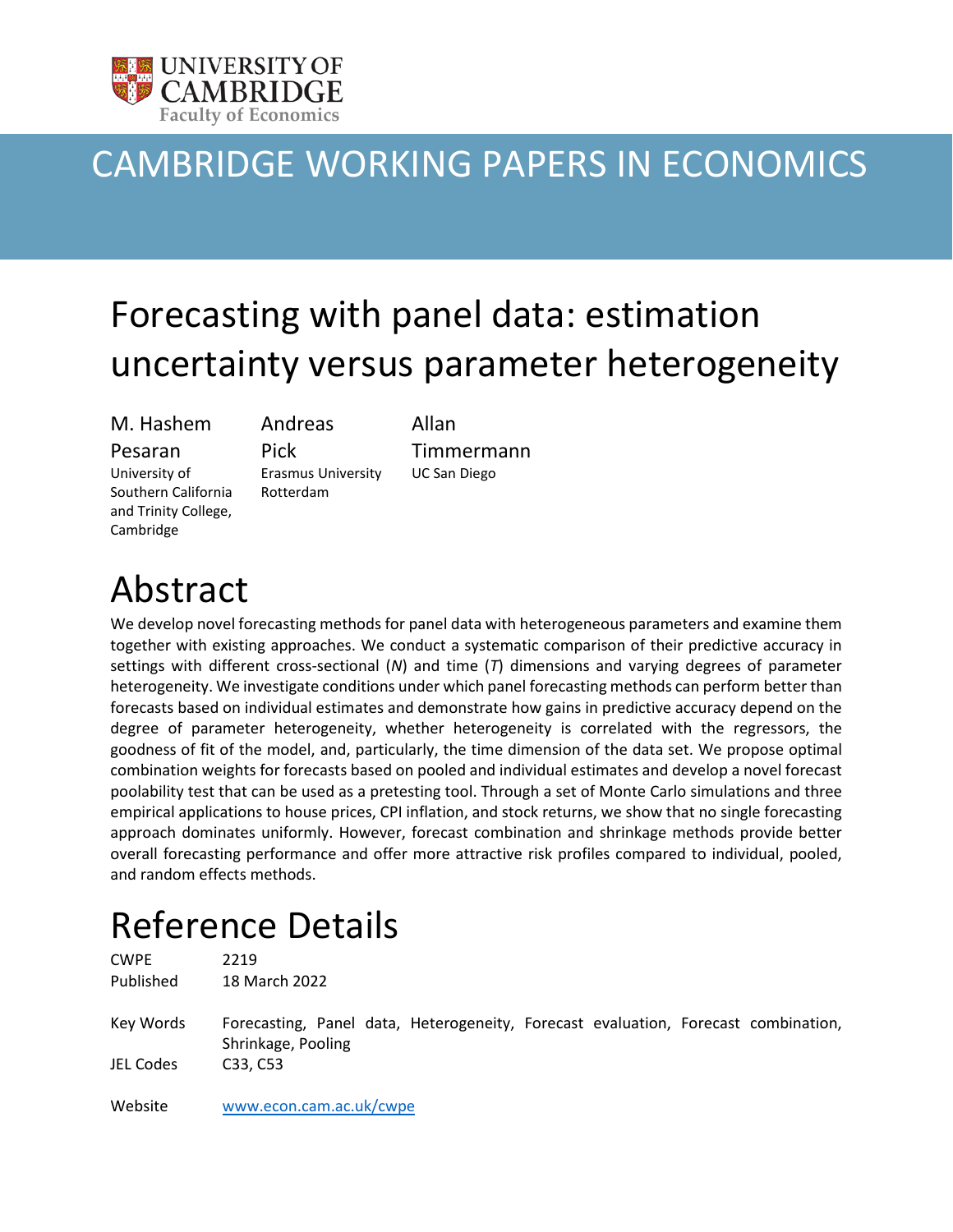UNIVERSITY OF CAMBRIDGE

Faculty of Economics

# CAMBRIDGE WORKING PAPERS IN ECONOMICS

# Forecasting with panel data: estimation uncertainty versus parameter heterogeneity

**M. Hashem Pesaran**
University of Southern California and Trinity College, Cambridge

**Andreas Pick**
Erasmus University Rotterdam

**Allan Timmermann**
UC San Diego

# Abstract

We develop novel forecasting methods for panel data with heterogeneous parameters and examine them together with existing approaches. We conduct a systematic comparison of their predictive accuracy in settings with different cross-sectional (*N*) and time (*T*) dimensions and varying degrees of parameter heterogeneity. We investigate conditions under which panel forecasting methods can perform better than forecasts based on individual estimates and demonstrate how gains in predictive accuracy depend on the degree of parameter heterogeneity, whether heterogeneity is correlated with the regressors, the goodness of fit of the model, and, particularly, the time dimension of the data set. We propose optimal combination weights for forecasts based on pooled and individual estimates and develop a novel forecast poolability test that can be used as a pretesting tool. Through a set of Monte Carlo simulations and three empirical applications to house prices, CPI inflation, and stock returns, we show that no single forecasting approach dominates uniformly. However, forecast combination and shrinkage methods provide better overall forecasting performance and offer more attractive risk profiles compared to individual, pooled, and random effects methods.

# Reference Details

| | |
|---|---|
| CWPE | 2219 |
| Published | 18 March 2022 |
| Key Words | Forecasting, Panel data, Heterogeneity, Forecast evaluation, Forecast combination, Shrinkage, Pooling |
| JEL Codes | C33, C53 |
| Website | www.econ.cam.ac.uk/cwpe |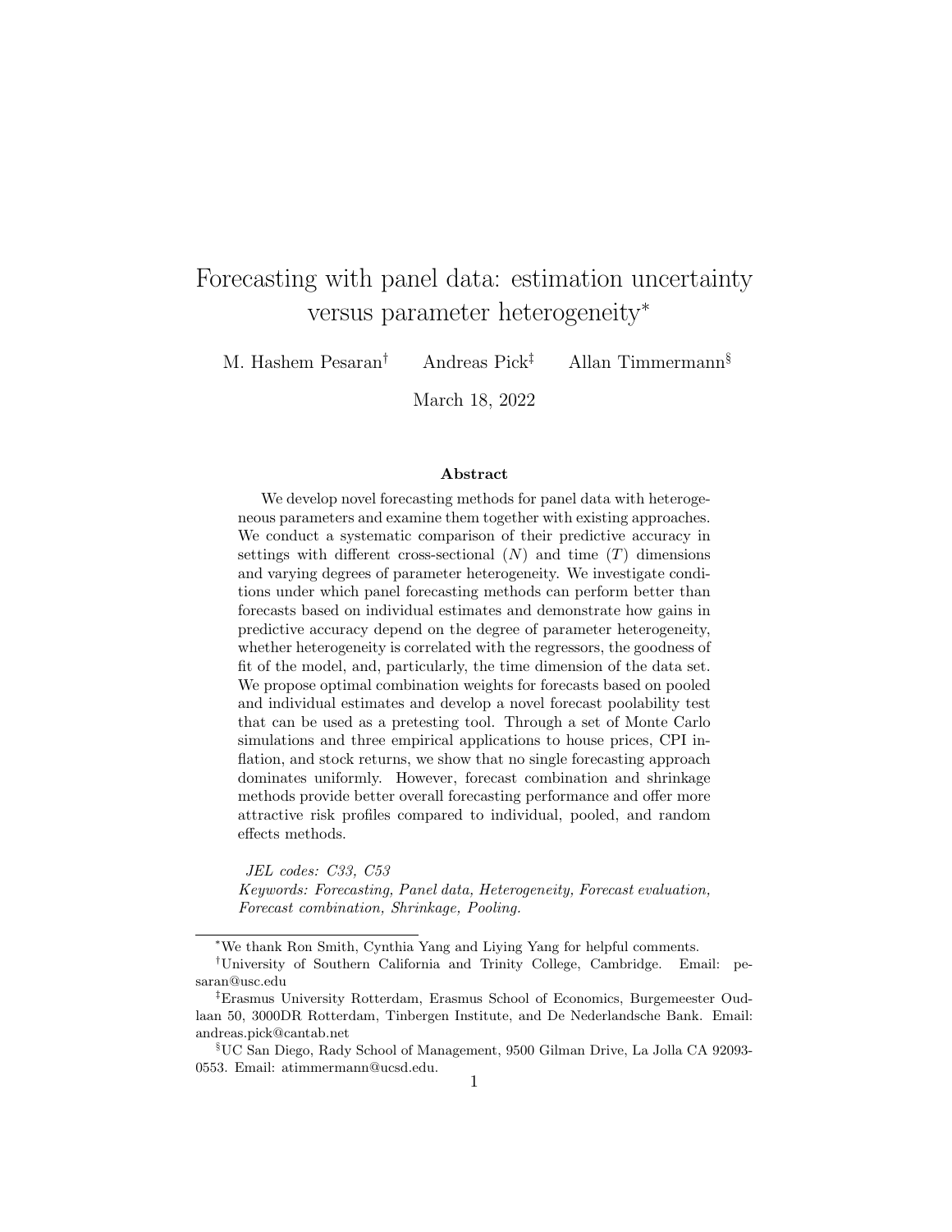# Forecasting with panel data: estimation uncertainty versus parameter heterogeneity*

M. Hashem Pesaran[†] Andreas Pick[‡] Allan Timmermann[§]

March 18, 2022

### Abstract

We develop novel forecasting methods for panel data with heterogeneous parameters and examine them together with existing approaches. We conduct a systematic comparison of their predictive accuracy in settings with different cross-sectional ($N$) and time ($T$) dimensions and varying degrees of parameter heterogeneity. We investigate conditions under which panel forecasting methods can perform better than forecasts based on individual estimates and demonstrate how gains in predictive accuracy depend on the degree of parameter heterogeneity, whether heterogeneity is correlated with the regressors, the goodness of fit of the model, and, particularly, the time dimension of the data set. We propose optimal combination weights for forecasts based on pooled and individual estimates and develop a novel forecast poolability test that can be used as a pretesting tool. Through a set of Monte Carlo simulations and three empirical applications to house prices, CPI inflation, and stock returns, we show that no single forecasting approach dominates uniformly. However, forecast combination and shrinkage methods provide better overall forecasting performance and offer more attractive risk profiles compared to individual, pooled, and random effects methods.

*JEL codes: C33, C53*

*Keywords: Forecasting, Panel data, Heterogeneity, Forecast evaluation, Forecast combination, Shrinkage, Pooling.*

---

*We thank Ron Smith, Cynthia Yang and Liying Yang for helpful comments.

[†]University of Southern California and Trinity College, Cambridge. Email: pesaran@usc.edu

[‡]Erasmus University Rotterdam, Erasmus School of Economics, Burgemeester Oudlaan 50, 3000DR Rotterdam, Tinbergen Institute, and De Nederlandsche Bank. Email: andreas.pick@cantab.net

[§]UC San Diego, Rady School of Management, 9500 Gilman Drive, La Jolla CA 92093-0553. Email: atimmermann@ucsd.edu.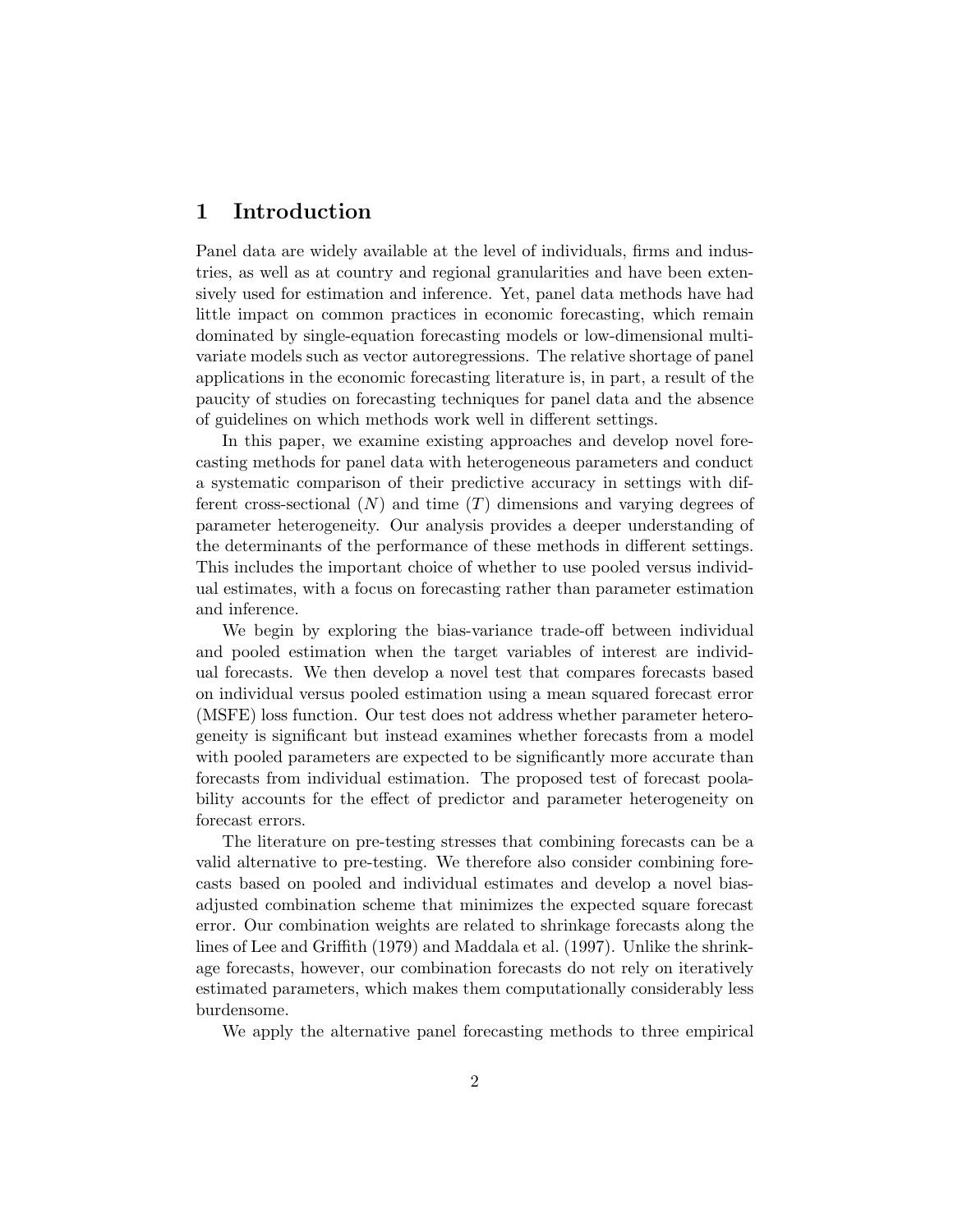# 1 Introduction

Panel data are widely available at the level of individuals, firms and industries, as well as at country and regional granularities and have been extensively used for estimation and inference. Yet, panel data methods have had little impact on common practices in economic forecasting, which remain dominated by single-equation forecasting models or low-dimensional multivariate models such as vector autoregressions. The relative shortage of panel applications in the economic forecasting literature is, in part, a result of the paucity of studies on forecasting techniques for panel data and the absence of guidelines on which methods work well in different settings.

In this paper, we examine existing approaches and develop novel forecasting methods for panel data with heterogeneous parameters and conduct a systematic comparison of their predictive accuracy in settings with different cross-sectional ($N$) and time ($T$) dimensions and varying degrees of parameter heterogeneity. Our analysis provides a deeper understanding of the determinants of the performance of these methods in different settings. This includes the important choice of whether to use pooled versus individual estimates, with a focus on forecasting rather than parameter estimation and inference.

We begin by exploring the bias-variance trade-off between individual and pooled estimation when the target variables of interest are individual forecasts. We then develop a novel test that compares forecasts based on individual versus pooled estimation using a mean squared forecast error (MSFE) loss function. Our test does not address whether parameter heterogeneity is significant but instead examines whether forecasts from a model with pooled parameters are expected to be significantly more accurate than forecasts from individual estimation. The proposed test of forecast poolability accounts for the effect of predictor and parameter heterogeneity on forecast errors.

The literature on pre-testing stresses that combining forecasts can be a valid alternative to pre-testing. We therefore also consider combining forecasts based on pooled and individual estimates and develop a novel bias-adjusted combination scheme that minimizes the expected square forecast error. Our combination weights are related to shrinkage forecasts along the lines of Lee and Griffith (1979) and Maddala et al. (1997). Unlike the shrinkage forecasts, however, our combination forecasts do not rely on iteratively estimated parameters, which makes them computationally considerably less burdensome.

We apply the alternative panel forecasting methods to three empirical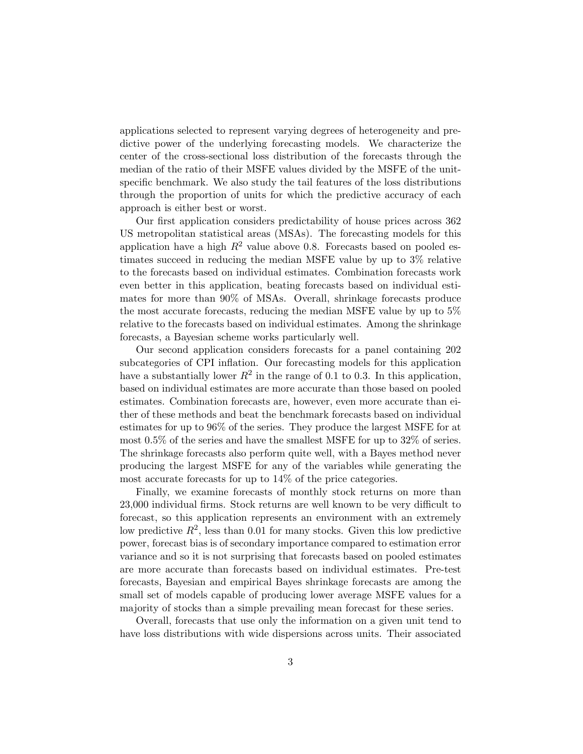applications selected to represent varying degrees of heterogeneity and predictive power of the underlying forecasting models. We characterize the center of the cross-sectional loss distribution of the forecasts through the median of the ratio of their MSFE values divided by the MSFE of the unit-specific benchmark. We also study the tail features of the loss distributions through the proportion of units for which the predictive accuracy of each approach is either best or worst.

Our first application considers predictability of house prices across 362 US metropolitan statistical areas (MSAs). The forecasting models for this application have a high $R^2$ value above 0.8. Forecasts based on pooled estimates succeed in reducing the median MSFE value by up to 3% relative to the forecasts based on individual estimates. Combination forecasts work even better in this application, beating forecasts based on individual estimates for more than 90% of MSAs. Overall, shrinkage forecasts produce the most accurate forecasts, reducing the median MSFE value by up to 5% relative to the forecasts based on individual estimates. Among the shrinkage forecasts, a Bayesian scheme works particularly well.

Our second application considers forecasts for a panel containing 202 subcategories of CPI inflation. Our forecasting models for this application have a substantially lower $R^2$ in the range of 0.1 to 0.3. In this application, based on individual estimates are more accurate than those based on pooled estimates. Combination forecasts are, however, even more accurate than either of these methods and beat the benchmark forecasts based on individual estimates for up to 96% of the series. They produce the largest MSFE for at most 0.5% of the series and have the smallest MSFE for up to 32% of series. The shrinkage forecasts also perform quite well, with a Bayes method never producing the largest MSFE for any of the variables while generating the most accurate forecasts for up to 14% of the price categories.

Finally, we examine forecasts of monthly stock returns on more than 23,000 individual firms. Stock returns are well known to be very difficult to forecast, so this application represents an environment with an extremely low predictive $R^2$, less than 0.01 for many stocks. Given this low predictive power, forecast bias is of secondary importance compared to estimation error variance and so it is not surprising that forecasts based on pooled estimates are more accurate than forecasts based on individual estimates. Pre-test forecasts, Bayesian and empirical Bayes shrinkage forecasts are among the small set of models capable of producing lower average MSFE values for a majority of stocks than a simple prevailing mean forecast for these series.

Overall, forecasts that use only the information on a given unit tend to have loss distributions with wide dispersions across units. Their associated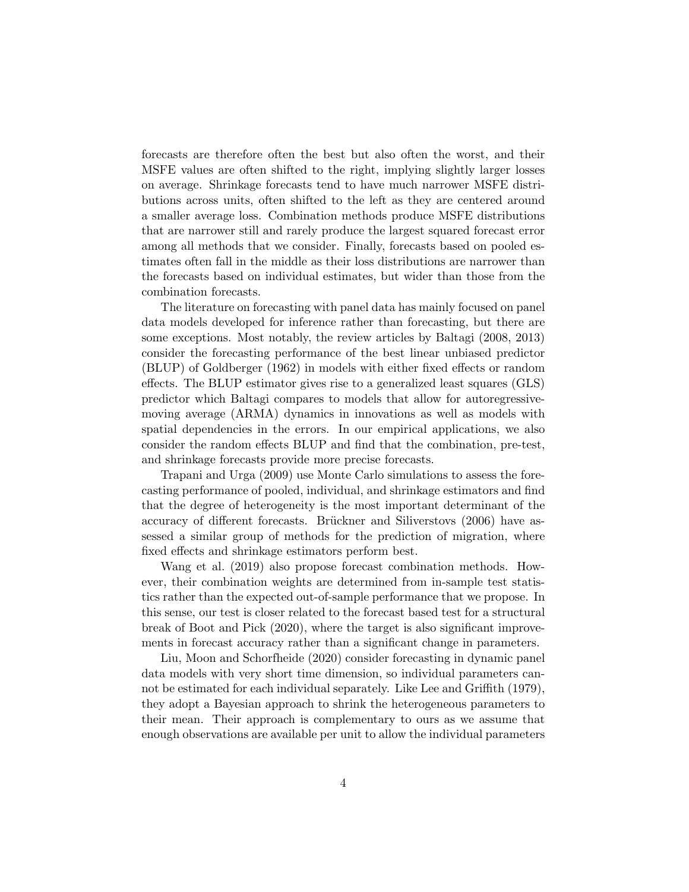forecasts are therefore often the best but also often the worst, and their MSFE values are often shifted to the right, implying slightly larger losses on average. Shrinkage forecasts tend to have much narrower MSFE distributions across units, often shifted to the left as they are centered around a smaller average loss. Combination methods produce MSFE distributions that are narrower still and rarely produce the largest squared forecast error among all methods that we consider. Finally, forecasts based on pooled estimates often fall in the middle as their loss distributions are narrower than the forecasts based on individual estimates, but wider than those from the combination forecasts.

The literature on forecasting with panel data has mainly focused on panel data models developed for inference rather than forecasting, but there are some exceptions. Most notably, the review articles by Baltagi (2008, 2013) consider the forecasting performance of the best linear unbiased predictor (BLUP) of Goldberger (1962) in models with either fixed effects or random effects. The BLUP estimator gives rise to a generalized least squares (GLS) predictor which Baltagi compares to models that allow for autoregressive-moving average (ARMA) dynamics in innovations as well as models with spatial dependencies in the errors. In our empirical applications, we also consider the random effects BLUP and find that the combination, pre-test, and shrinkage forecasts provide more precise forecasts.

Trapani and Urga (2009) use Monte Carlo simulations to assess the forecasting performance of pooled, individual, and shrinkage estimators and find that the degree of heterogeneity is the most important determinant of the accuracy of different forecasts. Brückner and Siliverstovs (2006) have assessed a similar group of methods for the prediction of migration, where fixed effects and shrinkage estimators perform best.

Wang et al. (2019) also propose forecast combination methods. However, their combination weights are determined from in-sample test statistics rather than the expected out-of-sample performance that we propose. In this sense, our test is closer related to the forecast based test for a structural break of Boot and Pick (2020), where the target is also significant improvements in forecast accuracy rather than a significant change in parameters.

Liu, Moon and Schorfheide (2020) consider forecasting in dynamic panel data models with very short time dimension, so individual parameters cannot be estimated for each individual separately. Like Lee and Griffith (1979), they adopt a Bayesian approach to shrink the heterogeneous parameters to their mean. Their approach is complementary to ours as we assume that enough observations are available per unit to allow the individual parameters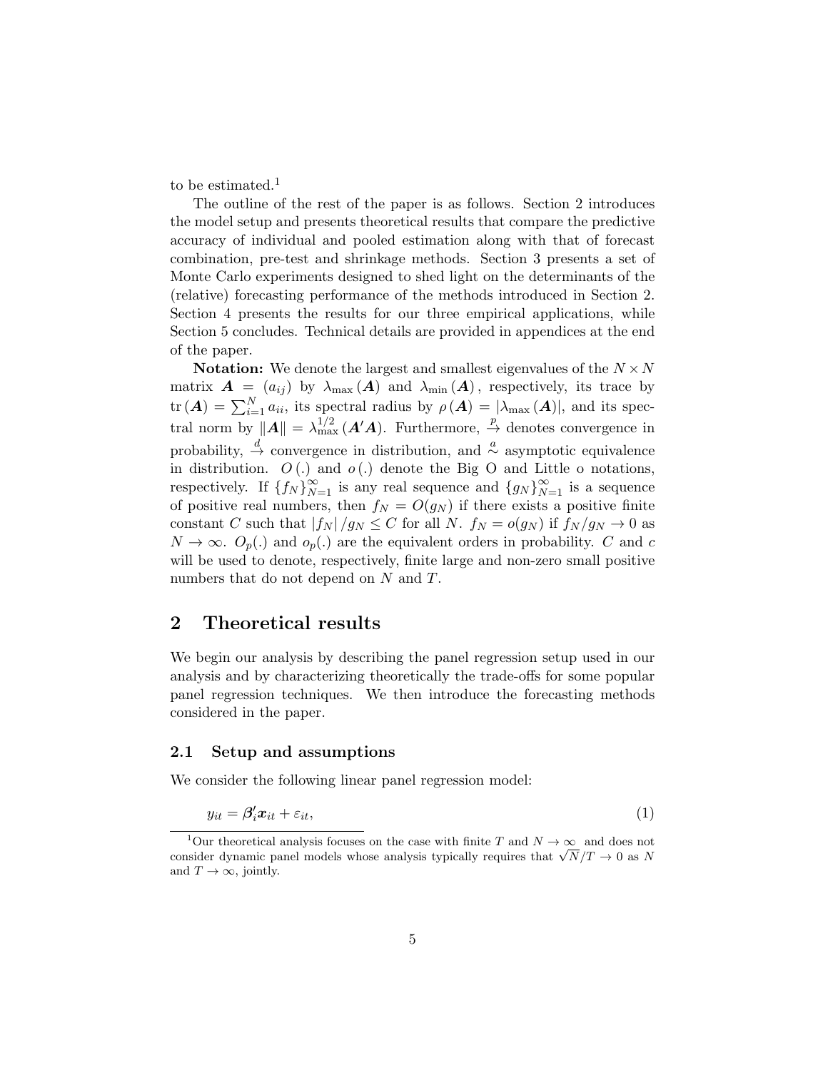to be estimated.[1]

The outline of the rest of the paper is as follows. Section 2 introduces the model setup and presents theoretical results that compare the predictive accuracy of individual and pooled estimation along with that of forecast combination, pre-test and shrinkage methods. Section 3 presents a set of Monte Carlo experiments designed to shed light on the determinants of the (relative) forecasting performance of the methods introduced in Section 2. Section 4 presents the results for our three empirical applications, while Section 5 concludes. Technical details are provided in appendices at the end of the paper.

**Notation:** We denote the largest and smallest eigenvalues of the $N \times N$ matrix $\boldsymbol{A} = (a_{ij})$ by $\lambda_{\max}(\boldsymbol{A})$ and $\lambda_{\min}(\boldsymbol{A})$, respectively, its trace by $\operatorname{tr}(\boldsymbol{A}) = \sum_{i=1}^{N} a_{ii}$, its spectral radius by $\rho(\boldsymbol{A}) = |\lambda_{\max}(\boldsymbol{A})|$, and its spectral norm by $\|\boldsymbol{A}\| = \lambda_{\max}^{1/2}(\boldsymbol{A}'\boldsymbol{A})$. Furthermore, $\xrightarrow{p}$ denotes convergence in probability, $\xrightarrow{d}$ convergence in distribution, and $\overset{a}{\sim}$ asymptotic equivalence in distribution. $O(.)$ and $o(.)$ denote the Big O and Little o notations, respectively. If $\{f_N\}_{N=1}^{\infty}$ is any real sequence and $\{g_N\}_{N=1}^{\infty}$ is a sequence of positive real numbers, then $f_N = O(g_N)$ if there exists a positive finite constant $C$ such that $|f_N|/g_N \leq C$ for all $N$. $f_N = o(g_N)$ if $f_N/g_N \to 0$ as $N \to \infty$. $O_p(.)$ and $o_p(.)$ are the equivalent orders in probability. $C$ and $c$ will be used to denote, respectively, finite large and non-zero small positive numbers that do not depend on $N$ and $T$.

## 2 Theoretical results

We begin our analysis by describing the panel regression setup used in our analysis and by characterizing theoretically the trade-offs for some popular panel regression techniques. We then introduce the forecasting methods considered in the paper.

### 2.1 Setup and assumptions

We consider the following linear panel regression model:

$$y_{it} = \boldsymbol{\beta}_i' \boldsymbol{x}_{it} + \varepsilon_{it}, \tag{1}$$

[1] Our theoretical analysis focuses on the case with finite $T$ and $N \to \infty$ and does not consider dynamic panel models whose analysis typically requires that $\sqrt{N}/T \to 0$ as $N$ and $T \to \infty$, jointly.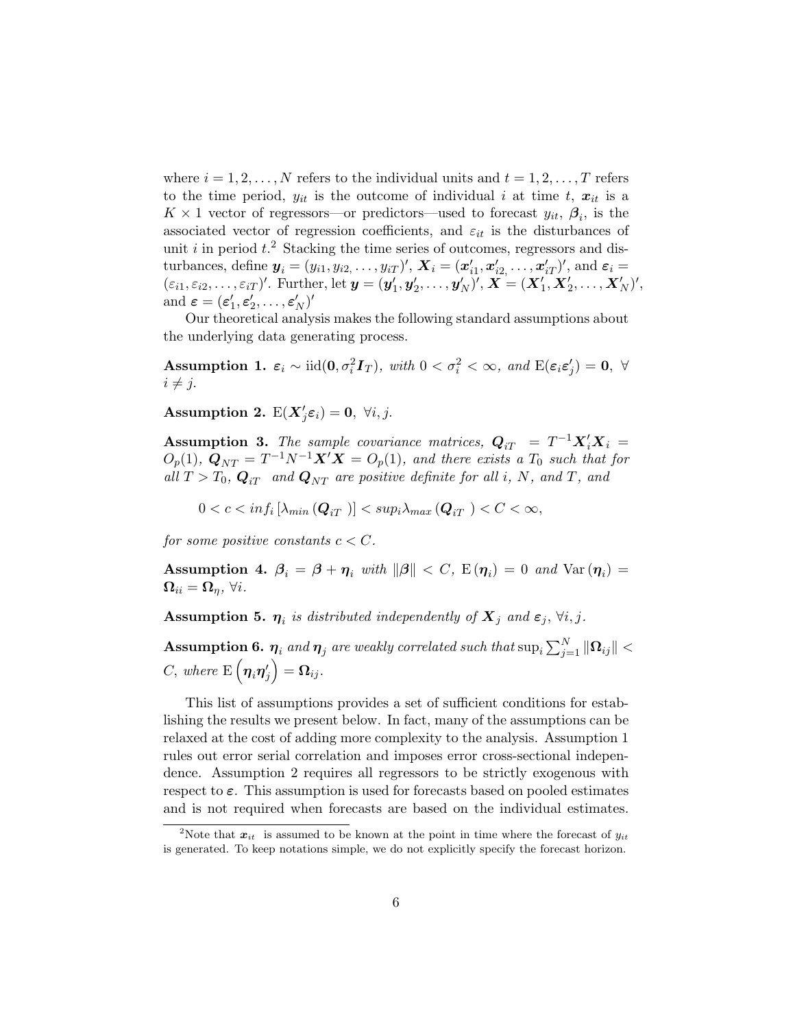where $i = 1, 2, \ldots, N$ refers to the individual units and $t = 1, 2, \ldots, T$ refers to the time period, $y_{it}$ is the outcome of individual $i$ at time $t$, $\boldsymbol{x}_{it}$ is a $K \times 1$ vector of regressors—or predictors—used to forecast $y_{it}$, $\boldsymbol{\beta}_i$, is the associated vector of regression coefficients, and $\varepsilon_{it}$ is the disturbances of unit $i$ in period $t$.[2] Stacking the time series of outcomes, regressors and disturbances, define $\boldsymbol{y}_i = (y_{i1}, y_{i2,}, \ldots, y_{iT})'$, $\boldsymbol{X}_i = (\boldsymbol{x}'_{i1}, \boldsymbol{x}'_{i2,}, \ldots, \boldsymbol{x}'_{iT})'$, and $\boldsymbol{\varepsilon}_i = (\varepsilon_{i1}, \varepsilon_{i2}, \ldots, \varepsilon_{iT})'$. Further, let $\boldsymbol{y} = (\boldsymbol{y}'_1, \boldsymbol{y}'_2, \ldots, \boldsymbol{y}'_N)'$, $\boldsymbol{X} = (\boldsymbol{X}'_1, \boldsymbol{X}'_2, \ldots, \boldsymbol{X}'_N)'$, and $\boldsymbol{\varepsilon} = (\boldsymbol{\varepsilon}'_1, \boldsymbol{\varepsilon}'_2, \ldots, \boldsymbol{\varepsilon}'_N)'$

Our theoretical analysis makes the following standard assumptions about the underlying data generating process.

**Assumption 1.** *$\boldsymbol{\varepsilon}_i \sim \text{iid}(\boldsymbol{0}, \sigma_i^2 \boldsymbol{I}_T)$, with $0 < \sigma_i^2 < \infty$, and $\text{E}(\boldsymbol{\varepsilon}_i \boldsymbol{\varepsilon}'_j) = \boldsymbol{0}$, $\forall$ $i \neq j$.*

**Assumption 2.** *$\text{E}(\boldsymbol{X}'_j \boldsymbol{\varepsilon}_i) = \boldsymbol{0}$, $\forall i, j$.*

**Assumption 3.** *The sample covariance matrices, $\boldsymbol{Q}_{iT} = T^{-1}\boldsymbol{X}'_i\boldsymbol{X}_i = O_p(1)$, $\boldsymbol{Q}_{NT} = T^{-1}N^{-1}\boldsymbol{X}'\boldsymbol{X} = O_p(1)$, and there exists a $T_0$ such that for all $T > T_0$, $\boldsymbol{Q}_{iT}$ and $\boldsymbol{Q}_{NT}$ are positive definite for all $i$, $N$, and $T$, and*

$$0 < c < inf_i \left[\lambda_{min}\left(\boldsymbol{Q}_{iT}\right)\right] < sup_i \lambda_{max}\left(\boldsymbol{Q}_{iT}\right) < C < \infty,$$

*for some positive constants $c < C$.*

**Assumption 4.** *$\boldsymbol{\beta}_i = \boldsymbol{\beta} + \boldsymbol{\eta}_i$ with $\|\boldsymbol{\beta}\| < C$, $\text{E}\left(\boldsymbol{\eta}_i\right) = 0$ and $\text{Var}\left(\boldsymbol{\eta}_i\right) = \boldsymbol{\Omega}_{ii} = \boldsymbol{\Omega}_\eta$, $\forall i$.*

**Assumption 5.** *$\boldsymbol{\eta}_i$ is distributed independently of $\boldsymbol{X}_j$ and $\boldsymbol{\varepsilon}_j$, $\forall i, j$.*

**Assumption 6.** *$\boldsymbol{\eta}_i$ and $\boldsymbol{\eta}_j$ are weakly correlated such that $\sup_i \sum_{j=1}^N \|\boldsymbol{\Omega}_{ij}\| < C$, where $\text{E}\left(\boldsymbol{\eta}_i\boldsymbol{\eta}'_j\right) = \boldsymbol{\Omega}_{ij}$.*

This list of assumptions provides a set of sufficient conditions for establishing the results we present below. In fact, many of the assumptions can be relaxed at the cost of adding more complexity to the analysis. Assumption 1 rules out error serial correlation and imposes error cross-sectional independence. Assumption 2 requires all regressors to be strictly exogenous with respect to $\boldsymbol{\varepsilon}$. This assumption is used for forecasts based on pooled estimates and is not required when forecasts are based on the individual estimates.

[2] Note that $\boldsymbol{x}_{it}$ is assumed to be known at the point in time where the forecast of $y_{it}$ is generated. To keep notations simple, we do not explicitly specify the forecast horizon.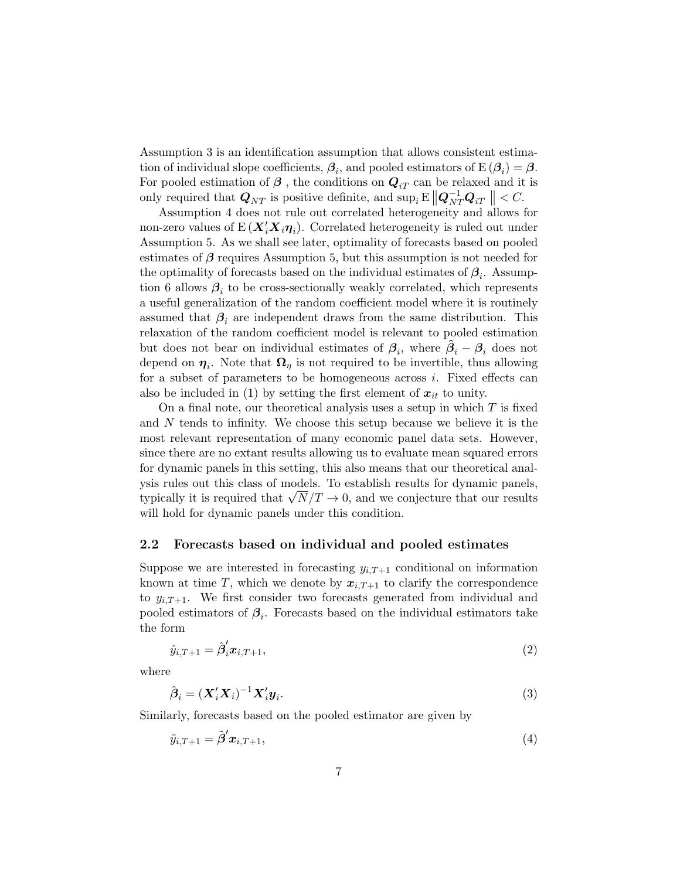Assumption 3 is an identification assumption that allows consistent estimation of individual slope coefficients, $\boldsymbol{\beta}_i$, and pooled estimators of $\mathrm{E}(\boldsymbol{\beta}_i) = \boldsymbol{\beta}$. For pooled estimation of $\boldsymbol{\beta}$ , the conditions on $\boldsymbol{Q}_{iT}$ can be relaxed and it is only required that $\boldsymbol{Q}_{NT}$ is positive definite, and $\sup_i \mathrm{E}\left\|\boldsymbol{Q}_{NT}^{-1}\boldsymbol{Q}_{iT}\ \right\| < C$.

Assumption 4 does not rule out correlated heterogeneity and allows for non-zero values of $\mathrm{E}(\boldsymbol{X}_i'\boldsymbol{X}_i\boldsymbol{\eta}_i)$. Correlated heterogeneity is ruled out under Assumption 5. As we shall see later, optimality of forecasts based on pooled estimates of $\boldsymbol{\beta}$ requires Assumption 5, but this assumption is not needed for the optimality of forecasts based on the individual estimates of $\boldsymbol{\beta}_i$. Assumption 6 allows $\boldsymbol{\beta}_i$ to be cross-sectionally weakly correlated, which represents a useful generalization of the random coefficient model where it is routinely assumed that $\boldsymbol{\beta}_i$ are independent draws from the same distribution. This relaxation of the random coefficient model is relevant to pooled estimation but does not bear on individual estimates of $\boldsymbol{\beta}_i$, where $\hat{\boldsymbol{\beta}}_i - \boldsymbol{\beta}_i$ does not depend on $\boldsymbol{\eta}_i$. Note that $\boldsymbol{\Omega}_\eta$ is not required to be invertible, thus allowing for a subset of parameters to be homogeneous across $i$. Fixed effects can also be included in (1) by setting the first element of $\boldsymbol{x}_{it}$ to unity.

On a final note, our theoretical analysis uses a setup in which $T$ is fixed and $N$ tends to infinity. We choose this setup because we believe it is the most relevant representation of many economic panel data sets. However, since there are no extant results allowing us to evaluate mean squared errors for dynamic panels in this setting, this also means that our theoretical analysis rules out this class of models. To establish results for dynamic panels, typically it is required that $\sqrt{N}/T \to 0$, and we conjecture that our results will hold for dynamic panels under this condition.

## 2.2 Forecasts based on individual and pooled estimates

Suppose we are interested in forecasting $y_{i,T+1}$ conditional on information known at time $T$, which we denote by $\boldsymbol{x}_{i,T+1}$ to clarify the correspondence to $y_{i,T+1}$. We first consider two forecasts generated from individual and pooled estimators of $\boldsymbol{\beta}_i$. Forecasts based on the individual estimators take the form

$$\hat{y}_{i,T+1} = \hat{\boldsymbol{\beta}}_i'\boldsymbol{x}_{i,T+1}, \tag{2}$$

where

$$\hat{\boldsymbol{\beta}}_i = (\boldsymbol{X}_i'\boldsymbol{X}_i)^{-1}\boldsymbol{X}_i'\boldsymbol{y}_i. \tag{3}$$

Similarly, forecasts based on the pooled estimator are given by

$$\tilde{y}_{i,T+1} = \tilde{\boldsymbol{\beta}}'\boldsymbol{x}_{i,T+1}, \tag{4}$$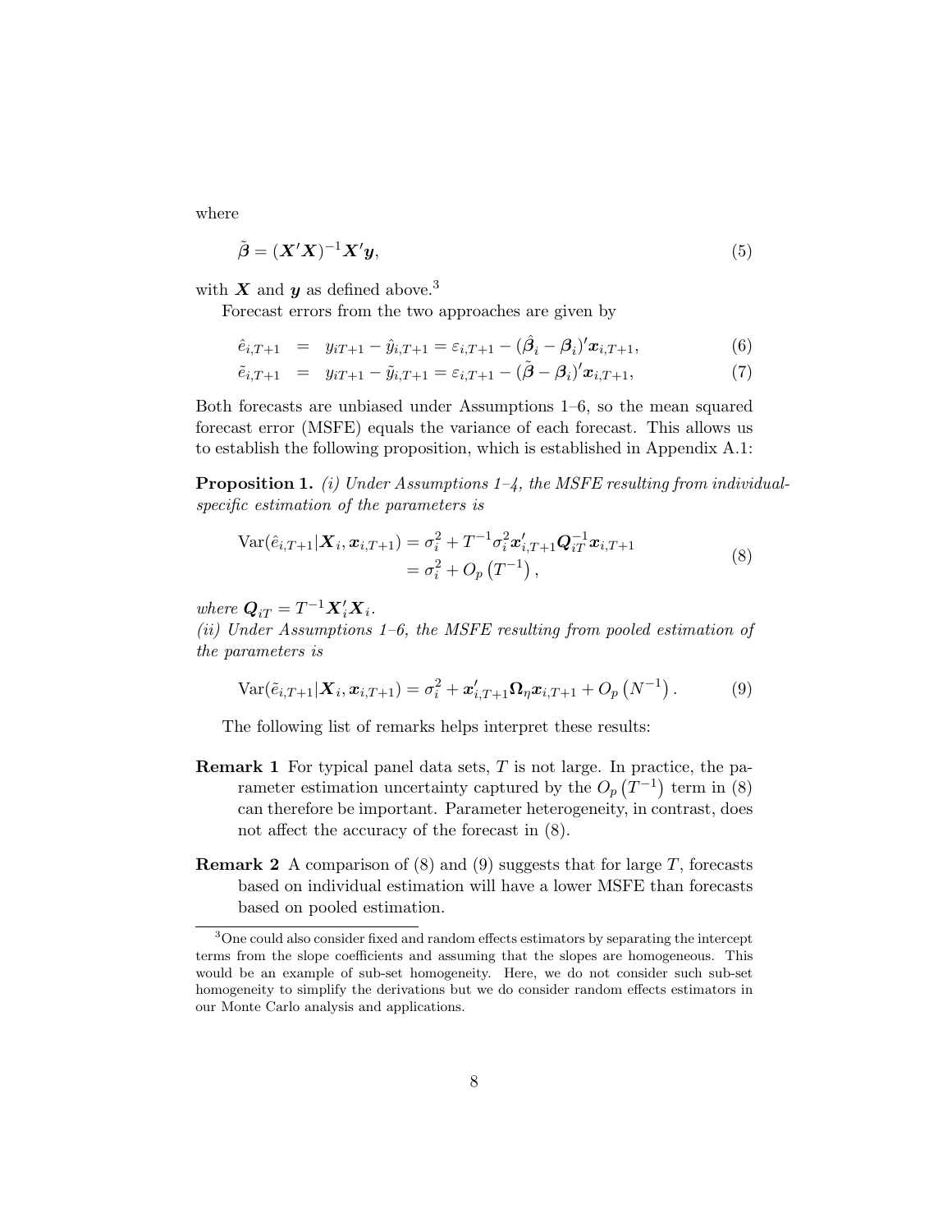where

$$\tilde{\boldsymbol{\beta}} = (\boldsymbol{X}'\boldsymbol{X})^{-1}\boldsymbol{X}'\boldsymbol{y}, \tag{5}$$

with $\boldsymbol{X}$ and $\boldsymbol{y}$ as defined above.[3]

Forecast errors from the two approaches are given by

$$\hat{e}_{i,T+1} = y_{iT+1} - \hat{y}_{i,T+1} = \varepsilon_{i,T+1} - (\hat{\boldsymbol{\beta}}_i - \boldsymbol{\beta}_i)'\boldsymbol{x}_{i,T+1}, \tag{6}$$

$$\tilde{e}_{i,T+1} = y_{iT+1} - \tilde{y}_{i,T+1} = \varepsilon_{i,T+1} - (\tilde{\boldsymbol{\beta}} - \boldsymbol{\beta}_i)'\boldsymbol{x}_{i,T+1}, \tag{7}$$

Both forecasts are unbiased under Assumptions 1–6, so the mean squared forecast error (MSFE) equals the variance of each forecast. This allows us to establish the following proposition, which is established in Appendix A.1:

**Proposition 1.** *(i) Under Assumptions 1–4, the MSFE resulting from individual-specific estimation of the parameters is*

$$\begin{aligned} \mathrm{Var}(\hat{e}_{i,T+1}|\boldsymbol{X}_i, \boldsymbol{x}_{i,T+1}) &= \sigma_i^2 + T^{-1}\sigma_i^2 \boldsymbol{x}'_{i,T+1}\boldsymbol{Q}_{iT}^{-1}\boldsymbol{x}_{i,T+1} \\ &= \sigma_i^2 + O_p\left(T^{-1}\right), \end{aligned} \tag{8}$$

*where $\boldsymbol{Q}_{iT} = T^{-1}\boldsymbol{X}_i'\boldsymbol{X}_i$.*
*(ii) Under Assumptions 1–6, the MSFE resulting from pooled estimation of the parameters is*

$$\mathrm{Var}(\tilde{e}_{i,T+1}|\boldsymbol{X}_i, \boldsymbol{x}_{i,T+1}) = \sigma_i^2 + \boldsymbol{x}'_{i,T+1}\boldsymbol{\Omega}_\eta \boldsymbol{x}_{i,T+1} + O_p\left(N^{-1}\right). \tag{9}$$

The following list of remarks helps interpret these results:

**Remark 1** For typical panel data sets, $T$ is not large. In practice, the parameter estimation uncertainty captured by the $O_p\left(T^{-1}\right)$ term in (8) can therefore be important. Parameter heterogeneity, in contrast, does not affect the accuracy of the forecast in (8).

**Remark 2** A comparison of (8) and (9) suggests that for large $T$, forecasts based on individual estimation will have a lower MSFE than forecasts based on pooled estimation.

[3] One could also consider fixed and random effects estimators by separating the intercept terms from the slope coefficients and assuming that the slopes are homogeneous. This would be an example of sub-set homogeneity. Here, we do not consider such sub-set homogeneity to simplify the derivations but we do consider random effects estimators in our Monte Carlo analysis and applications.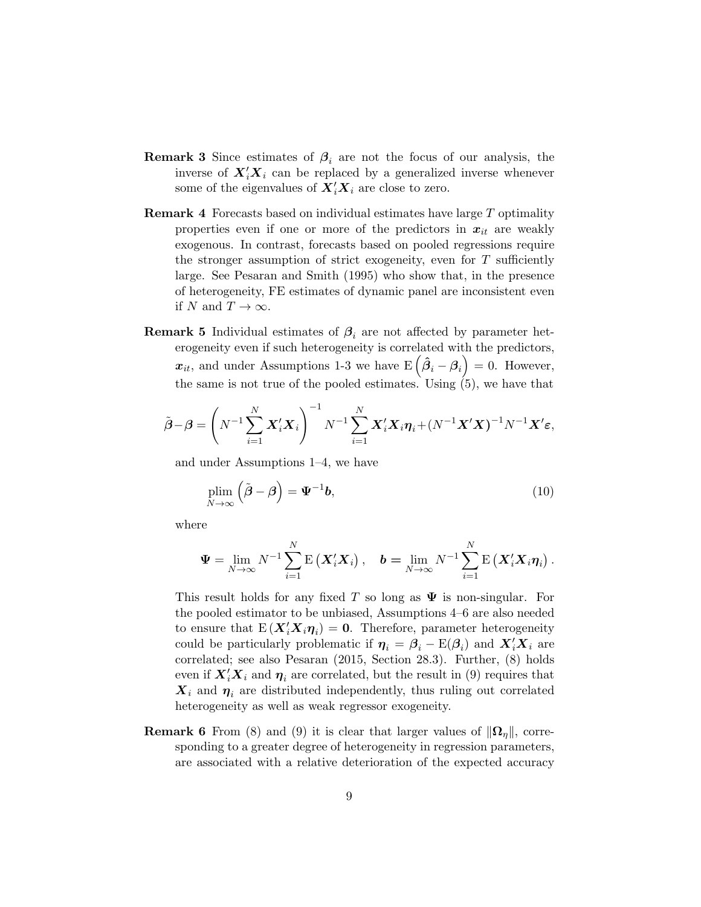**Remark 3** Since estimates of $\boldsymbol{\beta}_i$ are not the focus of our analysis, the inverse of $\boldsymbol{X}_i'\boldsymbol{X}_i$ can be replaced by a generalized inverse whenever some of the eigenvalues of $\boldsymbol{X}_i'\boldsymbol{X}_i$ are close to zero.

**Remark 4** Forecasts based on individual estimates have large $T$ optimality properties even if one or more of the predictors in $\boldsymbol{x}_{it}$ are weakly exogenous. In contrast, forecasts based on pooled regressions require the stronger assumption of strict exogeneity, even for $T$ sufficiently large. See Pesaran and Smith (1995) who show that, in the presence of heterogeneity, FE estimates of dynamic panel are inconsistent even if $N$ and $T \to \infty$.

**Remark 5** Individual estimates of $\boldsymbol{\beta}_i$ are not affected by parameter heterogeneity even if such heterogeneity is correlated with the predictors, $\boldsymbol{x}_{it}$, and under Assumptions 1-3 we have $\mathrm{E}\left(\hat{\boldsymbol{\beta}}_i - \boldsymbol{\beta}_i\right) = 0$. However, the same is not true of the pooled estimates. Using (5), we have that

$$\tilde{\boldsymbol{\beta}} - \boldsymbol{\beta} = \left(N^{-1}\sum_{i=1}^{N}\boldsymbol{X}_i'\boldsymbol{X}_i\right)^{-1} N^{-1}\sum_{i=1}^{N}\boldsymbol{X}_i'\boldsymbol{X}_i\boldsymbol{\eta}_i + (N^{-1}\boldsymbol{X}'\boldsymbol{X})^{-1}N^{-1}\boldsymbol{X}'\boldsymbol{\varepsilon},$$

and under Assumptions 1–4, we have

$$\underset{N\to\infty}{\text{plim}}\left(\tilde{\boldsymbol{\beta}} - \boldsymbol{\beta}\right) = \boldsymbol{\Psi}^{-1}\boldsymbol{b}, \tag{10}$$

where

$$\boldsymbol{\Psi} = \lim_{N\to\infty} N^{-1}\sum_{i=1}^{N}\mathrm{E}\left(\boldsymbol{X}_i'\boldsymbol{X}_i\right), \quad \boldsymbol{b} = \lim_{N\to\infty} N^{-1}\sum_{i=1}^{N}\mathrm{E}\left(\boldsymbol{X}_i'\boldsymbol{X}_i\boldsymbol{\eta}_i\right).$$

This result holds for any fixed $T$ so long as $\boldsymbol{\Psi}$ is non-singular. For the pooled estimator to be unbiased, Assumptions 4–6 are also needed to ensure that $\mathrm{E}\left(\boldsymbol{X}_i'\boldsymbol{X}_i\boldsymbol{\eta}_i\right) = \boldsymbol{0}$. Therefore, parameter heterogeneity could be particularly problematic if $\boldsymbol{\eta}_i = \boldsymbol{\beta}_i - \mathrm{E}(\boldsymbol{\beta}_i)$ and $\boldsymbol{X}_i'\boldsymbol{X}_i$ are correlated; see also Pesaran (2015, Section 28.3). Further, (8) holds even if $\boldsymbol{X}_i'\boldsymbol{X}_i$ and $\boldsymbol{\eta}_i$ are correlated, but the result in (9) requires that $\boldsymbol{X}_i$ and $\boldsymbol{\eta}_i$ are distributed independently, thus ruling out correlated heterogeneity as well as weak regressor exogeneity.

**Remark 6** From (8) and (9) it is clear that larger values of $\|\boldsymbol{\Omega}_\eta\|$, corresponding to a greater degree of heterogeneity in regression parameters, are associated with a relative deterioration of the expected accuracy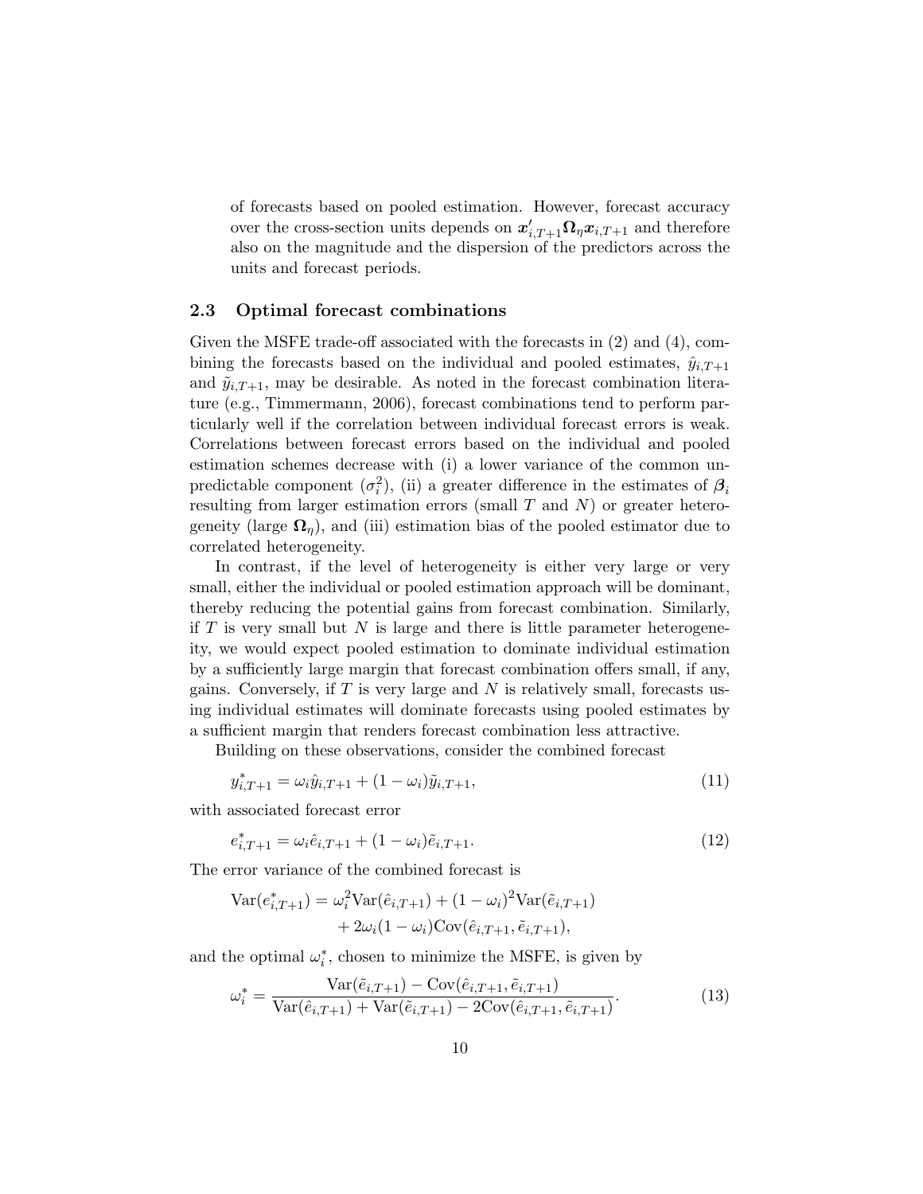of forecasts based on pooled estimation. However, forecast accuracy over the cross-section units depends on $\boldsymbol{x}'_{i,T+1}\boldsymbol{\Omega}_\eta \boldsymbol{x}_{i,T+1}$ and therefore also on the magnitude and the dispersion of the predictors across the units and forecast periods.

### 2.3 Optimal forecast combinations

Given the MSFE trade-off associated with the forecasts in (2) and (4), combining the forecasts based on the individual and pooled estimates, $\hat{y}_{i,T+1}$ and $\tilde{y}_{i,T+1}$, may be desirable. As noted in the forecast combination literature (e.g., Timmermann, 2006), forecast combinations tend to perform particularly well if the correlation between individual forecast errors is weak. Correlations between forecast errors based on the individual and pooled estimation schemes decrease with (i) a lower variance of the common unpredictable component ($\sigma_i^2$), (ii) a greater difference in the estimates of $\boldsymbol{\beta}_i$ resulting from larger estimation errors (small $T$ and $N$) or greater heterogeneity (large $\boldsymbol{\Omega}_\eta$), and (iii) estimation bias of the pooled estimator due to correlated heterogeneity.

In contrast, if the level of heterogeneity is either very large or very small, either the individual or pooled estimation approach will be dominant, thereby reducing the potential gains from forecast combination. Similarly, if $T$ is very small but $N$ is large and there is little parameter heterogeneity, we would expect pooled estimation to dominate individual estimation by a sufficiently large margin that forecast combination offers small, if any, gains. Conversely, if $T$ is very large and $N$ is relatively small, forecasts using individual estimates will dominate forecasts using pooled estimates by a sufficient margin that renders forecast combination less attractive.

Building on these observations, consider the combined forecast

$$y^*_{i,T+1} = \omega_i \hat{y}_{i,T+1} + (1 - \omega_i)\tilde{y}_{i,T+1}, \tag{11}$$

with associated forecast error

$$e^*_{i,T+1} = \omega_i \hat{e}_{i,T+1} + (1 - \omega_i)\tilde{e}_{i,T+1}. \tag{12}$$

The error variance of the combined forecast is

$$\begin{aligned}\text{Var}(e^*_{i,T+1}) = \omega_i^2 \text{Var}(\hat{e}_{i,T+1}) + (1 - \omega_i)^2 \text{Var}(\tilde{e}_{i,T+1}) \\ + 2\omega_i(1 - \omega_i)\text{Cov}(\hat{e}_{i,T+1}, \tilde{e}_{i,T+1}),\end{aligned}$$

and the optimal $\omega_i^*$, chosen to minimize the MSFE, is given by

$$\omega_i^* = \frac{\text{Var}(\tilde{e}_{i,T+1}) - \text{Cov}(\hat{e}_{i,T+1}, \tilde{e}_{i,T+1})}{\text{Var}(\hat{e}_{i,T+1}) + \text{Var}(\tilde{e}_{i,T+1}) - 2\text{Cov}(\hat{e}_{i,T+1}, \tilde{e}_{i,T+1})}. \tag{13}$$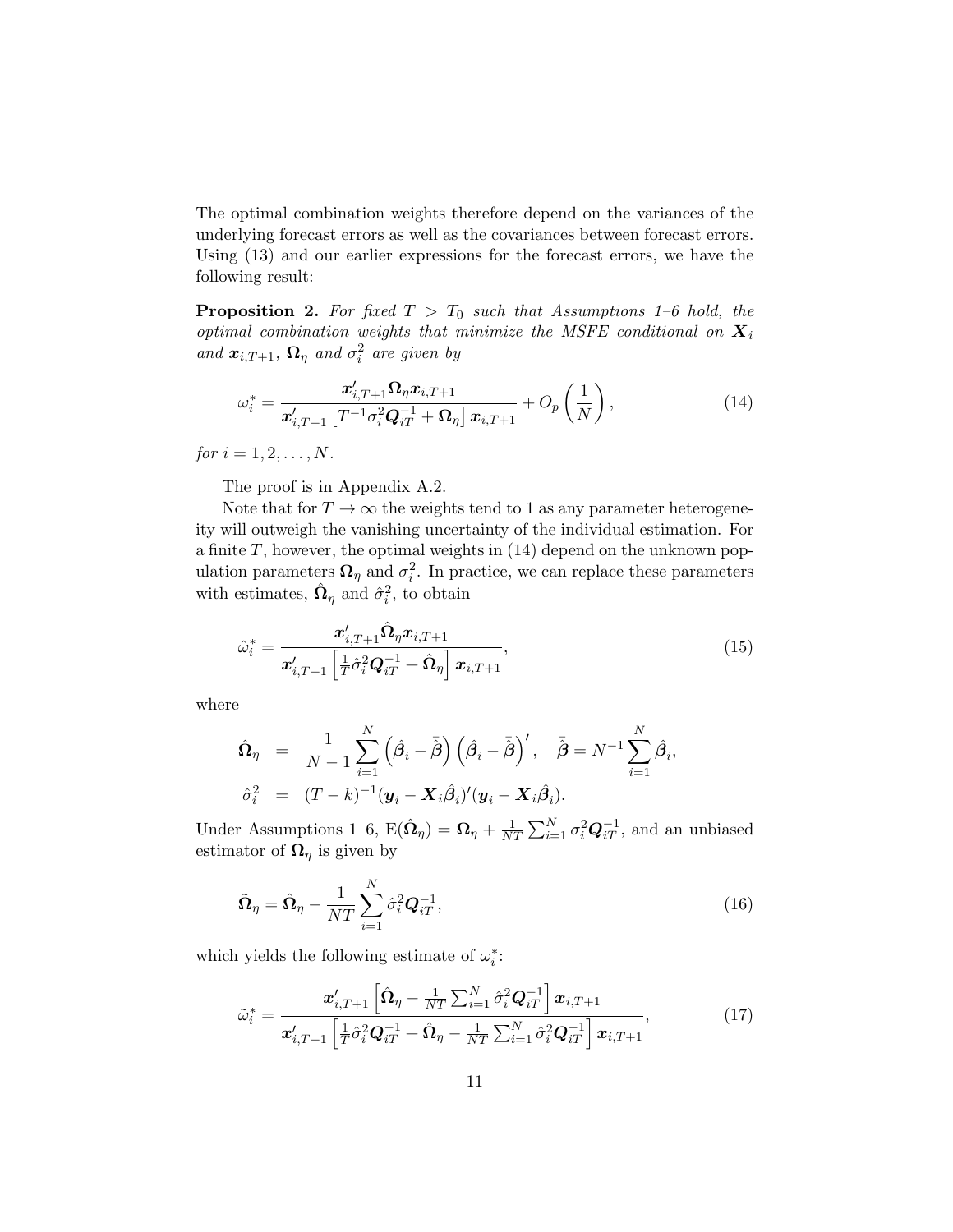The optimal combination weights therefore depend on the variances of the underlying forecast errors as well as the covariances between forecast errors. Using (13) and our earlier expressions for the forecast errors, we have the following result:

**Proposition 2.** *For fixed $T > T_0$ such that Assumptions 1–6 hold, the optimal combination weights that minimize the MSFE conditional on $\boldsymbol{X}_i$ and $\boldsymbol{x}_{i,T+1}$, $\boldsymbol{\Omega}_\eta$ and $\sigma_i^2$ are given by*

$$\omega_i^* = \frac{\boldsymbol{x}_{i,T+1}' \boldsymbol{\Omega}_\eta \boldsymbol{x}_{i,T+1}}{\boldsymbol{x}_{i,T+1}' \left[ T^{-1} \sigma_i^2 \boldsymbol{Q}_{iT}^{-1} + \boldsymbol{\Omega}_\eta \right] \boldsymbol{x}_{i,T+1}} + O_p\left(\frac{1}{N}\right), \tag{14}$$

*for $i = 1, 2, \ldots, N$.*

The proof is in Appendix A.2.

Note that for $T \to \infty$ the weights tend to 1 as any parameter heterogeneity will outweigh the vanishing uncertainty of the individual estimation. For a finite $T$, however, the optimal weights in (14) depend on the unknown population parameters $\boldsymbol{\Omega}_\eta$ and $\sigma_i^2$. In practice, we can replace these parameters with estimates, $\hat{\boldsymbol{\Omega}}_\eta$ and $\hat{\sigma}_i^2$, to obtain

$$\hat{\omega}_i^* = \frac{\boldsymbol{x}_{i,T+1}' \hat{\boldsymbol{\Omega}}_\eta \boldsymbol{x}_{i,T+1}}{\boldsymbol{x}_{i,T+1}' \left[ \frac{1}{T} \hat{\sigma}_i^2 \boldsymbol{Q}_{iT}^{-1} + \hat{\boldsymbol{\Omega}}_\eta \right] \boldsymbol{x}_{i,T+1}}, \tag{15}$$

where

$$\begin{aligned}
\hat{\boldsymbol{\Omega}}_\eta &= \frac{1}{N-1} \sum_{i=1}^{N} \left( \hat{\boldsymbol{\beta}}_i - \bar{\hat{\boldsymbol{\beta}}} \right) \left( \hat{\boldsymbol{\beta}}_i - \bar{\hat{\boldsymbol{\beta}}} \right)', \quad \bar{\hat{\boldsymbol{\beta}}} = N^{-1} \sum_{i=1}^{N} \hat{\boldsymbol{\beta}}_i, \\
\hat{\sigma}_i^2 &= (T-k)^{-1} (\boldsymbol{y}_i - \boldsymbol{X}_i \hat{\boldsymbol{\beta}}_i)' (\boldsymbol{y}_i - \boldsymbol{X}_i \hat{\boldsymbol{\beta}}_i).
\end{aligned}$$

Under Assumptions 1–6, $\mathrm{E}(\hat{\boldsymbol{\Omega}}_\eta) = \boldsymbol{\Omega}_\eta + \frac{1}{NT} \sum_{i=1}^{N} \sigma_i^2 \boldsymbol{Q}_{iT}^{-1}$, and an unbiased estimator of $\boldsymbol{\Omega}_\eta$ is given by

$$\tilde{\boldsymbol{\Omega}}_\eta = \hat{\boldsymbol{\Omega}}_\eta - \frac{1}{NT} \sum_{i=1}^{N} \hat{\sigma}_i^2 \boldsymbol{Q}_{iT}^{-1}, \tag{16}$$

which yields the following estimate of $\omega_i^*$:

$$\tilde{\omega}_i^* = \frac{\boldsymbol{x}_{i,T+1}' \left[ \hat{\boldsymbol{\Omega}}_\eta - \frac{1}{NT} \sum_{i=1}^{N} \hat{\sigma}_i^2 \boldsymbol{Q}_{iT}^{-1} \right] \boldsymbol{x}_{i,T+1}}{\boldsymbol{x}_{i,T+1}' \left[ \frac{1}{T} \hat{\sigma}_i^2 \boldsymbol{Q}_{iT}^{-1} + \hat{\boldsymbol{\Omega}}_\eta - \frac{1}{NT} \sum_{i=1}^{N} \hat{\sigma}_i^2 \boldsymbol{Q}_{iT}^{-1} \right] \boldsymbol{x}_{i,T+1}}, \tag{17}$$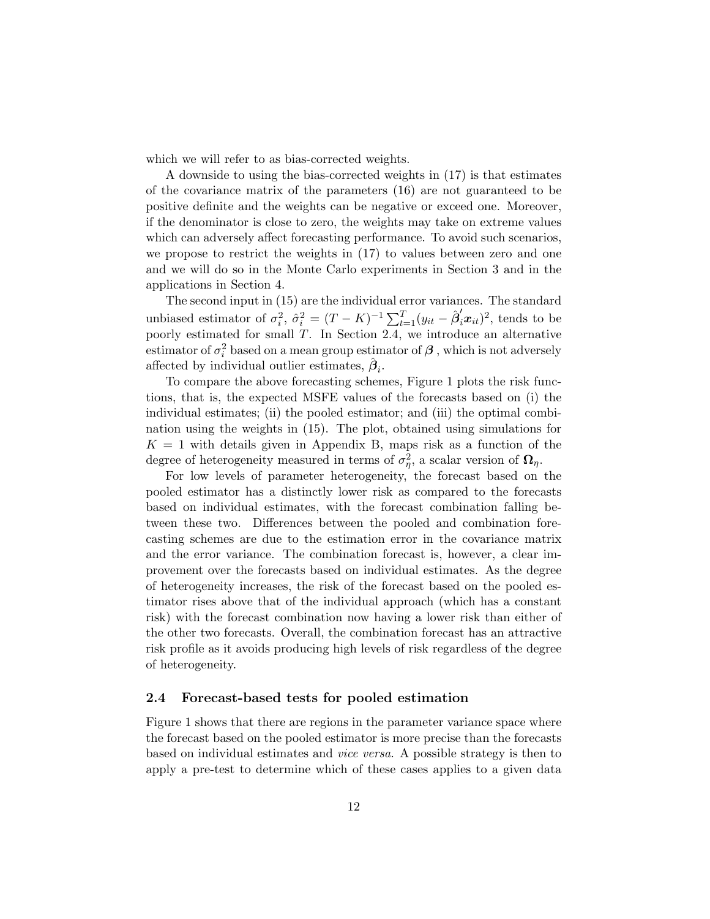which we will refer to as bias-corrected weights.

A downside to using the bias-corrected weights in (17) is that estimates of the covariance matrix of the parameters (16) are not guaranteed to be positive definite and the weights can be negative or exceed one. Moreover, if the denominator is close to zero, the weights may take on extreme values which can adversely affect forecasting performance. To avoid such scenarios, we propose to restrict the weights in (17) to values between zero and one and we will do so in the Monte Carlo experiments in Section 3 and in the applications in Section 4.

The second input in (15) are the individual error variances. The standard unbiased estimator of $\sigma_i^2$, $\hat{\sigma}_i^2 = (T-K)^{-1}\sum_{t=1}^{T}(y_{it} - \hat{\boldsymbol{\beta}}_i'\boldsymbol{x}_{it})^2$, tends to be poorly estimated for small $T$. In Section 2.4, we introduce an alternative estimator of $\sigma_i^2$ based on a mean group estimator of $\boldsymbol{\beta}$ , which is not adversely affected by individual outlier estimates, $\hat{\boldsymbol{\beta}}_i$.

To compare the above forecasting schemes, Figure 1 plots the risk functions, that is, the expected MSFE values of the forecasts based on (i) the individual estimates; (ii) the pooled estimator; and (iii) the optimal combination using the weights in (15). The plot, obtained using simulations for $K = 1$ with details given in Appendix B, maps risk as a function of the degree of heterogeneity measured in terms of $\sigma_\eta^2$, a scalar version of $\boldsymbol{\Omega}_\eta$.

For low levels of parameter heterogeneity, the forecast based on the pooled estimator has a distinctly lower risk as compared to the forecasts based on individual estimates, with the forecast combination falling between these two. Differences between the pooled and combination forecasting schemes are due to the estimation error in the covariance matrix and the error variance. The combination forecast is, however, a clear improvement over the forecasts based on individual estimates. As the degree of heterogeneity increases, the risk of the forecast based on the pooled estimator rises above that of the individual approach (which has a constant risk) with the forecast combination now having a lower risk than either of the other two forecasts. Overall, the combination forecast has an attractive risk profile as it avoids producing high levels of risk regardless of the degree of heterogeneity.

### 2.4 Forecast-based tests for pooled estimation

Figure 1 shows that there are regions in the parameter variance space where the forecast based on the pooled estimator is more precise than the forecasts based on individual estimates and *vice versa*. A possible strategy is then to apply a pre-test to determine which of these cases applies to a given data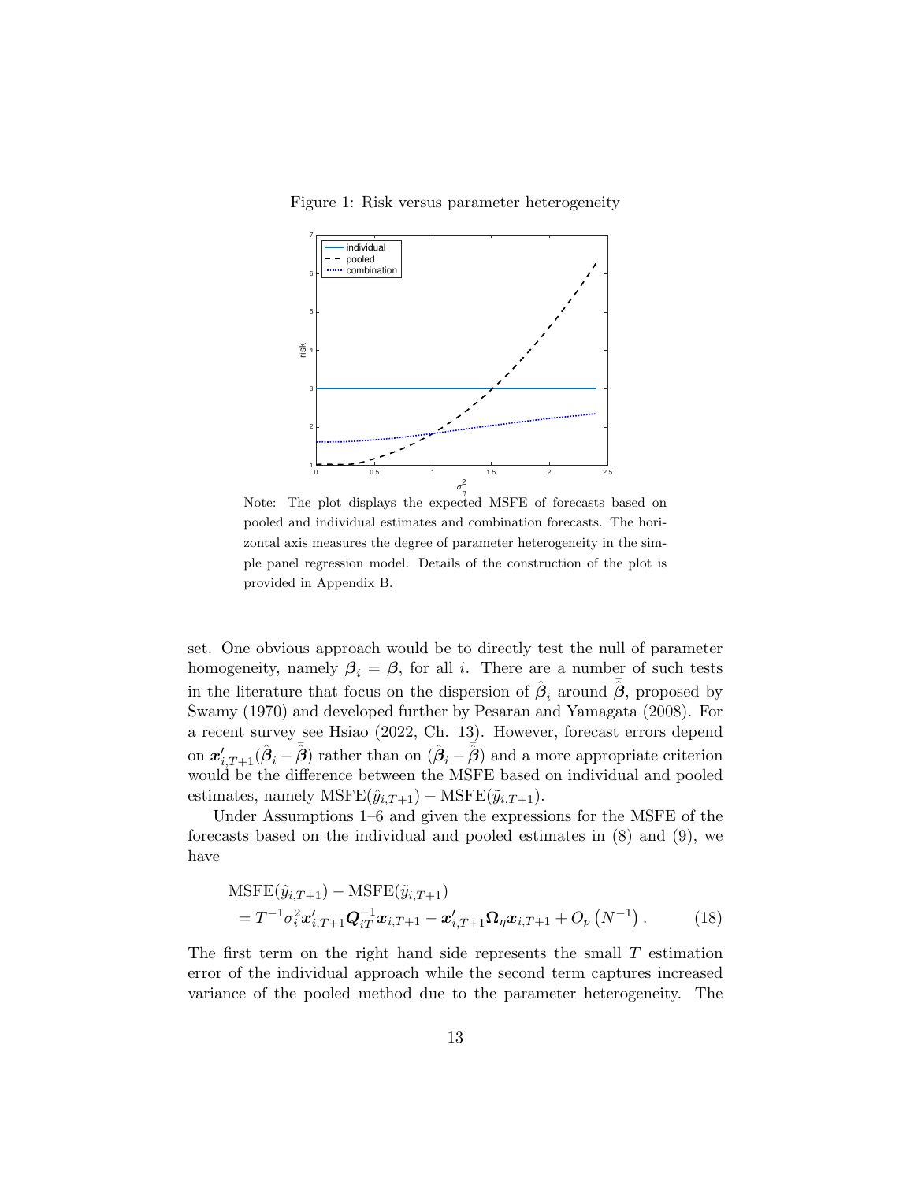Figure 1: Risk versus parameter heterogeneity

Note: The plot displays the expected MSFE of forecasts based on pooled and individual estimates and combination forecasts. The horizontal axis measures the degree of parameter heterogeneity in the simple panel regression model. Details of the construction of the plot is provided in Appendix B.

set. One obvious approach would be to directly test the null of parameter homogeneity, namely $\boldsymbol{\beta}_i = \boldsymbol{\beta}$, for all $i$. There are a number of such tests in the literature that focus on the dispersion of $\hat{\boldsymbol{\beta}}_i$ around $\bar{\hat{\boldsymbol{\beta}}}$, proposed by Swamy (1970) and developed further by Pesaran and Yamagata (2008). For a recent survey see Hsiao (2022, Ch. 13). However, forecast errors depend on $\boldsymbol{x}'_{i,T+1}(\hat{\boldsymbol{\beta}}_i - \bar{\hat{\boldsymbol{\beta}}})$ rather than on $(\hat{\boldsymbol{\beta}}_i - \bar{\hat{\boldsymbol{\beta}}})$ and a more appropriate criterion would be the difference between the MSFE based on individual and pooled estimates, namely $\text{MSFE}(\hat{y}_{i,T+1}) - \text{MSFE}(\tilde{y}_{i,T+1})$.

Under Assumptions 1–6 and given the expressions for the MSFE of the forecasts based on the individual and pooled estimates in (8) and (9), we have

$$
\begin{aligned}
&\text{MSFE}(\hat{y}_{i,T+1}) - \text{MSFE}(\tilde{y}_{i,T+1}) \\
&= T^{-1}\sigma_i^2 \boldsymbol{x}'_{i,T+1}\boldsymbol{Q}_{iT}^{-1}\boldsymbol{x}_{i,T+1} - \boldsymbol{x}'_{i,T+1}\boldsymbol{\Omega}_{\eta}\boldsymbol{x}_{i,T+1} + O_p\left(N^{-1}\right). \qquad (18)
\end{aligned}
$$

The first term on the right hand side represents the small $T$ estimation error of the individual approach while the second term captures increased variance of the pooled method due to the parameter heterogeneity. The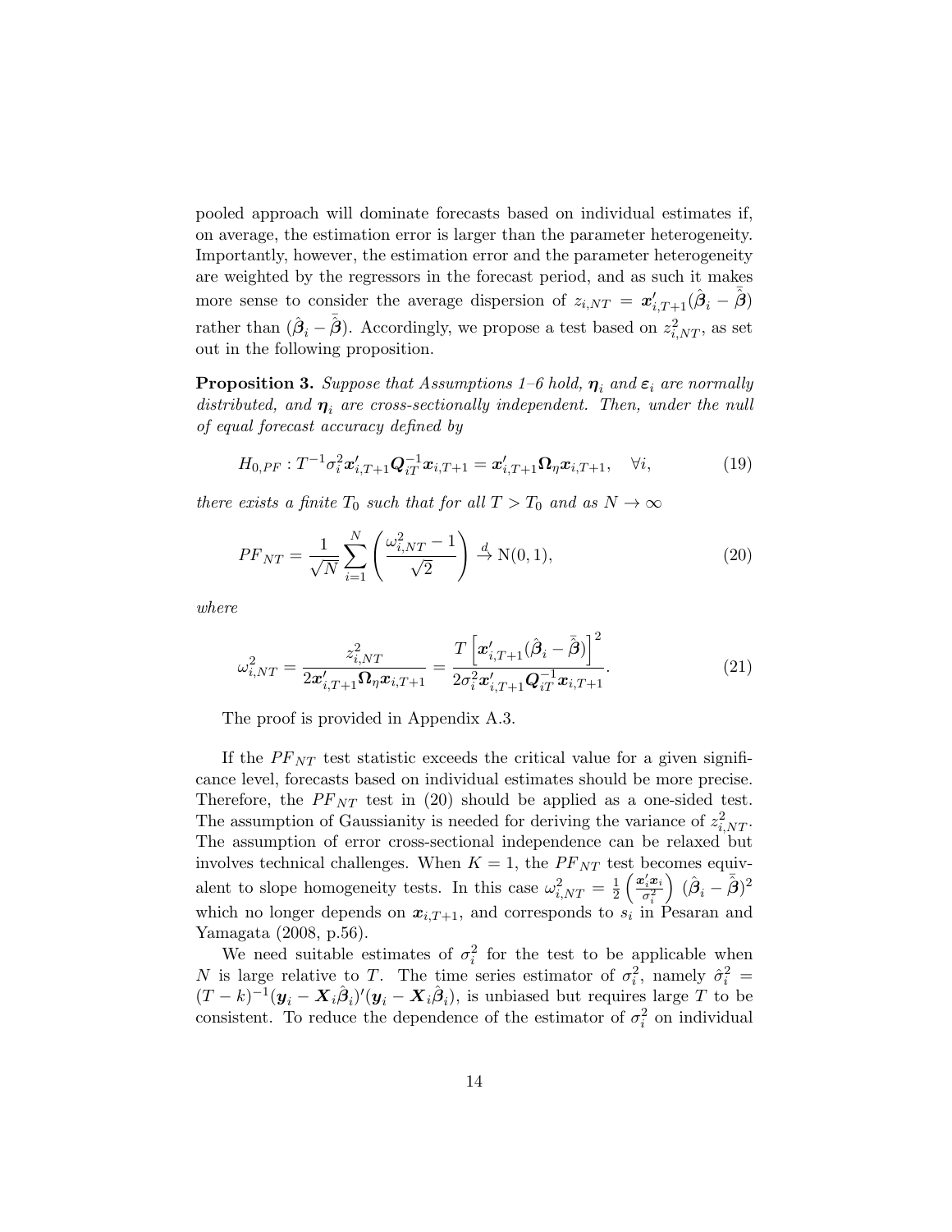pooled approach will dominate forecasts based on individual estimates if, on average, the estimation error is larger than the parameter heterogeneity. Importantly, however, the estimation error and the parameter heterogeneity are weighted by the regressors in the forecast period, and as such it makes more sense to consider the average dispersion of $z_{i,NT} = \boldsymbol{x}'_{i,T+1}(\hat{\boldsymbol{\beta}}_i - \bar{\hat{\boldsymbol{\beta}}})$ rather than $(\hat{\boldsymbol{\beta}}_i - \bar{\hat{\boldsymbol{\beta}}})$. Accordingly, we propose a test based on $z^2_{i,NT}$, as set out in the following proposition.

**Proposition 3.** *Suppose that Assumptions 1–6 hold, $\boldsymbol{\eta}_i$ and $\boldsymbol{\varepsilon}_i$ are normally distributed, and $\boldsymbol{\eta}_i$ are cross-sectionally independent. Then, under the null of equal forecast accuracy defined by*

$$H_{0,PF} : T^{-1}\sigma_i^2 \boldsymbol{x}'_{i,T+1}\boldsymbol{Q}_{iT}^{-1}\boldsymbol{x}_{i,T+1} = \boldsymbol{x}'_{i,T+1}\boldsymbol{\Omega}_\eta \boldsymbol{x}_{i,T+1}, \quad \forall i, \tag{19}$$

*there exists a finite $T_0$ such that for all $T > T_0$ and as $N \to \infty$*

$$PF_{NT} = \frac{1}{\sqrt{N}}\sum_{i=1}^{N}\left(\frac{\omega^2_{i,NT} - 1}{\sqrt{2}}\right) \xrightarrow{d} \mathrm{N}(0,1), \tag{20}$$

*where*

$$\omega^2_{i,NT} = \frac{z^2_{i,NT}}{2\boldsymbol{x}'_{i,T+1}\boldsymbol{\Omega}_\eta \boldsymbol{x}_{i,T+1}} = \frac{T\left[\boldsymbol{x}'_{i,T+1}(\hat{\boldsymbol{\beta}}_i - \bar{\hat{\boldsymbol{\beta}}})\right]^2}{2\sigma_i^2 \boldsymbol{x}'_{i,T+1}\boldsymbol{Q}_{iT}^{-1}\boldsymbol{x}_{i,T+1}}. \tag{21}$$

The proof is provided in Appendix A.3.

If the $PF_{NT}$ test statistic exceeds the critical value for a given significance level, forecasts based on individual estimates should be more precise. Therefore, the $PF_{NT}$ test in (20) should be applied as a one-sided test. The assumption of Gaussianity is needed for deriving the variance of $z^2_{i,NT}$. The assumption of error cross-sectional independence can be relaxed but involves technical challenges. When $K = 1$, the $PF_{NT}$ test becomes equivalent to slope homogeneity tests. In this case $\omega^2_{i,NT} = \frac{1}{2}\left(\frac{\boldsymbol{x}'_i\boldsymbol{x}_i}{\sigma_i^2}\right)(\hat{\boldsymbol{\beta}}_i - \bar{\hat{\boldsymbol{\beta}}})^2$ which no longer depends on $\boldsymbol{x}_{i,T+1}$, and corresponds to $s_i$ in Pesaran and Yamagata (2008, p.56).

We need suitable estimates of $\sigma_i^2$ for the test to be applicable when $N$ is large relative to $T$. The time series estimator of $\sigma_i^2$, namely $\hat{\sigma}_i^2 = (T-k)^{-1}(\boldsymbol{y}_i - \boldsymbol{X}_i\hat{\boldsymbol{\beta}}_i)'(\boldsymbol{y}_i - \boldsymbol{X}_i\hat{\boldsymbol{\beta}}_i)$, is unbiased but requires large $T$ to be consistent. To reduce the dependence of the estimator of $\sigma_i^2$ on individual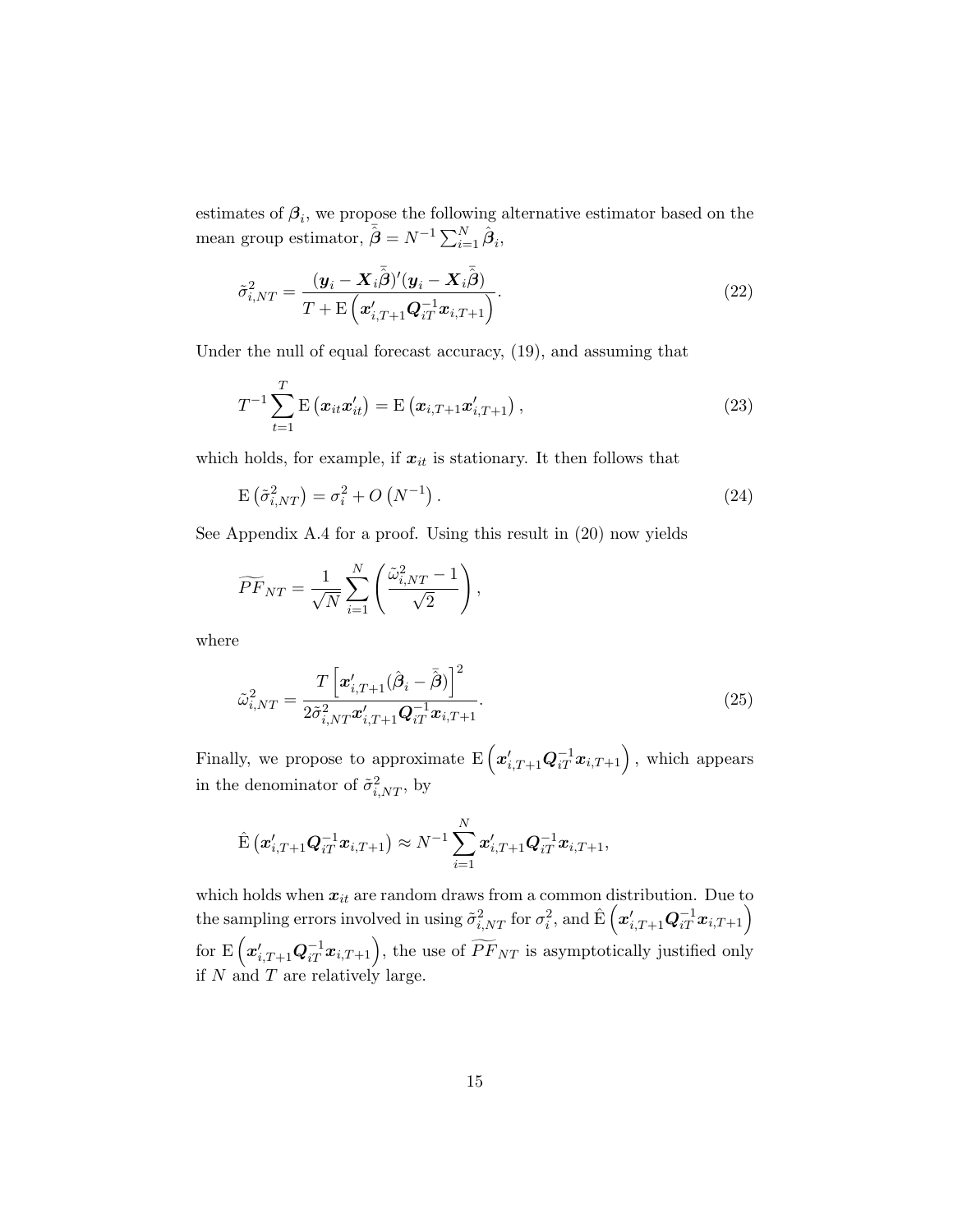estimates of $\boldsymbol{\beta}_i$, we propose the following alternative estimator based on the mean group estimator, $\bar{\hat{\boldsymbol{\beta}}} = N^{-1}\sum_{i=1}^{N}\hat{\boldsymbol{\beta}}_i$,

$$
\tilde{\sigma}^2_{i,NT} = \frac{(\boldsymbol{y}_i - \boldsymbol{X}_i\bar{\hat{\boldsymbol{\beta}}})'(\boldsymbol{y}_i - \boldsymbol{X}_i\bar{\hat{\boldsymbol{\beta}}})}{T + \mathrm{E}\left(\boldsymbol{x}'_{i,T+1}\boldsymbol{Q}_{iT}^{-1}\boldsymbol{x}_{i,T+1}\right)}. \tag{22}
$$

Under the null of equal forecast accuracy, (19), and assuming that

$$
T^{-1}\sum_{t=1}^{T}\mathrm{E}\left(\boldsymbol{x}_{it}\boldsymbol{x}'_{it}\right) = \mathrm{E}\left(\boldsymbol{x}_{i,T+1}\boldsymbol{x}'_{i,T+1}\right), \tag{23}
$$

which holds, for example, if $\boldsymbol{x}_{it}$ is stationary. It then follows that

$$
\mathrm{E}\left(\tilde{\sigma}^2_{i,NT}\right) = \sigma_i^2 + O\left(N^{-1}\right). \tag{24}
$$

See Appendix A.4 for a proof. Using this result in (20) now yields

$$
\widetilde{PF}_{NT} = \frac{1}{\sqrt{N}}\sum_{i=1}^{N}\left(\frac{\tilde{\omega}^2_{i,NT} - 1}{\sqrt{2}}\right),
$$

where

$$
\tilde{\omega}^2_{i,NT} = \frac{T\left[\boldsymbol{x}'_{i,T+1}(\hat{\boldsymbol{\beta}}_i - \bar{\hat{\boldsymbol{\beta}}})\right]^2}{2\tilde{\sigma}^2_{i,NT}\boldsymbol{x}'_{i,T+1}\boldsymbol{Q}_{iT}^{-1}\boldsymbol{x}_{i,T+1}}. \tag{25}
$$

Finally, we propose to approximate $\mathrm{E}\left(\boldsymbol{x}'_{i,T+1}\boldsymbol{Q}_{iT}^{-1}\boldsymbol{x}_{i,T+1}\right)$, which appears in the denominator of $\tilde{\sigma}^2_{i,NT}$, by

$$
\hat{\mathrm{E}}\left(\boldsymbol{x}'_{i,T+1}\boldsymbol{Q}_{iT}^{-1}\boldsymbol{x}_{i,T+1}\right) \approx N^{-1}\sum_{i=1}^{N}\boldsymbol{x}'_{i,T+1}\boldsymbol{Q}_{iT}^{-1}\boldsymbol{x}_{i,T+1},
$$

which holds when $\boldsymbol{x}_{it}$ are random draws from a common distribution. Due to the sampling errors involved in using $\tilde{\sigma}^2_{i,NT}$ for $\sigma_i^2$, and $\hat{\mathrm{E}}\left(\boldsymbol{x}'_{i,T+1}\boldsymbol{Q}_{iT}^{-1}\boldsymbol{x}_{i,T+1}\right)$ for $\mathrm{E}\left(\boldsymbol{x}'_{i,T+1}\boldsymbol{Q}_{iT}^{-1}\boldsymbol{x}_{i,T+1}\right)$, the use of $\widetilde{PF}_{NT}$ is asymptotically justified only if $N$ and $T$ are relatively large.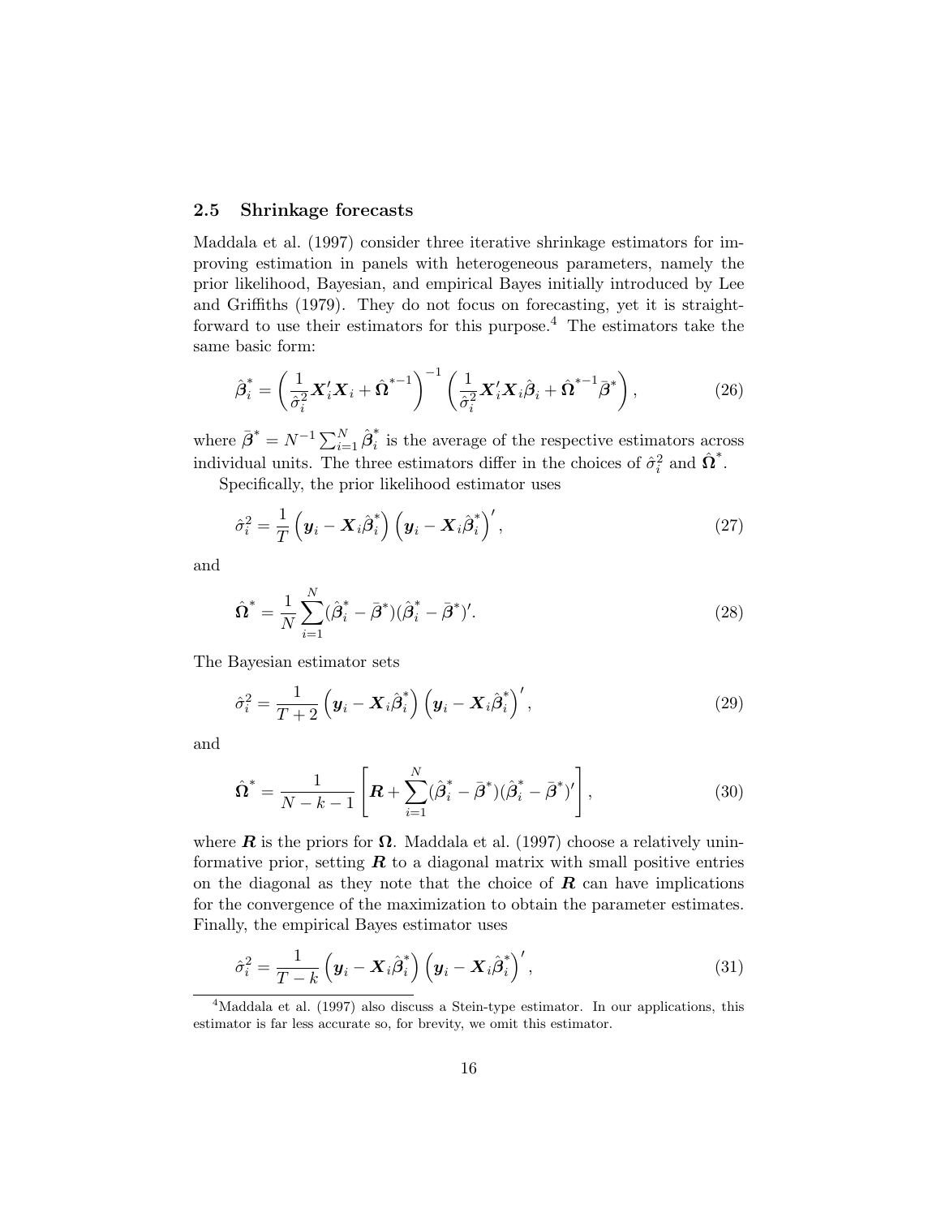### 2.5 Shrinkage forecasts

Maddala et al. (1997) consider three iterative shrinkage estimators for improving estimation in panels with heterogeneous parameters, namely the prior likelihood, Bayesian, and empirical Bayes initially introduced by Lee and Griffiths (1979). They do not focus on forecasting, yet it is straightforward to use their estimators for this purpose.[4] The estimators take the same basic form:

$$\hat{\boldsymbol{\beta}}_i^* = \left(\frac{1}{\hat{\sigma}_i^2}\boldsymbol{X}_i'\boldsymbol{X}_i + \hat{\boldsymbol{\Omega}}^{*-1}\right)^{-1}\left(\frac{1}{\hat{\sigma}_i^2}\boldsymbol{X}_i'\boldsymbol{X}_i\hat{\boldsymbol{\beta}}_i + \hat{\boldsymbol{\Omega}}^{*-1}\bar{\boldsymbol{\beta}}^*\right), \tag{26}$$

where $\bar{\boldsymbol{\beta}}^* = N^{-1}\sum_{i=1}^N \hat{\boldsymbol{\beta}}_i^*$ is the average of the respective estimators across individual units. The three estimators differ in the choices of $\hat{\sigma}_i^2$ and $\hat{\boldsymbol{\Omega}}^*$.

Specifically, the prior likelihood estimator uses

$$\hat{\sigma}_i^2 = \frac{1}{T}\left(\boldsymbol{y}_i - \boldsymbol{X}_i\hat{\boldsymbol{\beta}}_i^*\right)\left(\boldsymbol{y}_i - \boldsymbol{X}_i\hat{\boldsymbol{\beta}}_i^*\right)', \tag{27}$$

and

$$\hat{\boldsymbol{\Omega}}^* = \frac{1}{N}\sum_{i=1}^N(\hat{\boldsymbol{\beta}}_i^* - \bar{\boldsymbol{\beta}}^*)(\hat{\boldsymbol{\beta}}_i^* - \bar{\boldsymbol{\beta}}^*)'. \tag{28}$$

The Bayesian estimator sets

$$\hat{\sigma}_i^2 = \frac{1}{T+2}\left(\boldsymbol{y}_i - \boldsymbol{X}_i\hat{\boldsymbol{\beta}}_i^*\right)\left(\boldsymbol{y}_i - \boldsymbol{X}_i\hat{\boldsymbol{\beta}}_i^*\right)', \tag{29}$$

and

$$\hat{\boldsymbol{\Omega}}^* = \frac{1}{N-k-1}\left[\boldsymbol{R} + \sum_{i=1}^N(\hat{\boldsymbol{\beta}}_i^* - \bar{\boldsymbol{\beta}}^*)(\hat{\boldsymbol{\beta}}_i^* - \bar{\boldsymbol{\beta}}^*)'\right], \tag{30}$$

where $\boldsymbol{R}$ is the priors for $\boldsymbol{\Omega}$. Maddala et al. (1997) choose a relatively uninformative prior, setting $\boldsymbol{R}$ to a diagonal matrix with small positive entries on the diagonal as they note that the choice of $\boldsymbol{R}$ can have implications for the convergence of the maximization to obtain the parameter estimates. Finally, the empirical Bayes estimator uses

$$\hat{\sigma}_i^2 = \frac{1}{T-k}\left(\boldsymbol{y}_i - \boldsymbol{X}_i\hat{\boldsymbol{\beta}}_i^*\right)\left(\boldsymbol{y}_i - \boldsymbol{X}_i\hat{\boldsymbol{\beta}}_i^*\right)', \tag{31}$$

[4] Maddala et al. (1997) also discuss a Stein-type estimator. In our applications, this estimator is far less accurate so, for brevity, we omit this estimator.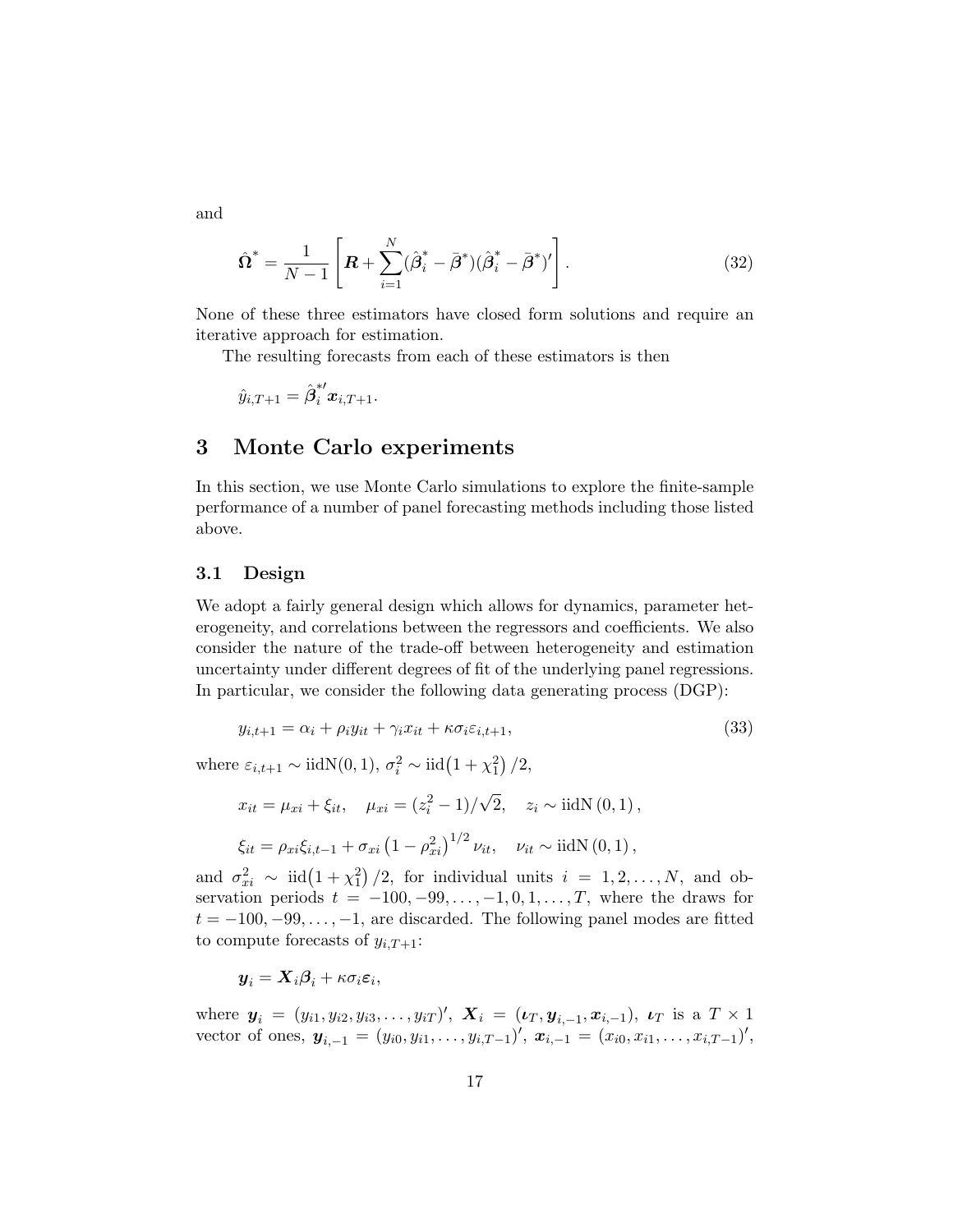and

$$\hat{\boldsymbol{\Omega}}^* = \frac{1}{N-1}\left[\boldsymbol{R} + \sum_{i=1}^{N}(\hat{\boldsymbol{\beta}}_i^* - \bar{\boldsymbol{\beta}}^*)(\hat{\boldsymbol{\beta}}_i^* - \bar{\boldsymbol{\beta}}^*)'\right]. \tag{32}$$

None of these three estimators have closed form solutions and require an iterative approach for estimation.

The resulting forecasts from each of these estimators is then

$$\hat{y}_{i,T+1} = \hat{\boldsymbol{\beta}}_i^{*\prime}\boldsymbol{x}_{i,T+1}.$$

## 3 Monte Carlo experiments

In this section, we use Monte Carlo simulations to explore the finite-sample performance of a number of panel forecasting methods including those listed above.

### 3.1 Design

We adopt a fairly general design which allows for dynamics, parameter heterogeneity, and correlations between the regressors and coefficients. We also consider the nature of the trade-off between heterogeneity and estimation uncertainty under different degrees of fit of the underlying panel regressions. In particular, we consider the following data generating process (DGP):

$$y_{i,t+1} = \alpha_i + \rho_i y_{it} + \gamma_i x_{it} + \kappa\sigma_i\varepsilon_{i,t+1}, \tag{33}$$

where $\varepsilon_{i,t+1} \sim \text{iidN}(0,1)$, $\sigma_i^2 \sim \text{iid}\left(1+\chi_1^2\right)/2$,

$$x_{it} = \mu_{xi} + \xi_{it}, \quad \mu_{xi} = (z_i^2 - 1)/\sqrt{2}, \quad z_i \sim \text{iidN}\left(0,1\right),$$

$$\xi_{it} = \rho_{xi}\xi_{i,t-1} + \sigma_{xi}\left(1-\rho_{xi}^2\right)^{1/2}\nu_{it}, \quad \nu_{it} \sim \text{iidN}\left(0,1\right),$$

and $\sigma_{xi}^2 \sim \text{iid}\left(1+\chi_1^2\right)/2$, for individual units $i = 1, 2, \ldots, N$, and observation periods $t = -100, -99, \ldots, -1, 0, 1, \ldots, T$, where the draws for $t = -100, -99, \ldots, -1$, are discarded. The following panel modes are fitted to compute forecasts of $y_{i,T+1}$:

$$\boldsymbol{y}_i = \boldsymbol{X}_i\boldsymbol{\beta}_i + \kappa\sigma_i\boldsymbol{\varepsilon}_i,$$

where $\boldsymbol{y}_i = (y_{i1}, y_{i2}, y_{i3}, \ldots, y_{iT})'$, $\boldsymbol{X}_i = (\boldsymbol{\iota}_T, \boldsymbol{y}_{i,-1}, \boldsymbol{x}_{i,-1})$, $\boldsymbol{\iota}_T$ is a $T \times 1$ vector of ones, $\boldsymbol{y}_{i,-1} = (y_{i0}, y_{i1}, \ldots, y_{i,T-1})'$, $\boldsymbol{x}_{i,-1} = (x_{i0}, x_{i1}, \ldots, x_{i,T-1})'$,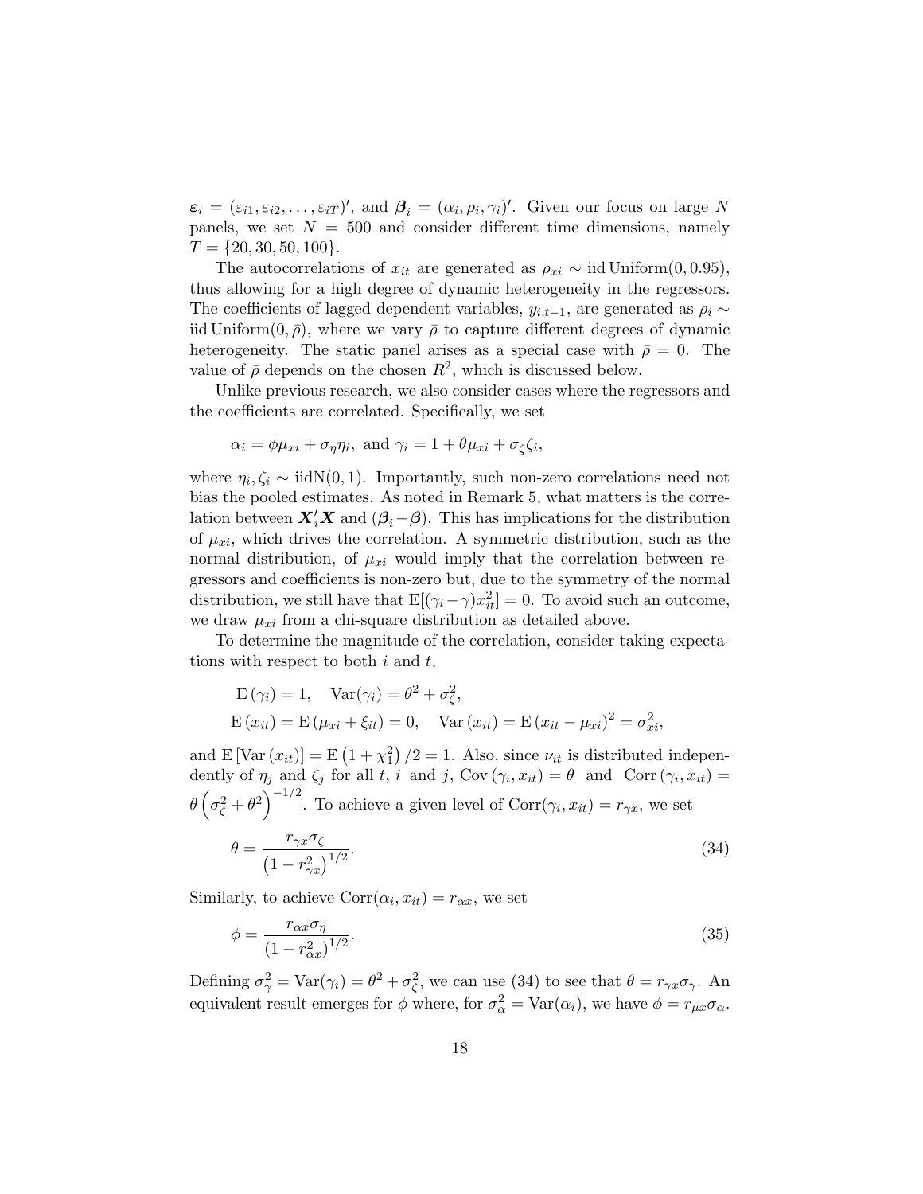$\boldsymbol{\varepsilon}_i = (\varepsilon_{i1}, \varepsilon_{i2}, \ldots, \varepsilon_{iT})'$, and $\boldsymbol{\beta}_i = (\alpha_i, \rho_i, \gamma_i)'$. Given our focus on large $N$ panels, we set $N = 500$ and consider different time dimensions, namely $T = \{20, 30, 50, 100\}$.

The autocorrelations of $x_{it}$ are generated as $\rho_{xi} \sim \text{iid Uniform}(0, 0.95)$, thus allowing for a high degree of dynamic heterogeneity in the regressors. The coefficients of lagged dependent variables, $y_{i,t-1}$, are generated as $\rho_i \sim \text{iid Uniform}(0, \bar{\rho})$, where we vary $\bar{\rho}$ to capture different degrees of dynamic heterogeneity. The static panel arises as a special case with $\bar{\rho} = 0$. The value of $\bar{\rho}$ depends on the chosen $R^2$, which is discussed below.

Unlike previous research, we also consider cases where the regressors and the coefficients are correlated. Specifically, we set

$$\alpha_i = \phi \mu_{xi} + \sigma_\eta \eta_i, \text{ and } \gamma_i = 1 + \theta \mu_{xi} + \sigma_\zeta \zeta_i,$$

where $\eta_i, \zeta_i \sim \text{iidN}(0, 1)$. Importantly, such non-zero correlations need not bias the pooled estimates. As noted in Remark 5, what matters is the correlation between $\boldsymbol{X}_i'\boldsymbol{X}$ and $(\boldsymbol{\beta}_i - \boldsymbol{\beta})$. This has implications for the distribution of $\mu_{xi}$, which drives the correlation. A symmetric distribution, such as the normal distribution, of $\mu_{xi}$ would imply that the correlation between regressors and coefficients is non-zero but, due to the symmetry of the normal distribution, we still have that $\text{E}[(\gamma_i - \gamma)x_{it}^2] = 0$. To avoid such an outcome, we draw $\mu_{xi}$ from a chi-square distribution as detailed above.

To determine the magnitude of the correlation, consider taking expectations with respect to both $i$ and $t$,

$$\text{E}(\gamma_i) = 1, \quad \text{Var}(\gamma_i) = \theta^2 + \sigma_\zeta^2,$$
$$\text{E}(x_{it}) = \text{E}(\mu_{xi} + \xi_{it}) = 0, \quad \text{Var}(x_{it}) = \text{E}(x_{it} - \mu_{xi})^2 = \sigma_{xi}^2,$$

and $\text{E}[\text{Var}(x_{it})] = \text{E}(1 + \chi_1^2)/2 = 1$. Also, since $\nu_{it}$ is distributed independently of $\eta_j$ and $\zeta_j$ for all $t$, $i$ and $j$, $\text{Cov}(\gamma_i, x_{it}) = \theta$ and $\text{Corr}(\gamma_i, x_{it}) = \theta \left(\sigma_\zeta^2 + \theta^2\right)^{-1/2}$. To achieve a given level of $\text{Corr}(\gamma_i, x_{it}) = r_{\gamma x}$, we set

$$\theta = \frac{r_{\gamma x} \sigma_\zeta}{\left(1 - r_{\gamma x}^2\right)^{1/2}}. \tag{34}$$

Similarly, to achieve $\text{Corr}(\alpha_i, x_{it}) = r_{\alpha x}$, we set

$$\phi = \frac{r_{\alpha x} \sigma_\eta}{\left(1 - r_{\alpha x}^2\right)^{1/2}}. \tag{35}$$

Defining $\sigma_\gamma^2 = \text{Var}(\gamma_i) = \theta^2 + \sigma_\zeta^2$, we can use (34) to see that $\theta = r_{\gamma x} \sigma_\gamma$. An equivalent result emerges for $\phi$ where, for $\sigma_\alpha^2 = \text{Var}(\alpha_i)$, we have $\phi = r_{\mu x} \sigma_\alpha$.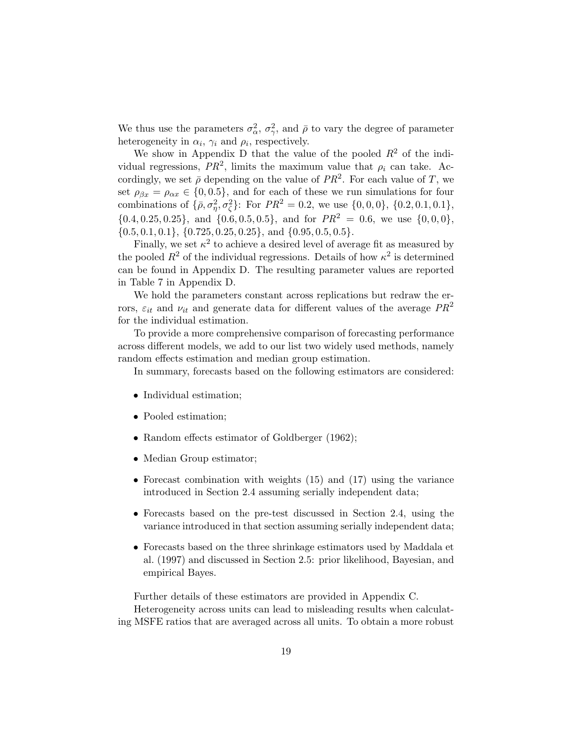We thus use the parameters $\sigma_\alpha^2$, $\sigma_\gamma^2$, and $\bar{\rho}$ to vary the degree of parameter heterogeneity in $\alpha_i$, $\gamma_i$ and $\rho_i$, respectively.

We show in Appendix D that the value of the pooled $R^2$ of the individual regressions, $PR^2$, limits the maximum value that $\rho_i$ can take. Accordingly, we set $\bar{\rho}$ depending on the value of $PR^2$. For each value of $T$, we set $\rho_{\beta x} = \rho_{\alpha x} \in \{0, 0.5\}$, and for each of these we run simulations for four combinations of $\{\bar{\rho}, \sigma_\eta^2, \sigma_\zeta^2\}$: For $PR^2 = 0.2$, we use $\{0, 0, 0\}$, $\{0.2, 0.1, 0.1\}$, $\{0.4, 0.25, 0.25\}$, and $\{0.6, 0.5, 0.5\}$, and for $PR^2 = 0.6$, we use $\{0, 0, 0\}$, $\{0.5, 0.1, 0.1\}$, $\{0.725, 0.25, 0.25\}$, and $\{0.95, 0.5, 0.5\}$.

Finally, we set $\kappa^2$ to achieve a desired level of average fit as measured by the pooled $R^2$ of the individual regressions. Details of how $\kappa^2$ is determined can be found in Appendix D. The resulting parameter values are reported in Table 7 in Appendix D.

We hold the parameters constant across replications but redraw the errors, $\varepsilon_{it}$ and $\nu_{it}$ and generate data for different values of the average $PR^2$ for the individual estimation.

To provide a more comprehensive comparison of forecasting performance across different models, we add to our list two widely used methods, namely random effects estimation and median group estimation.

In summary, forecasts based on the following estimators are considered:

- Individual estimation;
- Pooled estimation;
- Random effects estimator of Goldberger (1962);
- Median Group estimator;
- Forecast combination with weights (15) and (17) using the variance introduced in Section 2.4 assuming serially independent data;
- Forecasts based on the pre-test discussed in Section 2.4, using the variance introduced in that section assuming serially independent data;
- Forecasts based on the three shrinkage estimators used by Maddala et al. (1997) and discussed in Section 2.5: prior likelihood, Bayesian, and empirical Bayes.

Further details of these estimators are provided in Appendix C.

Heterogeneity across units can lead to misleading results when calculating MSFE ratios that are averaged across all units. To obtain a more robust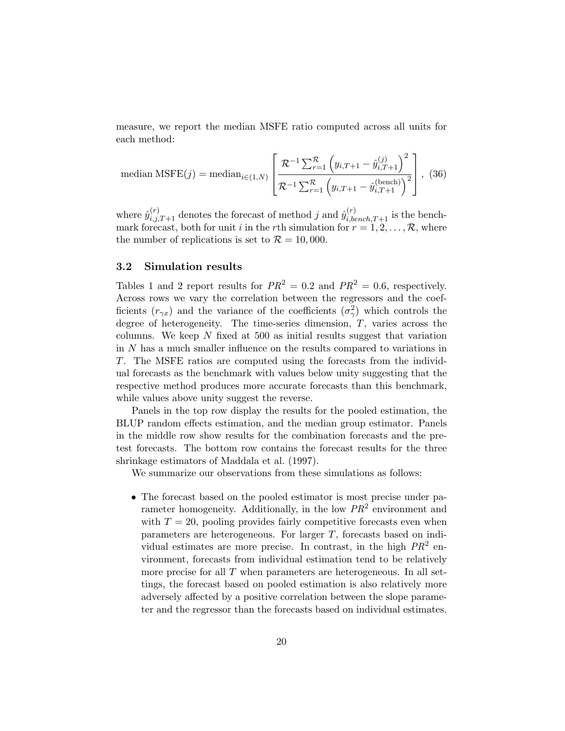measure, we report the median MSFE ratio computed across all units for each method:

$$\text{median MSFE}(j) = \text{median}_{i\in(1,N)} \left[ \frac{\mathcal{R}^{-1}\sum_{r=1}^{\mathcal{R}} \left(y_{i,T+1} - \hat{y}_{i,T+1}^{(j)}\right)^2}{\mathcal{R}^{-1}\sum_{r=1}^{\mathcal{R}} \left(y_{i,T+1} - \hat{y}_{i,T+1}^{(\text{bench})}\right)^2} \right], \quad (36)$$

where $\hat{y}_{i,j,T+1}^{(r)}$ denotes the forecast of method $j$ and $\hat{y}_{i,bench,T+1}^{(r)}$ is the benchmark forecast, both for unit $i$ in the $r$th simulation for $r = 1, 2, \ldots, \mathcal{R}$, where the number of replications is set to $\mathcal{R} = 10,000$.

### 3.2 Simulation results

Tables 1 and 2 report results for $PR^2 = 0.2$ and $PR^2 = 0.6$, respectively. Across rows we vary the correlation between the regressors and the coefficients ($r_{\gamma x}$) and the variance of the coefficients ($\sigma_\gamma^2$) which controls the degree of heterogeneity. The time-series dimension, $T$, varies across the columns. We keep $N$ fixed at 500 as initial results suggest that variation in $N$ has a much smaller influence on the results compared to variations in $T$. The MSFE ratios are computed using the forecasts from the individual forecasts as the benchmark with values below unity suggesting that the respective method produces more accurate forecasts than this benchmark, while values above unity suggest the reverse.

Panels in the top row display the results for the pooled estimation, the BLUP random effects estimation, and the median group estimator. Panels in the middle row show results for the combination forecasts and the pretest forecasts. The bottom row contains the forecast results for the three shrinkage estimators of Maddala et al. (1997).

We summarize our observations from these simulations as follows:

- The forecast based on the pooled estimator is most precise under parameter homogeneity. Additionally, in the low $PR^2$ environment and with $T = 20$, pooling provides fairly competitive forecasts even when parameters are heterogeneous. For larger $T$, forecasts based on individual estimates are more precise. In contrast, in the high $PR^2$ environment, forecasts from individual estimation tend to be relatively more precise for all $T$ when parameters are heterogeneous. In all settings, the forecast based on pooled estimation is also relatively more adversely affected by a positive correlation between the slope parameter and the regressor than the forecasts based on individual estimates.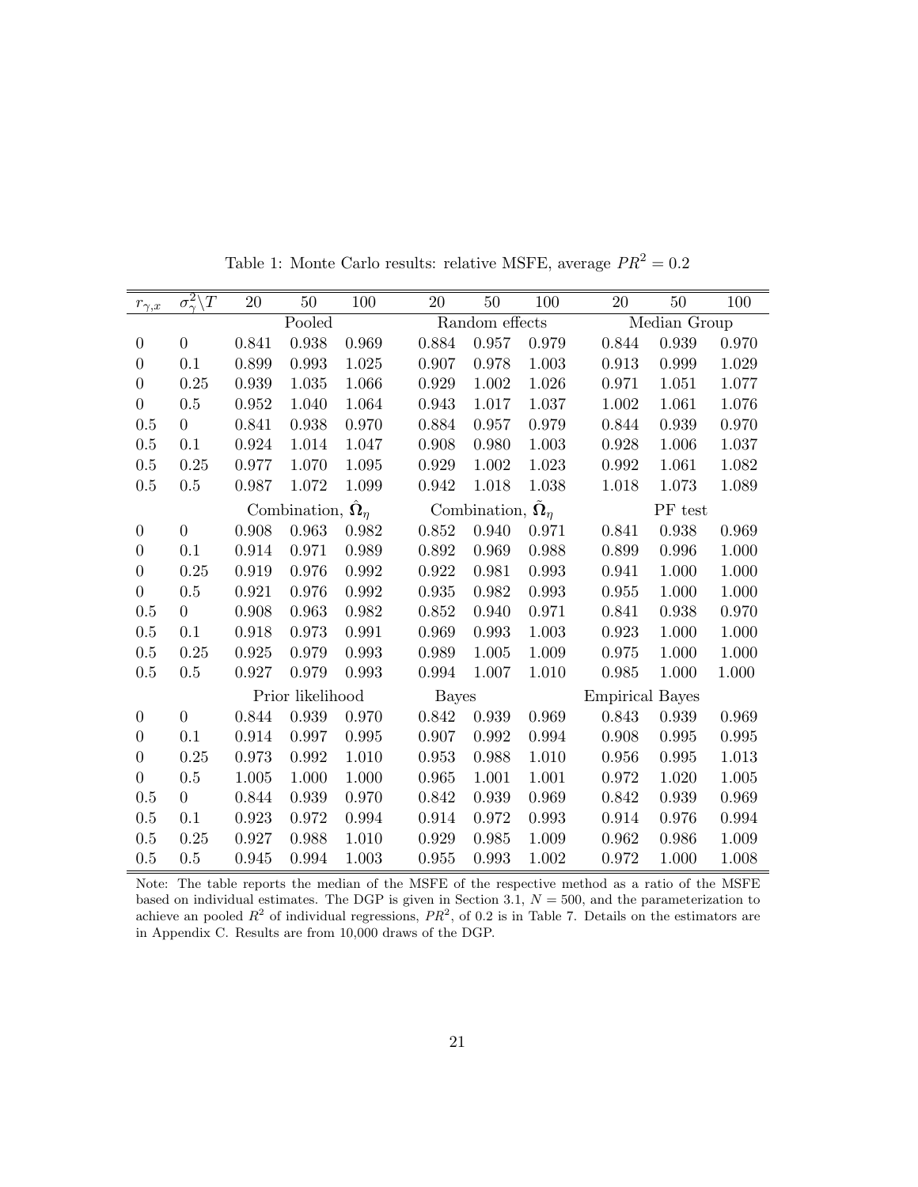Table 1: Monte Carlo results: relative MSFE, average $PR^2 = 0.2$

| $r_{\gamma,x}$ | $\sigma^2_\gamma \backslash T$ | 20 | 50 | 100 | 20 | 50 | 100 | 20 | 50 | 100 |
|---|---|---|---|---|---|---|---|---|---|---|
| | | Pooled | | | Random effects | | | Median Group | | |
| 0 | 0 | 0.841 | 0.938 | 0.969 | 0.884 | 0.957 | 0.979 | 0.844 | 0.939 | 0.970 |
| 0 | 0.1 | 0.899 | 0.993 | 1.025 | 0.907 | 0.978 | 1.003 | 0.913 | 0.999 | 1.029 |
| 0 | 0.25 | 0.939 | 1.035 | 1.066 | 0.929 | 1.002 | 1.026 | 0.971 | 1.051 | 1.077 |
| 0 | 0.5 | 0.952 | 1.040 | 1.064 | 0.943 | 1.017 | 1.037 | 1.002 | 1.061 | 1.076 |
| 0.5 | 0 | 0.841 | 0.938 | 0.970 | 0.884 | 0.957 | 0.979 | 0.844 | 0.939 | 0.970 |
| 0.5 | 0.1 | 0.924 | 1.014 | 1.047 | 0.908 | 0.980 | 1.003 | 0.928 | 1.006 | 1.037 |
| 0.5 | 0.25 | 0.977 | 1.070 | 1.095 | 0.929 | 1.002 | 1.023 | 0.992 | 1.061 | 1.082 |
| 0.5 | 0.5 | 0.987 | 1.072 | 1.099 | 0.942 | 1.018 | 1.038 | 1.018 | 1.073 | 1.089 |
| | | Combination, $\hat{\mathbf{\Omega}}_\eta$ | | | Combination, $\tilde{\mathbf{\Omega}}_\eta$ | | | PF test | | |
| 0 | 0 | 0.908 | 0.963 | 0.982 | 0.852 | 0.940 | 0.971 | 0.841 | 0.938 | 0.969 |
| 0 | 0.1 | 0.914 | 0.971 | 0.989 | 0.892 | 0.969 | 0.988 | 0.899 | 0.996 | 1.000 |
| 0 | 0.25 | 0.919 | 0.976 | 0.992 | 0.922 | 0.981 | 0.993 | 0.941 | 1.000 | 1.000 |
| 0 | 0.5 | 0.921 | 0.976 | 0.992 | 0.935 | 0.982 | 0.993 | 0.955 | 1.000 | 1.000 |
| 0.5 | 0 | 0.908 | 0.963 | 0.982 | 0.852 | 0.940 | 0.971 | 0.841 | 0.938 | 0.970 |
| 0.5 | 0.1 | 0.918 | 0.973 | 0.991 | 0.969 | 0.993 | 1.003 | 0.923 | 1.000 | 1.000 |
| 0.5 | 0.25 | 0.925 | 0.979 | 0.993 | 0.989 | 1.005 | 1.009 | 0.975 | 1.000 | 1.000 |
| 0.5 | 0.5 | 0.927 | 0.979 | 0.993 | 0.994 | 1.007 | 1.010 | 0.985 | 1.000 | 1.000 |
| | | Prior likelihood | | | Bayes | | | Empirical Bayes | | |
| 0 | 0 | 0.844 | 0.939 | 0.970 | 0.842 | 0.939 | 0.969 | 0.843 | 0.939 | 0.969 |
| 0 | 0.1 | 0.914 | 0.997 | 0.995 | 0.907 | 0.992 | 0.994 | 0.908 | 0.995 | 0.995 |
| 0 | 0.25 | 0.973 | 0.992 | 1.010 | 0.953 | 0.988 | 1.010 | 0.956 | 0.995 | 1.013 |
| 0 | 0.5 | 1.005 | 1.000 | 1.000 | 0.965 | 1.001 | 1.001 | 0.972 | 1.020 | 1.005 |
| 0.5 | 0 | 0.844 | 0.939 | 0.970 | 0.842 | 0.939 | 0.969 | 0.842 | 0.939 | 0.969 |
| 0.5 | 0.1 | 0.923 | 0.972 | 0.994 | 0.914 | 0.972 | 0.993 | 0.914 | 0.976 | 0.994 |
| 0.5 | 0.25 | 0.927 | 0.988 | 1.010 | 0.929 | 0.985 | 1.009 | 0.962 | 0.986 | 1.009 |
| 0.5 | 0.5 | 0.945 | 0.994 | 1.003 | 0.955 | 0.993 | 1.002 | 0.972 | 1.000 | 1.008 |

Note: The table reports the median of the MSFE of the respective method as a ratio of the MSFE based on individual estimates. The DGP is given in Section 3.1, $N = 500$, and the parameterization to achieve an pooled $R^2$ of individual regressions, $PR^2$, of 0.2 is in Table 7. Details on the estimators are in Appendix C. Results are from 10,000 draws of the DGP.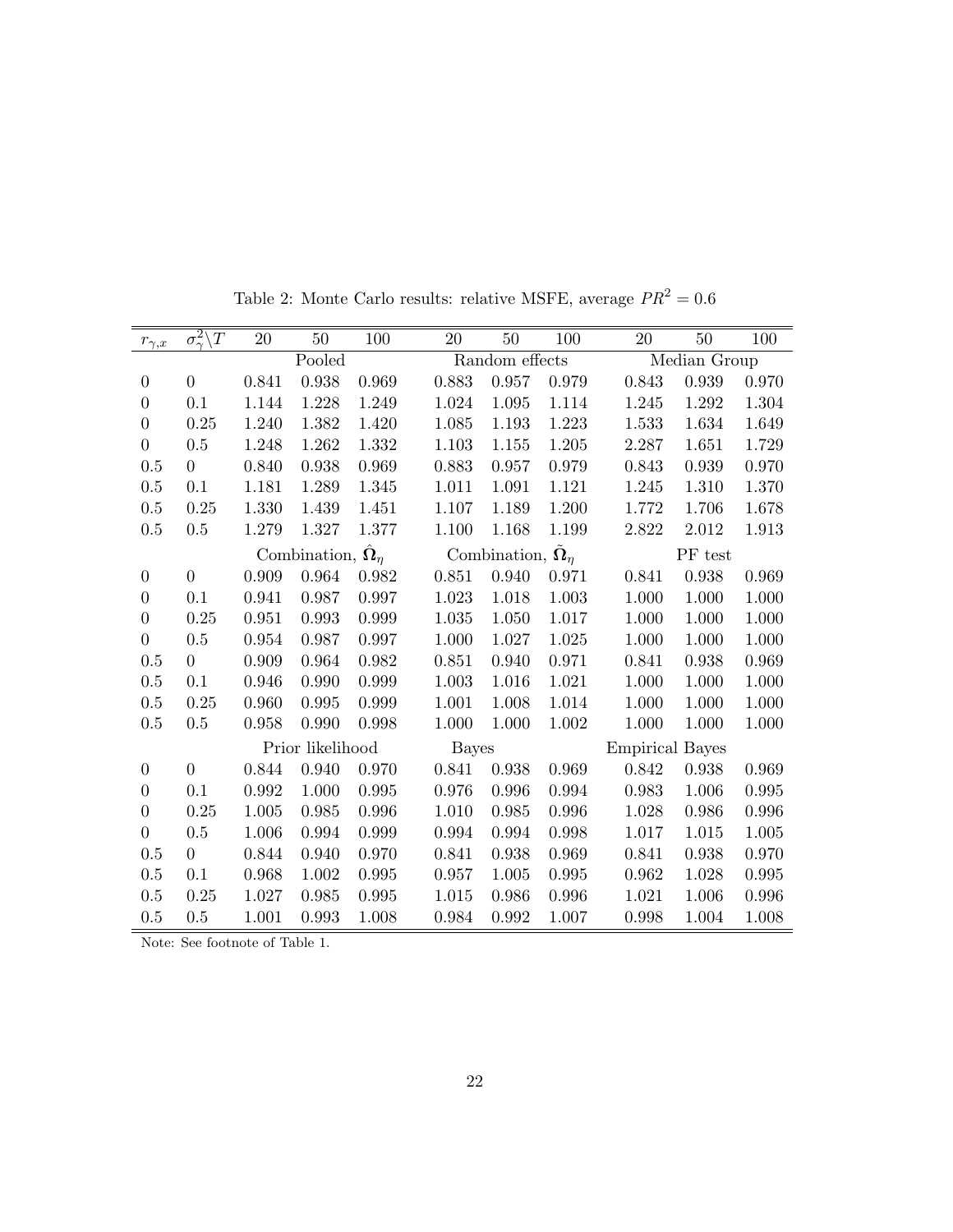Table 2: Monte Carlo results: relative MSFE, average $PR^2 = 0.6$

| $r_{\gamma,x}$ | $\sigma^2_\gamma \backslash T$ | 20 | 50 | 100 | 20 | 50 | 100 | 20 | 50 | 100 |
|---|---|---|---|---|---|---|---|---|---|---|
| | | Pooled | | | Random effects | | | Median Group | | |
| 0 | 0 | 0.841 | 0.938 | 0.969 | 0.883 | 0.957 | 0.979 | 0.843 | 0.939 | 0.970 |
| 0 | 0.1 | 1.144 | 1.228 | 1.249 | 1.024 | 1.095 | 1.114 | 1.245 | 1.292 | 1.304 |
| 0 | 0.25 | 1.240 | 1.382 | 1.420 | 1.085 | 1.193 | 1.223 | 1.533 | 1.634 | 1.649 |
| 0 | 0.5 | 1.248 | 1.262 | 1.332 | 1.103 | 1.155 | 1.205 | 2.287 | 1.651 | 1.729 |
| 0.5 | 0 | 0.840 | 0.938 | 0.969 | 0.883 | 0.957 | 0.979 | 0.843 | 0.939 | 0.970 |
| 0.5 | 0.1 | 1.181 | 1.289 | 1.345 | 1.011 | 1.091 | 1.121 | 1.245 | 1.310 | 1.370 |
| 0.5 | 0.25 | 1.330 | 1.439 | 1.451 | 1.107 | 1.189 | 1.200 | 1.772 | 1.706 | 1.678 |
| 0.5 | 0.5 | 1.279 | 1.327 | 1.377 | 1.100 | 1.168 | 1.199 | 2.822 | 2.012 | 1.913 |
| | | Combination, $\hat{\mathbf{\Omega}}_\eta$ | | | Combination, $\tilde{\mathbf{\Omega}}_\eta$ | | | PF test | | |
| 0 | 0 | 0.909 | 0.964 | 0.982 | 0.851 | 0.940 | 0.971 | 0.841 | 0.938 | 0.969 |
| 0 | 0.1 | 0.941 | 0.987 | 0.997 | 1.023 | 1.018 | 1.003 | 1.000 | 1.000 | 1.000 |
| 0 | 0.25 | 0.951 | 0.993 | 0.999 | 1.035 | 1.050 | 1.017 | 1.000 | 1.000 | 1.000 |
| 0 | 0.5 | 0.954 | 0.987 | 0.997 | 1.000 | 1.027 | 1.025 | 1.000 | 1.000 | 1.000 |
| 0.5 | 0 | 0.909 | 0.964 | 0.982 | 0.851 | 0.940 | 0.971 | 0.841 | 0.938 | 0.969 |
| 0.5 | 0.1 | 0.946 | 0.990 | 0.999 | 1.003 | 1.016 | 1.021 | 1.000 | 1.000 | 1.000 |
| 0.5 | 0.25 | 0.960 | 0.995 | 0.999 | 1.001 | 1.008 | 1.014 | 1.000 | 1.000 | 1.000 |
| 0.5 | 0.5 | 0.958 | 0.990 | 0.998 | 1.000 | 1.000 | 1.002 | 1.000 | 1.000 | 1.000 |
| | | Prior likelihood | | | Bayes | | | Empirical Bayes | | |
| 0 | 0 | 0.844 | 0.940 | 0.970 | 0.841 | 0.938 | 0.969 | 0.842 | 0.938 | 0.969 |
| 0 | 0.1 | 0.992 | 1.000 | 0.995 | 0.976 | 0.996 | 0.994 | 0.983 | 1.006 | 0.995 |
| 0 | 0.25 | 1.005 | 0.985 | 0.996 | 1.010 | 0.985 | 0.996 | 1.028 | 0.986 | 0.996 |
| 0 | 0.5 | 1.006 | 0.994 | 0.999 | 0.994 | 0.994 | 0.998 | 1.017 | 1.015 | 1.005 |
| 0.5 | 0 | 0.844 | 0.940 | 0.970 | 0.841 | 0.938 | 0.969 | 0.841 | 0.938 | 0.970 |
| 0.5 | 0.1 | 0.968 | 1.002 | 0.995 | 0.957 | 1.005 | 0.995 | 0.962 | 1.028 | 0.995 |
| 0.5 | 0.25 | 1.027 | 0.985 | 0.995 | 1.015 | 0.986 | 0.996 | 1.021 | 1.006 | 0.996 |
| 0.5 | 0.5 | 1.001 | 0.993 | 1.008 | 0.984 | 0.992 | 1.007 | 0.998 | 1.004 | 1.008 |

Note: See footnote of Table 1.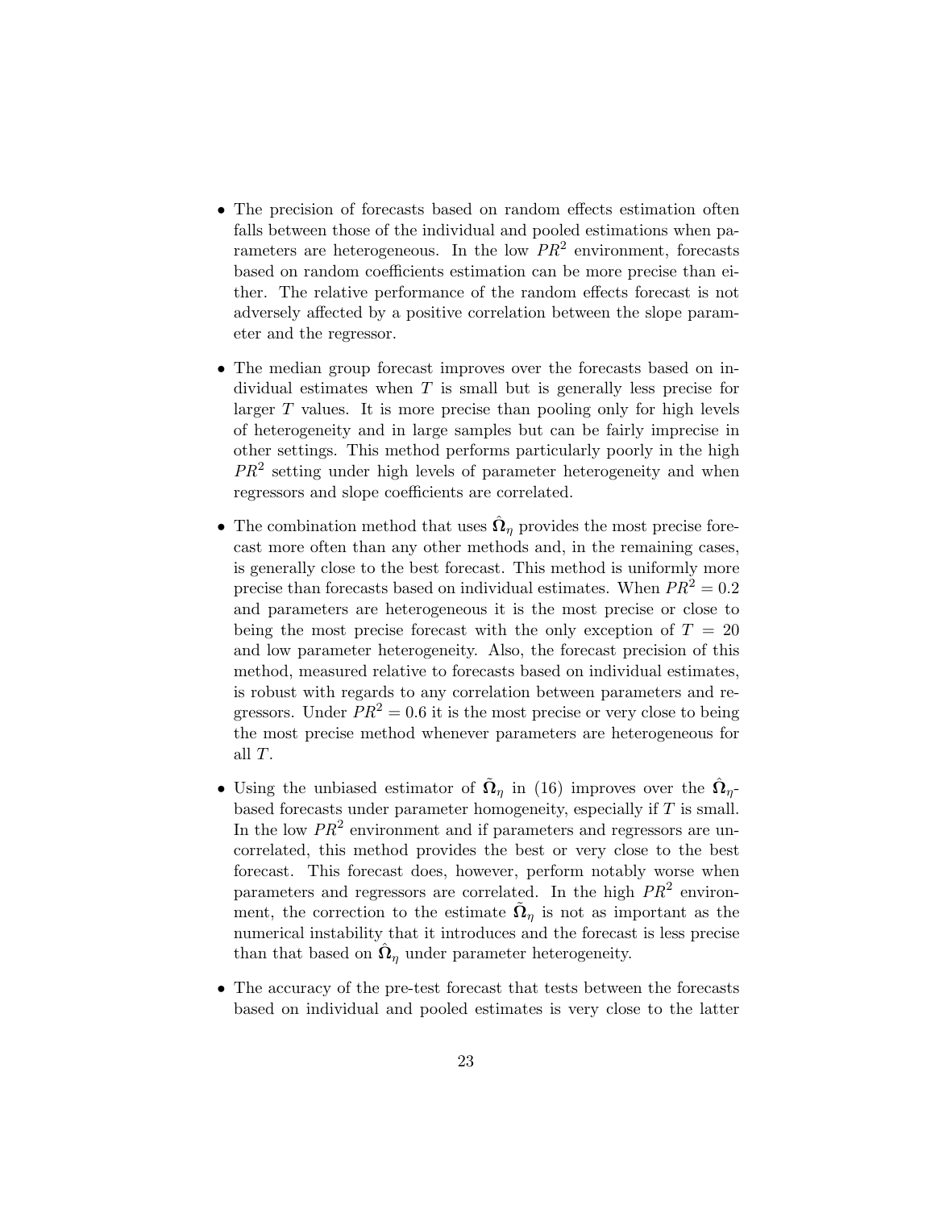- The precision of forecasts based on random effects estimation often falls between those of the individual and pooled estimations when parameters are heterogeneous. In the low $PR^2$ environment, forecasts based on random coefficients estimation can be more precise than either. The relative performance of the random effects forecast is not adversely affected by a positive correlation between the slope parameter and the regressor.

- The median group forecast improves over the forecasts based on individual estimates when $T$ is small but is generally less precise for larger $T$ values. It is more precise than pooling only for high levels of heterogeneity and in large samples but can be fairly imprecise in other settings. This method performs particularly poorly in the high $PR^2$ setting under high levels of parameter heterogeneity and when regressors and slope coefficients are correlated.

- The combination method that uses $\hat{\mathbf{\Omega}}_\eta$ provides the most precise forecast more often than any other methods and, in the remaining cases, is generally close to the best forecast. This method is uniformly more precise than forecasts based on individual estimates. When $PR^2 = 0.2$ and parameters are heterogeneous it is the most precise or close to being the most precise forecast with the only exception of $T = 20$ and low parameter heterogeneity. Also, the forecast precision of this method, measured relative to forecasts based on individual estimates, is robust with regards to any correlation between parameters and regressors. Under $PR^2 = 0.6$ it is the most precise or very close to being the most precise method whenever parameters are heterogeneous for all $T$.

- Using the unbiased estimator of $\tilde{\mathbf{\Omega}}_\eta$ in (16) improves over the $\hat{\mathbf{\Omega}}_\eta$-based forecasts under parameter homogeneity, especially if $T$ is small. In the low $PR^2$ environment and if parameters and regressors are uncorrelated, this method provides the best or very close to the best forecast. This forecast does, however, perform notably worse when parameters and regressors are correlated. In the high $PR^2$ environment, the correction to the estimate $\tilde{\mathbf{\Omega}}_\eta$ is not as important as the numerical instability that it introduces and the forecast is less precise than that based on $\hat{\mathbf{\Omega}}_\eta$ under parameter heterogeneity.

- The accuracy of the pre-test forecast that tests between the forecasts based on individual and pooled estimates is very close to the latter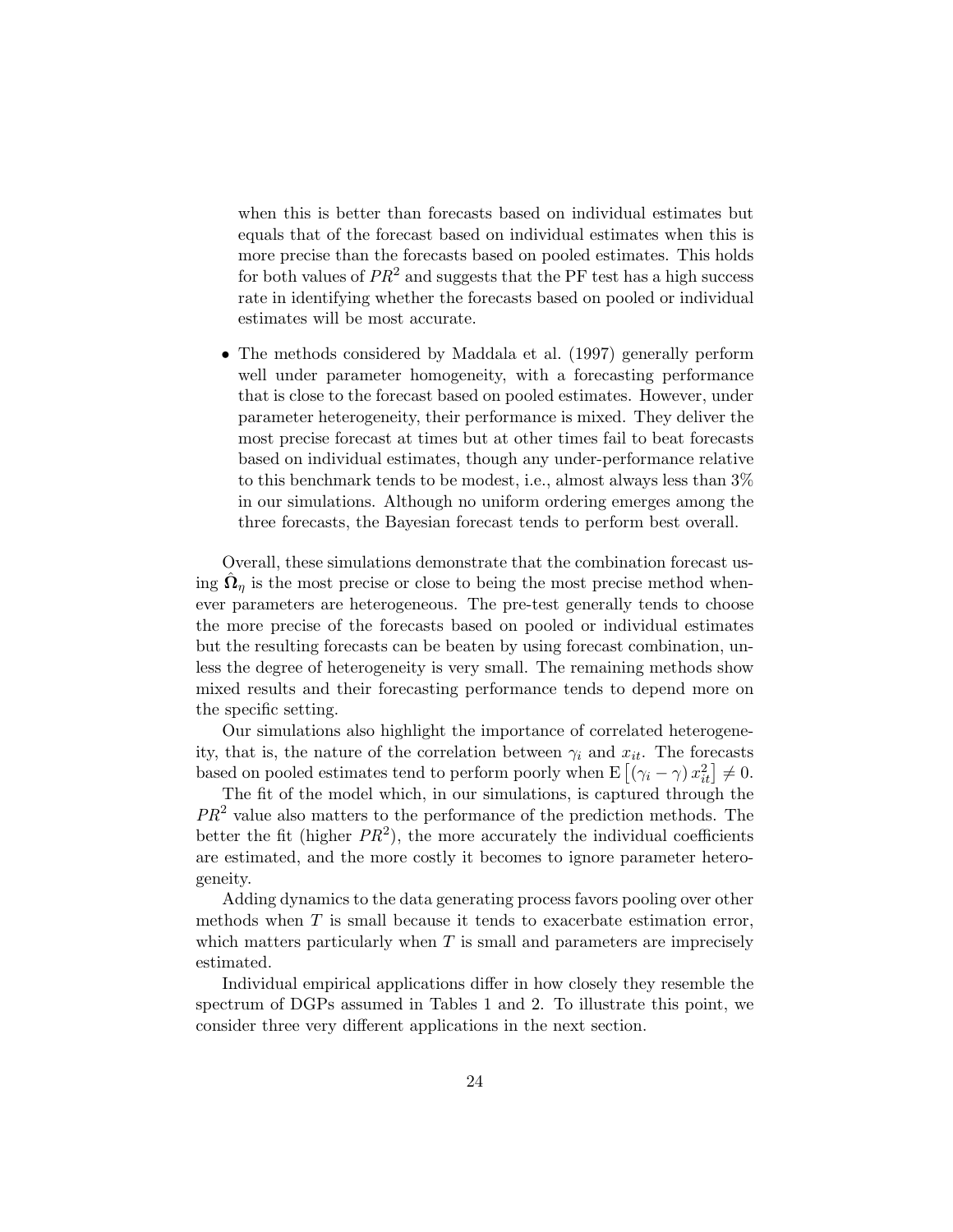when this is better than forecasts based on individual estimates but equals that of the forecast based on individual estimates when this is more precise than the forecasts based on pooled estimates. This holds for both values of $PR^2$ and suggests that the PF test has a high success rate in identifying whether the forecasts based on pooled or individual estimates will be most accurate.

- The methods considered by Maddala et al. (1997) generally perform well under parameter homogeneity, with a forecasting performance that is close to the forecast based on pooled estimates. However, under parameter heterogeneity, their performance is mixed. They deliver the most precise forecast at times but at other times fail to beat forecasts based on individual estimates, though any under-performance relative to this benchmark tends to be modest, i.e., almost always less than 3% in our simulations. Although no uniform ordering emerges among the three forecasts, the Bayesian forecast tends to perform best overall.

Overall, these simulations demonstrate that the combination forecast using $\hat{\mathbf{\Omega}}_\eta$ is the most precise or close to being the most precise method whenever parameters are heterogeneous. The pre-test generally tends to choose the more precise of the forecasts based on pooled or individual estimates but the resulting forecasts can be beaten by using forecast combination, unless the degree of heterogeneity is very small. The remaining methods show mixed results and their forecasting performance tends to depend more on the specific setting.

Our simulations also highlight the importance of correlated heterogeneity, that is, the nature of the correlation between $\gamma_i$ and $x_{it}$. The forecasts based on pooled estimates tend to perform poorly when $\mathrm{E}\left[(\gamma_i - \gamma)\, x_{it}^2\right] \neq 0$.

The fit of the model which, in our simulations, is captured through the $PR^2$ value also matters to the performance of the prediction methods. The better the fit (higher $PR^2$), the more accurately the individual coefficients are estimated, and the more costly it becomes to ignore parameter heterogeneity.

Adding dynamics to the data generating process favors pooling over other methods when $T$ is small because it tends to exacerbate estimation error, which matters particularly when $T$ is small and parameters are imprecisely estimated.

Individual empirical applications differ in how closely they resemble the spectrum of DGPs assumed in Tables 1 and 2. To illustrate this point, we consider three very different applications in the next section.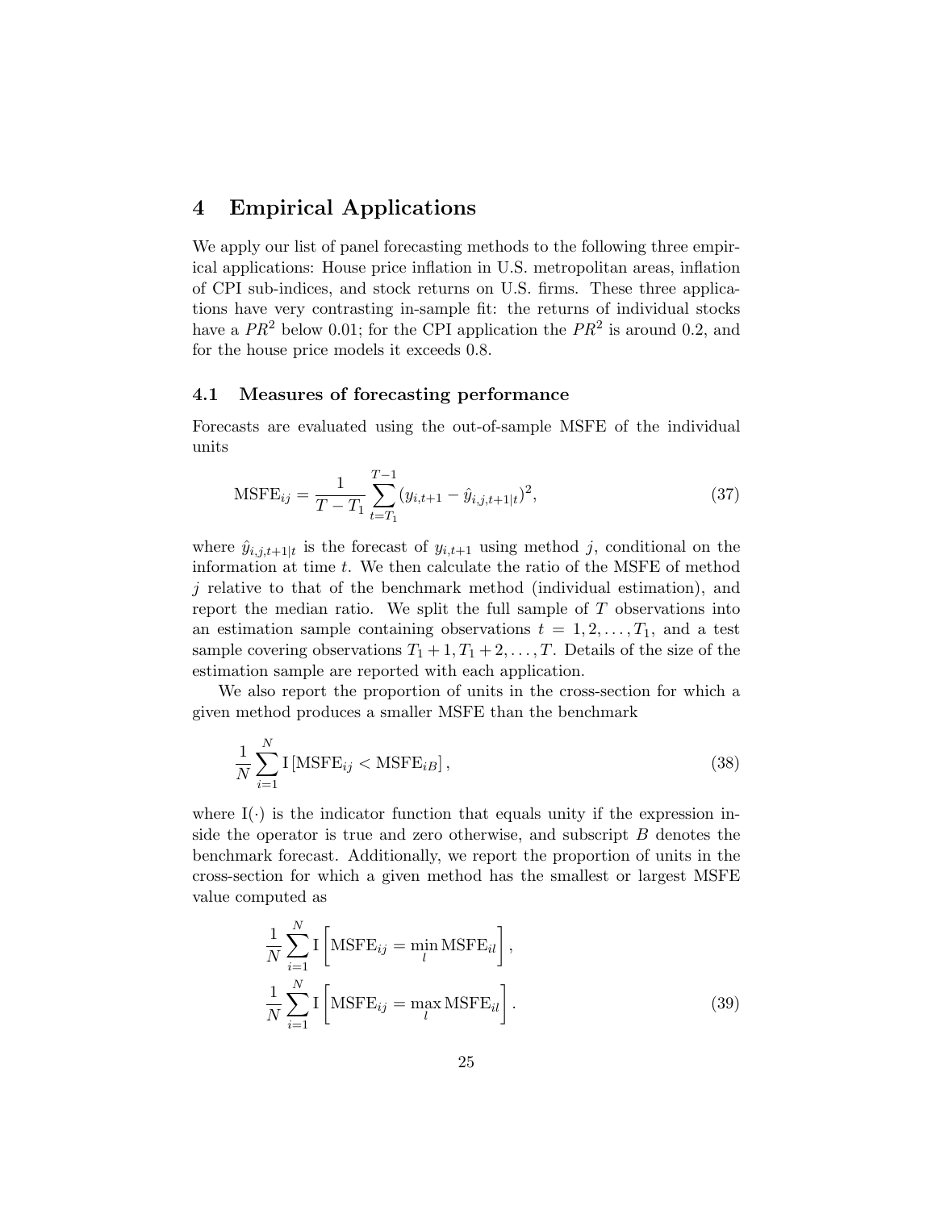# 4 Empirical Applications

We apply our list of panel forecasting methods to the following three empirical applications: House price inflation in U.S. metropolitan areas, inflation of CPI sub-indices, and stock returns on U.S. firms. These three applications have very contrasting in-sample fit: the returns of individual stocks have a $PR^2$ below 0.01; for the CPI application the $PR^2$ is around 0.2, and for the house price models it exceeds 0.8.

## 4.1 Measures of forecasting performance

Forecasts are evaluated using the out-of-sample MSFE of the individual units

$$\text{MSFE}_{ij} = \frac{1}{T - T_1} \sum_{t=T_1}^{T-1} (y_{i,t+1} - \hat{y}_{i,j,t+1|t})^2, \tag{37}$$

where $\hat{y}_{i,j,t+1|t}$ is the forecast of $y_{i,t+1}$ using method $j$, conditional on the information at time $t$. We then calculate the ratio of the MSFE of method $j$ relative to that of the benchmark method (individual estimation), and report the median ratio. We split the full sample of $T$ observations into an estimation sample containing observations $t = 1, 2, \ldots, T_1$, and a test sample covering observations $T_1 + 1, T_1 + 2, \ldots, T$. Details of the size of the estimation sample are reported with each application.

We also report the proportion of units in the cross-section for which a given method produces a smaller MSFE than the benchmark

$$\frac{1}{N} \sum_{i=1}^{N} \text{I}\left[\text{MSFE}_{ij} < \text{MSFE}_{iB}\right], \tag{38}$$

where $\text{I}(\cdot)$ is the indicator function that equals unity if the expression inside the operator is true and zero otherwise, and subscript $B$ denotes the benchmark forecast. Additionally, we report the proportion of units in the cross-section for which a given method has the smallest or largest MSFE value computed as

$$\begin{aligned}
&\frac{1}{N} \sum_{i=1}^{N} \text{I}\left[\text{MSFE}_{ij} = \min_{l} \text{MSFE}_{il}\right], \\
&\frac{1}{N} \sum_{i=1}^{N} \text{I}\left[\text{MSFE}_{ij} = \max_{l} \text{MSFE}_{il}\right].
\end{aligned} \tag{39}$$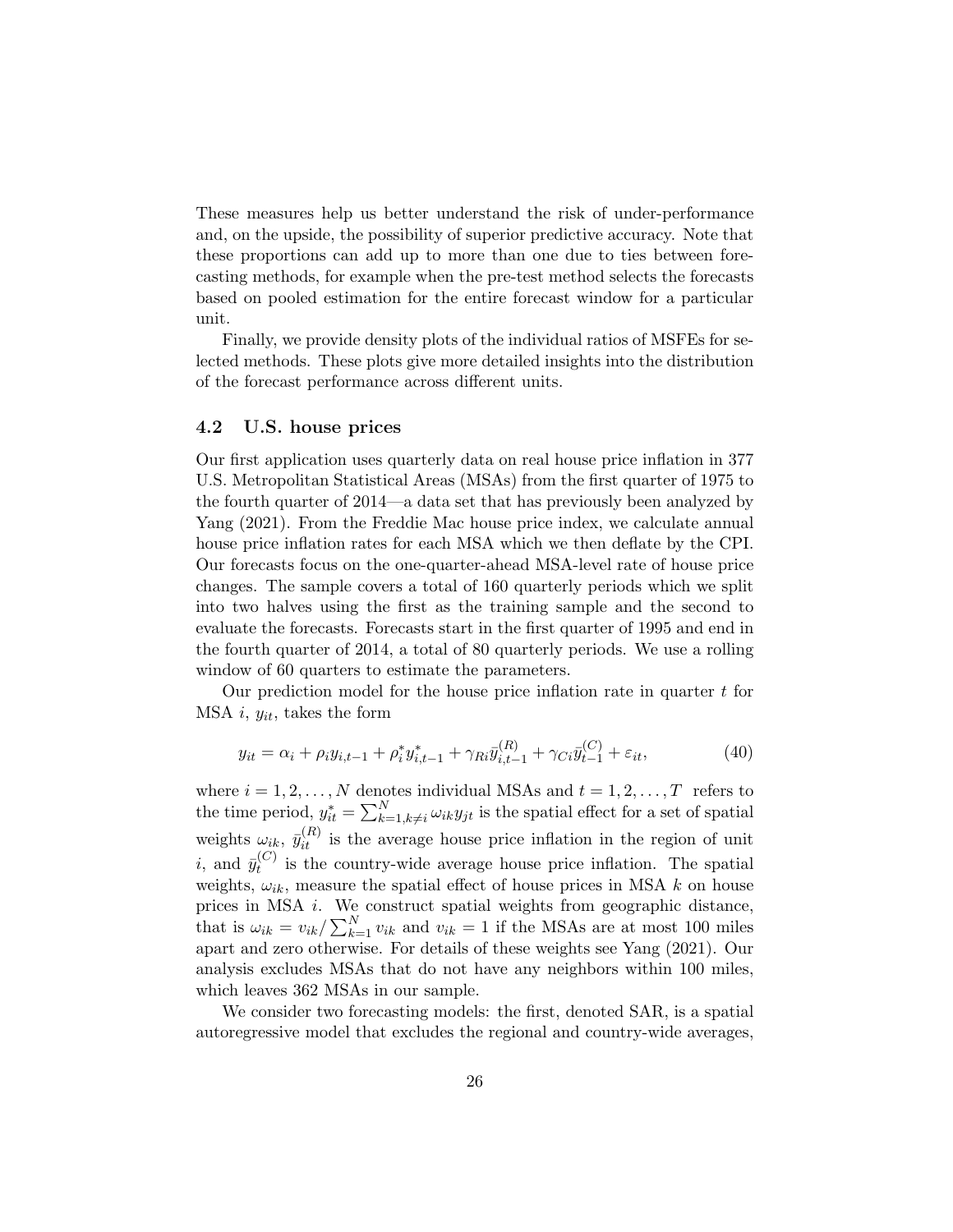These measures help us better understand the risk of under-performance and, on the upside, the possibility of superior predictive accuracy. Note that these proportions can add up to more than one due to ties between forecasting methods, for example when the pre-test method selects the forecasts based on pooled estimation for the entire forecast window for a particular unit.

Finally, we provide density plots of the individual ratios of MSFEs for selected methods. These plots give more detailed insights into the distribution of the forecast performance across different units.

### 4.2 U.S. house prices

Our first application uses quarterly data on real house price inflation in 377 U.S. Metropolitan Statistical Areas (MSAs) from the first quarter of 1975 to the fourth quarter of 2014—a data set that has previously been analyzed by Yang (2021). From the Freddie Mac house price index, we calculate annual house price inflation rates for each MSA which we then deflate by the CPI. Our forecasts focus on the one-quarter-ahead MSA-level rate of house price changes. The sample covers a total of 160 quarterly periods which we split into two halves using the first as the training sample and the second to evaluate the forecasts. Forecasts start in the first quarter of 1995 and end in the fourth quarter of 2014, a total of 80 quarterly periods. We use a rolling window of 60 quarters to estimate the parameters.

Our prediction model for the house price inflation rate in quarter $t$ for MSA $i$, $y_{it}$, takes the form

$$y_{it} = \alpha_i + \rho_i y_{i,t-1} + \rho_i^* y_{i,t-1}^* + \gamma_{Ri} \bar{y}_{i,t-1}^{(R)} + \gamma_{Ci} \bar{y}_{t-1}^{(C)} + \varepsilon_{it}, \tag{40}$$

where $i = 1, 2, \ldots, N$ denotes individual MSAs and $t = 1, 2, \ldots, T$ refers to the time period, $y_{it}^* = \sum_{k=1, k \neq i}^{N} \omega_{ik} y_{jt}$ is the spatial effect for a set of spatial weights $\omega_{ik}$, $\bar{y}_{it}^{(R)}$ is the average house price inflation in the region of unit $i$, and $\bar{y}_t^{(C)}$ is the country-wide average house price inflation. The spatial weights, $\omega_{ik}$, measure the spatial effect of house prices in MSA $k$ on house prices in MSA $i$. We construct spatial weights from geographic distance, that is $\omega_{ik} = v_{ik} / \sum_{k=1}^{N} v_{ik}$ and $v_{ik} = 1$ if the MSAs are at most 100 miles apart and zero otherwise. For details of these weights see Yang (2021). Our analysis excludes MSAs that do not have any neighbors within 100 miles, which leaves 362 MSAs in our sample.

We consider two forecasting models: the first, denoted SAR, is a spatial autoregressive model that excludes the regional and country-wide averages,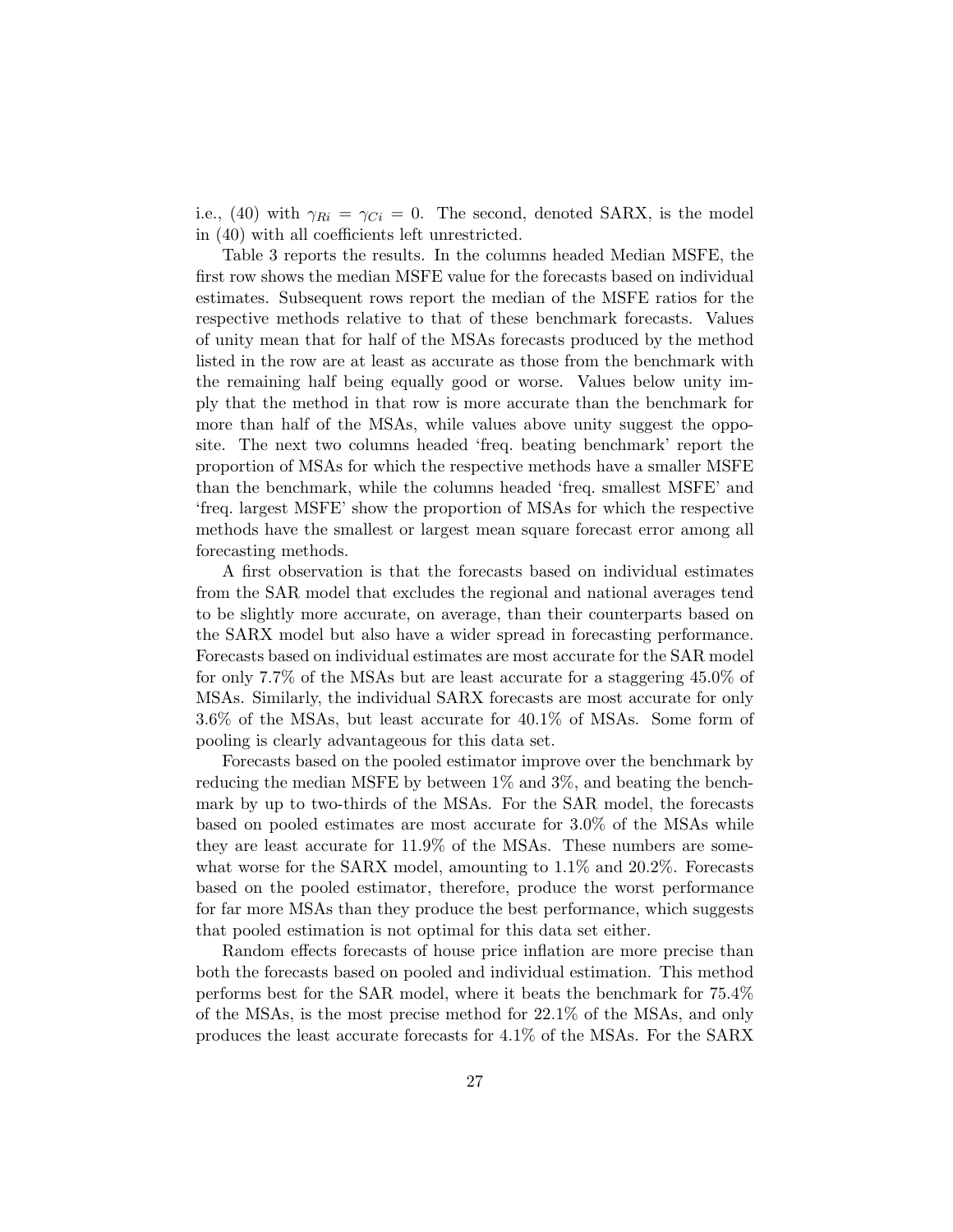i.e., (40) with $\gamma_{Ri} = \gamma_{Ci} = 0$. The second, denoted SARX, is the model in (40) with all coefficients left unrestricted.

Table 3 reports the results. In the columns headed Median MSFE, the first row shows the median MSFE value for the forecasts based on individual estimates. Subsequent rows report the median of the MSFE ratios for the respective methods relative to that of these benchmark forecasts. Values of unity mean that for half of the MSAs forecasts produced by the method listed in the row are at least as accurate as those from the benchmark with the remaining half being equally good or worse. Values below unity imply that the method in that row is more accurate than the benchmark for more than half of the MSAs, while values above unity suggest the opposite. The next two columns headed 'freq. beating benchmark' report the proportion of MSAs for which the respective methods have a smaller MSFE than the benchmark, while the columns headed 'freq. smallest MSFE' and 'freq. largest MSFE' show the proportion of MSAs for which the respective methods have the smallest or largest mean square forecast error among all forecasting methods.

A first observation is that the forecasts based on individual estimates from the SAR model that excludes the regional and national averages tend to be slightly more accurate, on average, than their counterparts based on the SARX model but also have a wider spread in forecasting performance. Forecasts based on individual estimates are most accurate for the SAR model for only 7.7% of the MSAs but are least accurate for a staggering 45.0% of MSAs. Similarly, the individual SARX forecasts are most accurate for only 3.6% of the MSAs, but least accurate for 40.1% of MSAs. Some form of pooling is clearly advantageous for this data set.

Forecasts based on the pooled estimator improve over the benchmark by reducing the median MSFE by between 1% and 3%, and beating the benchmark by up to two-thirds of the MSAs. For the SAR model, the forecasts based on pooled estimates are most accurate for 3.0% of the MSAs while they are least accurate for 11.9% of the MSAs. These numbers are somewhat worse for the SARX model, amounting to 1.1% and 20.2%. Forecasts based on the pooled estimator, therefore, produce the worst performance for far more MSAs than they produce the best performance, which suggests that pooled estimation is not optimal for this data set either.

Random effects forecasts of house price inflation are more precise than both the forecasts based on pooled and individual estimation. This method performs best for the SAR model, where it beats the benchmark for 75.4% of the MSAs, is the most precise method for 22.1% of the MSAs, and only produces the least accurate forecasts for 4.1% of the MSAs. For the SARX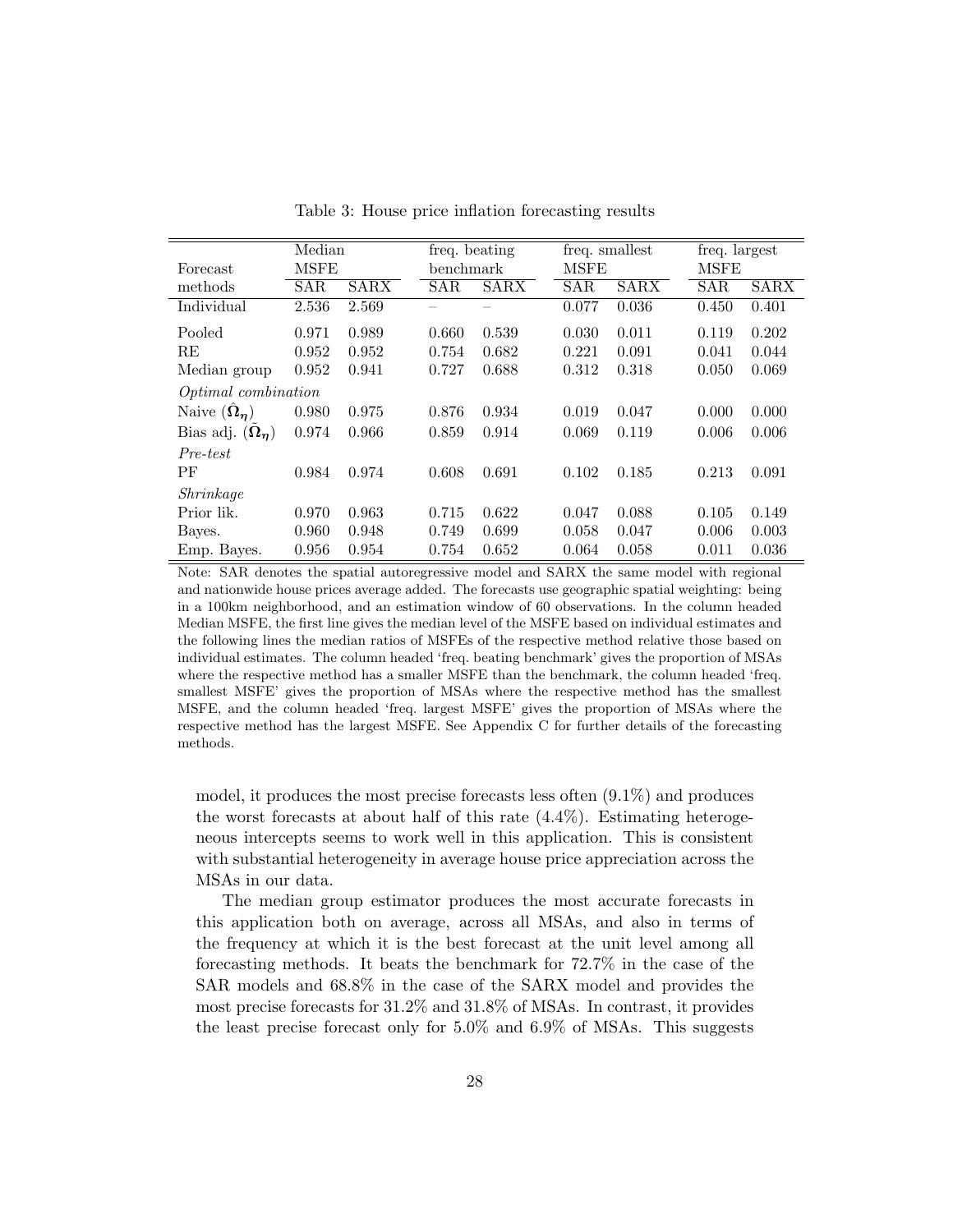Table 3: House price inflation forecasting results

| Forecast methods | Median MSFE | | freq. beating benchmark | | freq. smallest MSFE | | freq. largest MSFE | |
|---|---|---|---|---|---|---|---|---|
| | SAR | SARX | SAR | SARX | SAR | SARX | SAR | SARX |
| Individual | 2.536 | 2.569 | – | – | 0.077 | 0.036 | 0.450 | 0.401 |
| Pooled | 0.971 | 0.989 | 0.660 | 0.539 | 0.030 | 0.011 | 0.119 | 0.202 |
| RE | 0.952 | 0.952 | 0.754 | 0.682 | 0.221 | 0.091 | 0.041 | 0.044 |
| Median group | 0.952 | 0.941 | 0.727 | 0.688 | 0.312 | 0.318 | 0.050 | 0.069 |
| *Optimal combination* | | | | | | | | |
| Naive ($\hat{\boldsymbol{\Omega}}_{\boldsymbol{\eta}}$) | 0.980 | 0.975 | 0.876 | 0.934 | 0.019 | 0.047 | 0.000 | 0.000 |
| Bias adj. ($\tilde{\boldsymbol{\Omega}}_{\boldsymbol{\eta}}$) | 0.974 | 0.966 | 0.859 | 0.914 | 0.069 | 0.119 | 0.006 | 0.006 |
| *Pre-test* | | | | | | | | |
| PF | 0.984 | 0.974 | 0.608 | 0.691 | 0.102 | 0.185 | 0.213 | 0.091 |
| *Shrinkage* | | | | | | | | |
| Prior lik. | 0.970 | 0.963 | 0.715 | 0.622 | 0.047 | 0.088 | 0.105 | 0.149 |
| Bayes. | 0.960 | 0.948 | 0.749 | 0.699 | 0.058 | 0.047 | 0.006 | 0.003 |
| Emp. Bayes. | 0.956 | 0.954 | 0.754 | 0.652 | 0.064 | 0.058 | 0.011 | 0.036 |

Note: SAR denotes the spatial autoregressive model and SARX the same model with regional and nationwide house prices average added. The forecasts use geographic spatial weighting: being in a 100km neighborhood, and an estimation window of 60 observations. In the column headed Median MSFE, the first line gives the median level of the MSFE based on individual estimates and the following lines the median ratios of MSFEs of the respective method relative those based on individual estimates. The column headed 'freq. beating benchmark' gives the proportion of MSAs where the respective method has a smaller MSFE than the benchmark, the column headed 'freq. smallest MSFE' gives the proportion of MSAs where the respective method has the smallest MSFE, and the column headed 'freq. largest MSFE' gives the proportion of MSAs where the respective method has the largest MSFE. See Appendix C for further details of the forecasting methods.

model, it produces the most precise forecasts less often (9.1%) and produces the worst forecasts at about half of this rate (4.4%). Estimating heterogeneous intercepts seems to work well in this application. This is consistent with substantial heterogeneity in average house price appreciation across the MSAs in our data.

The median group estimator produces the most accurate forecasts in this application both on average, across all MSAs, and also in terms of the frequency at which it is the best forecast at the unit level among all forecasting methods. It beats the benchmark for 72.7% in the case of the SAR models and 68.8% in the case of the SARX model and provides the most precise forecasts for 31.2% and 31.8% of MSAs. In contrast, it provides the least precise forecast only for 5.0% and 6.9% of MSAs. This suggests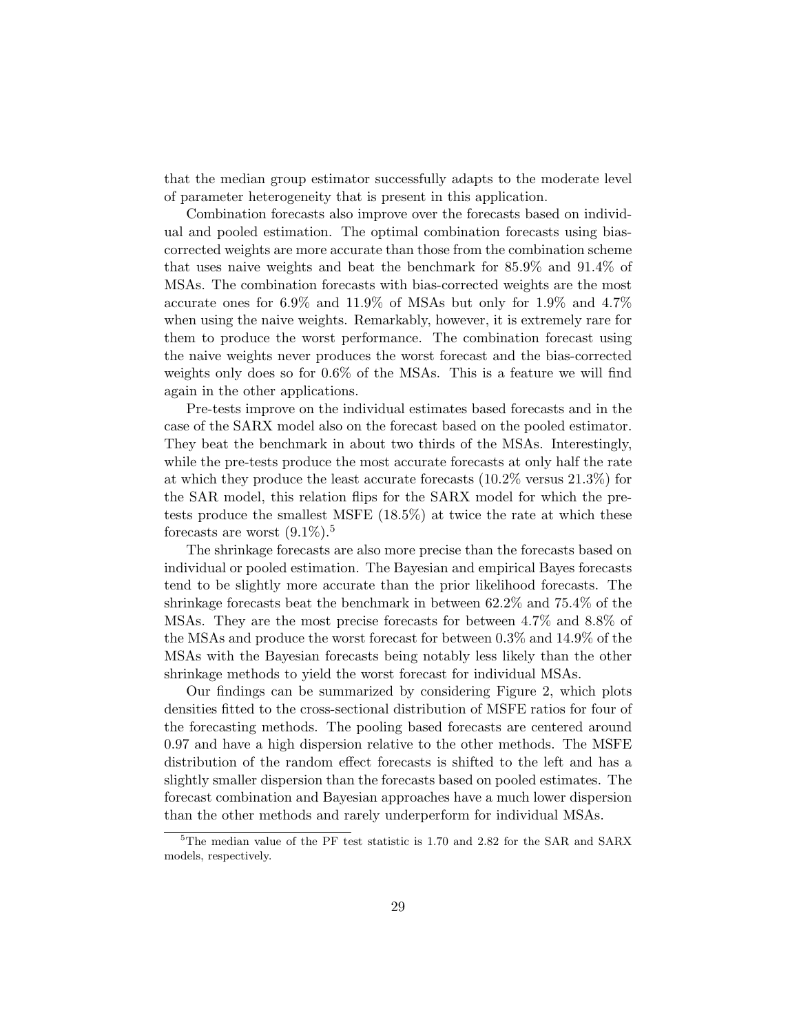that the median group estimator successfully adapts to the moderate level of parameter heterogeneity that is present in this application.

Combination forecasts also improve over the forecasts based on individual and pooled estimation. The optimal combination forecasts using bias-corrected weights are more accurate than those from the combination scheme that uses naive weights and beat the benchmark for 85.9% and 91.4% of MSAs. The combination forecasts with bias-corrected weights are the most accurate ones for 6.9% and 11.9% of MSAs but only for 1.9% and 4.7% when using the naive weights. Remarkably, however, it is extremely rare for them to produce the worst performance. The combination forecast using the naive weights never produces the worst forecast and the bias-corrected weights only does so for 0.6% of the MSAs. This is a feature we will find again in the other applications.

Pre-tests improve on the individual estimates based forecasts and in the case of the SARX model also on the forecast based on the pooled estimator. They beat the benchmark in about two thirds of the MSAs. Interestingly, while the pre-tests produce the most accurate forecasts at only half the rate at which they produce the least accurate forecasts (10.2% versus 21.3%) for the SAR model, this relation flips for the SARX model for which the pre-tests produce the smallest MSFE (18.5%) at twice the rate at which these forecasts are worst (9.1%).[5]

The shrinkage forecasts are also more precise than the forecasts based on individual or pooled estimation. The Bayesian and empirical Bayes forecasts tend to be slightly more accurate than the prior likelihood forecasts. The shrinkage forecasts beat the benchmark in between 62.2% and 75.4% of the MSAs. They are the most precise forecasts for between 4.7% and 8.8% of the MSAs and produce the worst forecast for between 0.3% and 14.9% of the MSAs with the Bayesian forecasts being notably less likely than the other shrinkage methods to yield the worst forecast for individual MSAs.

Our findings can be summarized by considering Figure 2, which plots densities fitted to the cross-sectional distribution of MSFE ratios for four of the forecasting methods. The pooling based forecasts are centered around 0.97 and have a high dispersion relative to the other methods. The MSFE distribution of the random effect forecasts is shifted to the left and has a slightly smaller dispersion than the forecasts based on pooled estimates. The forecast combination and Bayesian approaches have a much lower dispersion than the other methods and rarely underperform for individual MSAs.

[5] The median value of the PF test statistic is 1.70 and 2.82 for the SAR and SARX models, respectively.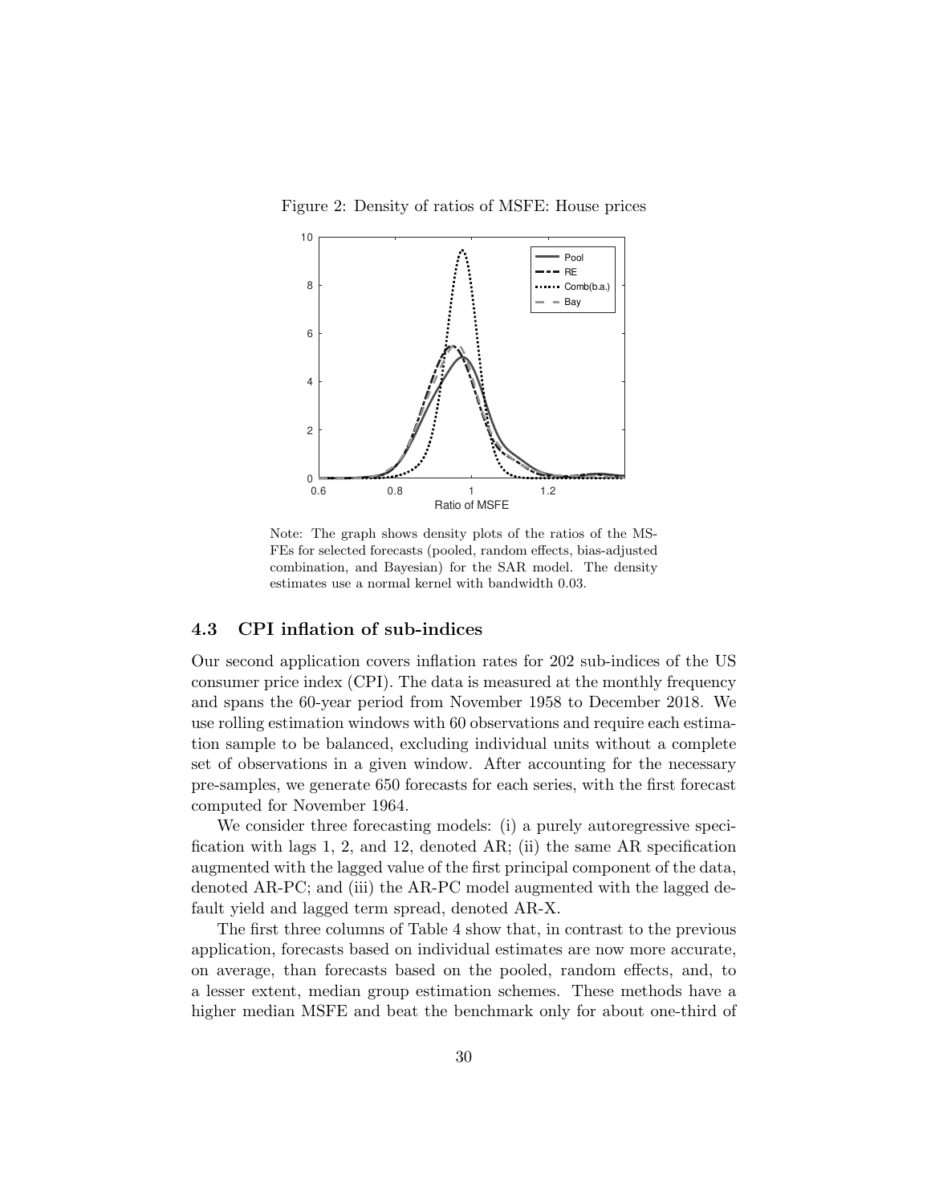Figure 2: Density of ratios of MSFE: House prices

Note: The graph shows density plots of the ratios of the MSFEs for selected forecasts (pooled, random effects, bias-adjusted combination, and Bayesian) for the SAR model. The density estimates use a normal kernel with bandwidth 0.03.

### 4.3 CPI inflation of sub-indices

Our second application covers inflation rates for 202 sub-indices of the US consumer price index (CPI). The data is measured at the monthly frequency and spans the 60-year period from November 1958 to December 2018. We use rolling estimation windows with 60 observations and require each estimation sample to be balanced, excluding individual units without a complete set of observations in a given window. After accounting for the necessary pre-samples, we generate 650 forecasts for each series, with the first forecast computed for November 1964.

We consider three forecasting models: (i) a purely autoregressive specification with lags 1, 2, and 12, denoted AR; (ii) the same AR specification augmented with the lagged value of the first principal component of the data, denoted AR-PC; and (iii) the AR-PC model augmented with the lagged default yield and lagged term spread, denoted AR-X.

The first three columns of Table 4 show that, in contrast to the previous application, forecasts based on individual estimates are now more accurate, on average, than forecasts based on the pooled, random effects, and, to a lesser extent, median group estimation schemes. These methods have a higher median MSFE and beat the benchmark only for about one-third of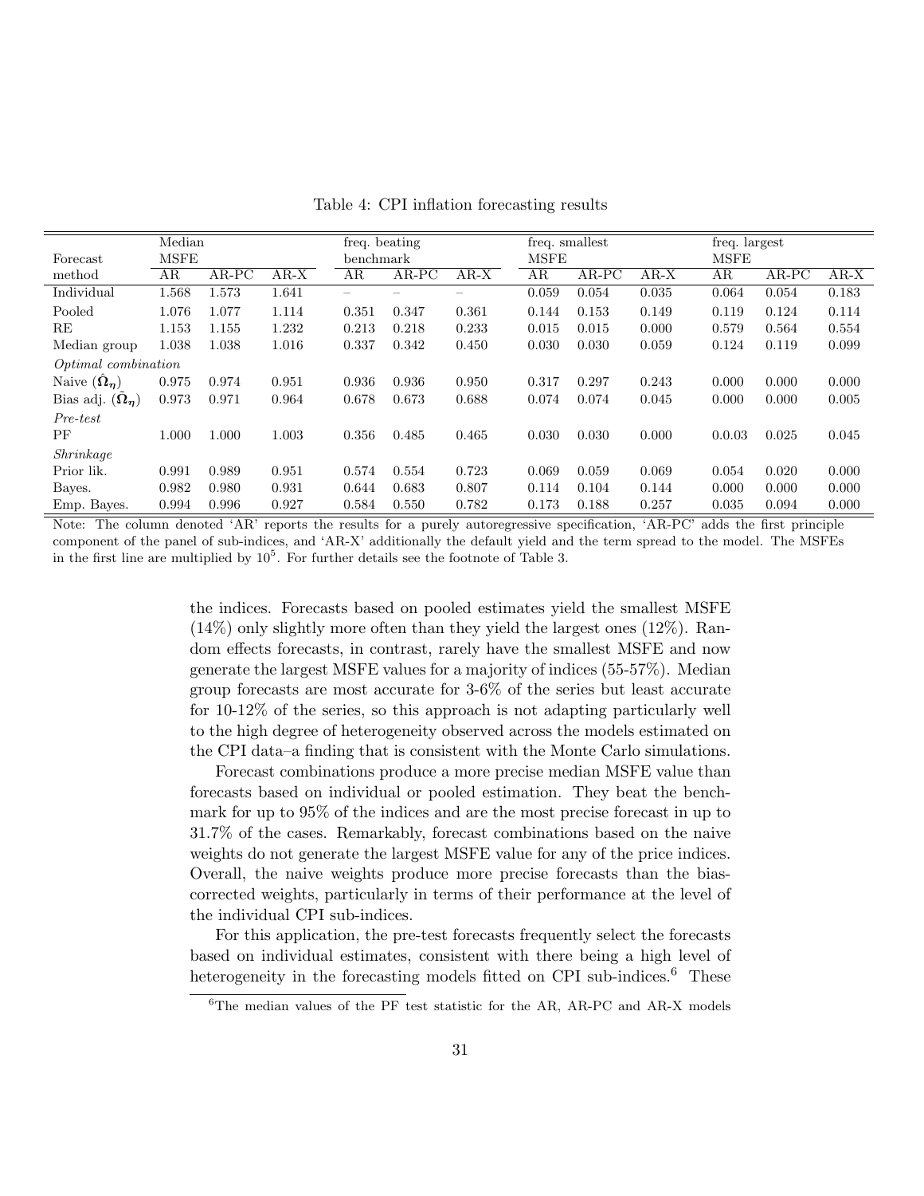Table 4: CPI inflation forecasting results

| Forecast method | Median MSFE | | | freq. beating benchmark | | | freq. smallest MSFE | | | freq. largest MSFE | | |
|---|---|---|---|---|---|---|---|---|---|---|---|---|
| | AR | AR-PC | AR-X | AR | AR-PC | AR-X | AR | AR-PC | AR-X | AR | AR-PC | AR-X |
| Individual | 1.568 | 1.573 | 1.641 | – | – | – | 0.059 | 0.054 | 0.035 | 0.064 | 0.054 | 0.183 |
| Pooled | 1.076 | 1.077 | 1.114 | 0.351 | 0.347 | 0.361 | 0.144 | 0.153 | 0.149 | 0.119 | 0.124 | 0.114 |
| RE | 1.153 | 1.155 | 1.232 | 0.213 | 0.218 | 0.233 | 0.015 | 0.015 | 0.000 | 0.579 | 0.564 | 0.554 |
| Median group | 1.038 | 1.038 | 1.016 | 0.337 | 0.342 | 0.450 | 0.030 | 0.030 | 0.059 | 0.124 | 0.119 | 0.099 |
| *Optimal combination* | | | | | | | | | | | | |
| Naive ($\hat{\boldsymbol{\Omega}}_{\boldsymbol{\eta}}$) | 0.975 | 0.974 | 0.951 | 0.936 | 0.936 | 0.950 | 0.317 | 0.297 | 0.243 | 0.000 | 0.000 | 0.000 |
| Bias adj. ($\tilde{\boldsymbol{\Omega}}_{\boldsymbol{\eta}}$) | 0.973 | 0.971 | 0.964 | 0.678 | 0.673 | 0.688 | 0.074 | 0.074 | 0.045 | 0.000 | 0.000 | 0.005 |
| *Pre-test* | | | | | | | | | | | | |
| PF | 1.000 | 1.000 | 1.003 | 0.356 | 0.485 | 0.465 | 0.030 | 0.030 | 0.000 | 0.0.03 | 0.025 | 0.045 |
| *Shrinkage* | | | | | | | | | | | | |
| Prior lik. | 0.991 | 0.989 | 0.951 | 0.574 | 0.554 | 0.723 | 0.069 | 0.059 | 0.069 | 0.054 | 0.020 | 0.000 |
| Bayes. | 0.982 | 0.980 | 0.931 | 0.644 | 0.683 | 0.807 | 0.114 | 0.104 | 0.144 | 0.000 | 0.000 | 0.000 |
| Emp. Bayes. | 0.994 | 0.996 | 0.927 | 0.584 | 0.550 | 0.782 | 0.173 | 0.188 | 0.257 | 0.035 | 0.094 | 0.000 |

Note: The column denoted 'AR' reports the results for a purely autoregressive specification, 'AR-PC' adds the first principle component of the panel of sub-indices, and 'AR-X' additionally the default yield and the term spread to the model. The MSFEs in the first line are multiplied by $10^5$. For further details see the footnote of Table 3.

the indices. Forecasts based on pooled estimates yield the smallest MSFE (14%) only slightly more often than they yield the largest ones (12%). Random effects forecasts, in contrast, rarely have the smallest MSFE and now generate the largest MSFE values for a majority of indices (55-57%). Median group forecasts are most accurate for 3-6% of the series but least accurate for 10-12% of the series, so this approach is not adapting particularly well to the high degree of heterogeneity observed across the models estimated on the CPI data–a finding that is consistent with the Monte Carlo simulations.

Forecast combinations produce a more precise median MSFE value than forecasts based on individual or pooled estimation. They beat the benchmark for up to 95% of the indices and are the most precise forecast in up to 31.7% of the cases. Remarkably, forecast combinations based on the naive weights do not generate the largest MSFE value for any of the price indices. Overall, the naive weights produce more precise forecasts than the bias-corrected weights, particularly in terms of their performance at the level of the individual CPI sub-indices.

For this application, the pre-test forecasts frequently select the forecasts based on individual estimates, consistent with there being a high level of heterogeneity in the forecasting models fitted on CPI sub-indices.[6] These

[6]The median values of the PF test statistic for the AR, AR-PC and AR-X models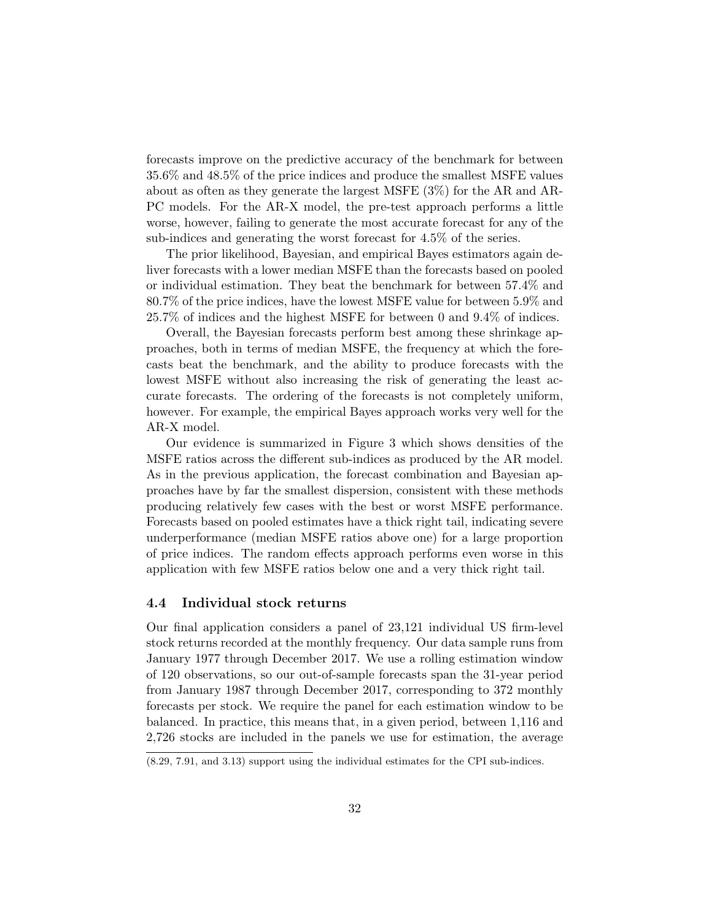forecasts improve on the predictive accuracy of the benchmark for between 35.6% and 48.5% of the price indices and produce the smallest MSFE values about as often as they generate the largest MSFE (3%) for the AR and AR-PC models. For the AR-X model, the pre-test approach performs a little worse, however, failing to generate the most accurate forecast for any of the sub-indices and generating the worst forecast for 4.5% of the series.

The prior likelihood, Bayesian, and empirical Bayes estimators again deliver forecasts with a lower median MSFE than the forecasts based on pooled or individual estimation. They beat the benchmark for between 57.4% and 80.7% of the price indices, have the lowest MSFE value for between 5.9% and 25.7% of indices and the highest MSFE for between 0 and 9.4% of indices.

Overall, the Bayesian forecasts perform best among these shrinkage approaches, both in terms of median MSFE, the frequency at which the forecasts beat the benchmark, and the ability to produce forecasts with the lowest MSFE without also increasing the risk of generating the least accurate forecasts. The ordering of the forecasts is not completely uniform, however. For example, the empirical Bayes approach works very well for the AR-X model.

Our evidence is summarized in Figure 3 which shows densities of the MSFE ratios across the different sub-indices as produced by the AR model. As in the previous application, the forecast combination and Bayesian approaches have by far the smallest dispersion, consistent with these methods producing relatively few cases with the best or worst MSFE performance. Forecasts based on pooled estimates have a thick right tail, indicating severe underperformance (median MSFE ratios above one) for a large proportion of price indices. The random effects approach performs even worse in this application with few MSFE ratios below one and a very thick right tail.

### 4.4 Individual stock returns

Our final application considers a panel of 23,121 individual US firm-level stock returns recorded at the monthly frequency. Our data sample runs from January 1977 through December 2017. We use a rolling estimation window of 120 observations, so our out-of-sample forecasts span the 31-year period from January 1987 through December 2017, corresponding to 372 monthly forecasts per stock. We require the panel for each estimation window to be balanced. In practice, this means that, in a given period, between 1,116 and 2,726 stocks are included in the panels we use for estimation, the average

(8.29, 7.91, and 3.13) support using the individual estimates for the CPI sub-indices.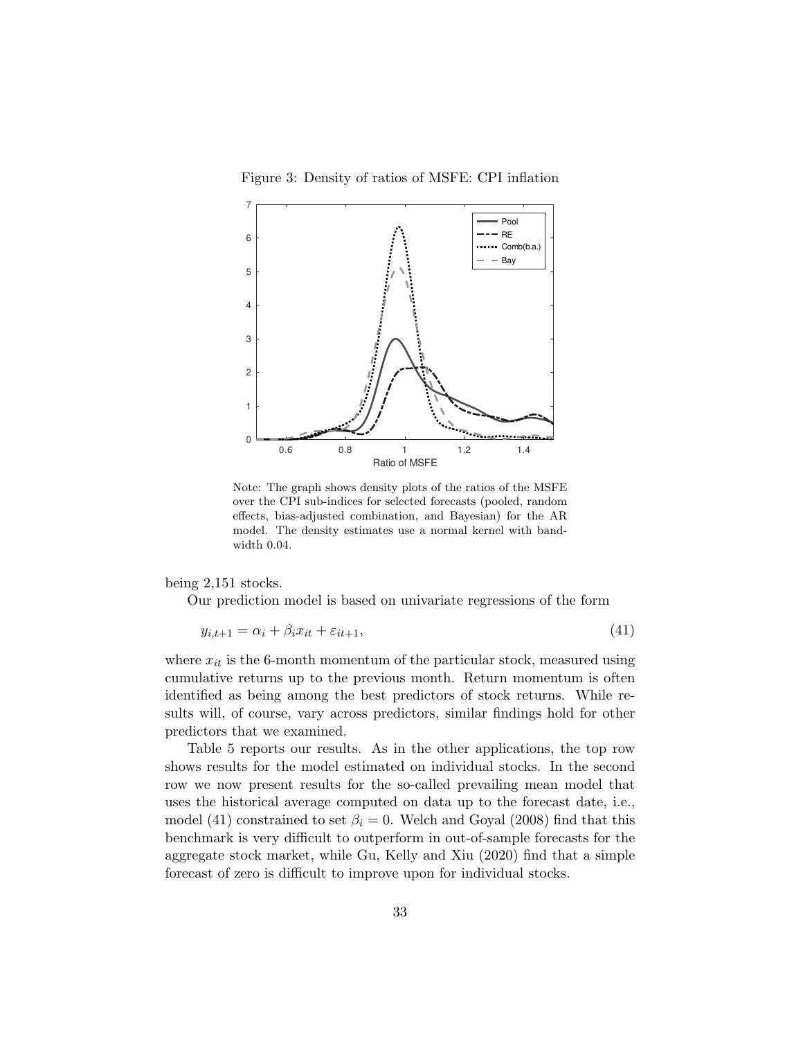Figure 3: Density of ratios of MSFE: CPI inflation

Note: The graph shows density plots of the ratios of the MSFE over the CPI sub-indices for selected forecasts (pooled, random effects, bias-adjusted combination, and Bayesian) for the AR model. The density estimates use a normal kernel with bandwidth 0.04.

being 2,151 stocks.

Our prediction model is based on univariate regressions of the form

$$y_{i,t+1} = \alpha_i + \beta_i x_{it} + \varepsilon_{it+1}, \tag{41}$$

where $x_{it}$ is the 6-month momentum of the particular stock, measured using cumulative returns up to the previous month. Return momentum is often identified as being among the best predictors of stock returns. While results will, of course, vary across predictors, similar findings hold for other predictors that we examined.

Table 5 reports our results. As in the other applications, the top row shows results for the model estimated on individual stocks. In the second row we now present results for the so-called prevailing mean model that uses the historical average computed on data up to the forecast date, i.e., model (41) constrained to set $\beta_i = 0$. Welch and Goyal (2008) find that this benchmark is very difficult to outperform in out-of-sample forecasts for the aggregate stock market, while Gu, Kelly and Xiu (2020) find that a simple forecast of zero is difficult to improve upon for individual stocks.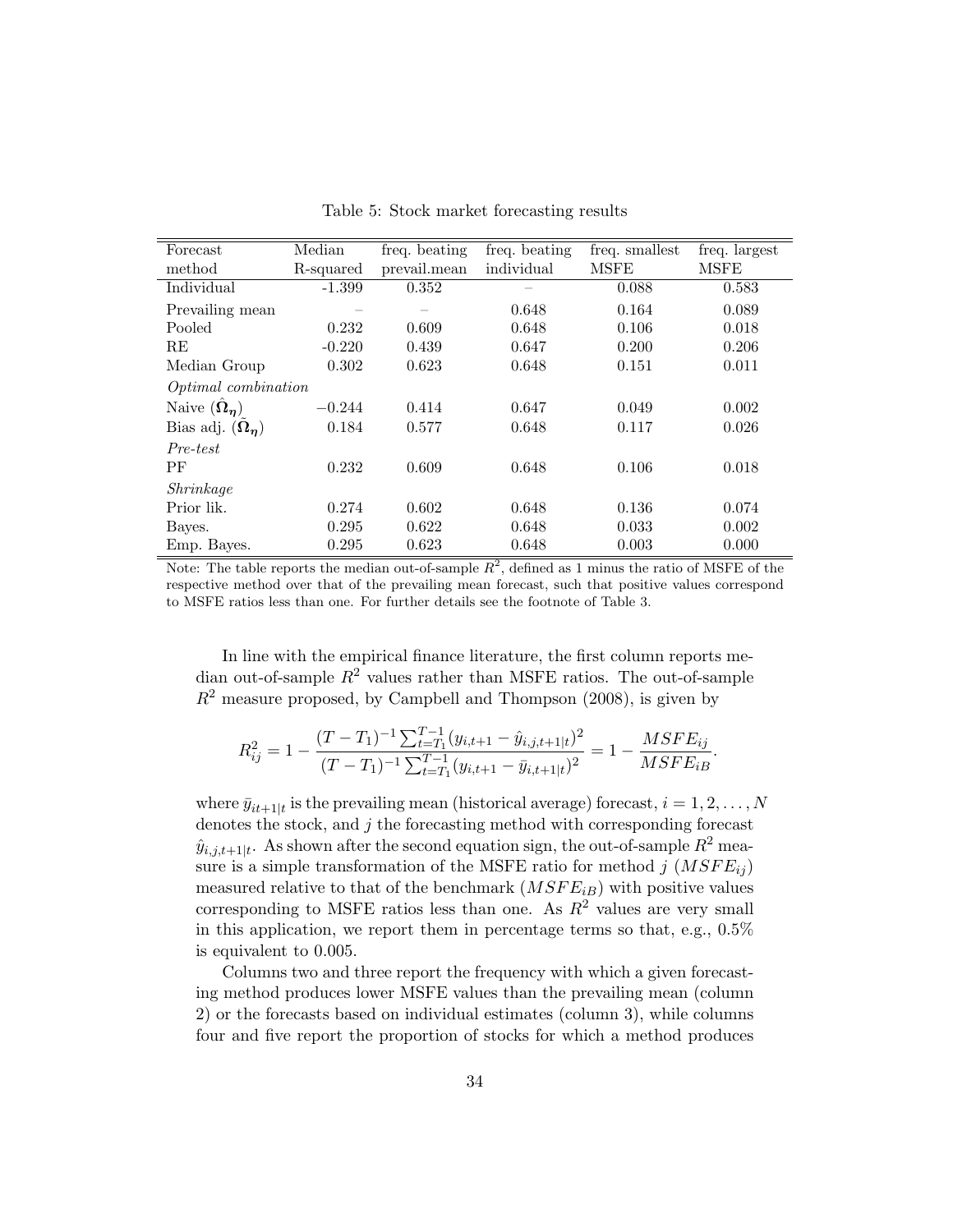Table 5: Stock market forecasting results

| Forecast method | Median R-squared | freq. beating prevail.mean | freq. beating individual | freq. smallest MSFE | freq. largest MSFE |
|---|---|---|---|---|---|
| Individual | -1.399 | 0.352 | – | 0.088 | 0.583 |
| Prevailing mean | – | – | 0.648 | 0.164 | 0.089 |
| Pooled | 0.232 | 0.609 | 0.648 | 0.106 | 0.018 |
| RE | -0.220 | 0.439 | 0.647 | 0.200 | 0.206 |
| Median Group | 0.302 | 0.623 | 0.648 | 0.151 | 0.011 |
| *Optimal combination* | | | | | |
| Naive ($\hat{\mathbf{\Omega}}_{\boldsymbol{\eta}}$) | $-0.244$ | 0.414 | 0.647 | 0.049 | 0.002 |
| Bias adj. ($\tilde{\mathbf{\Omega}}_{\boldsymbol{\eta}}$) | 0.184 | 0.577 | 0.648 | 0.117 | 0.026 |
| *Pre-test* | | | | | |
| PF | 0.232 | 0.609 | 0.648 | 0.106 | 0.018 |
| *Shrinkage* | | | | | |
| Prior lik. | 0.274 | 0.602 | 0.648 | 0.136 | 0.074 |
| Bayes. | 0.295 | 0.622 | 0.648 | 0.033 | 0.002 |
| Emp. Bayes. | 0.295 | 0.623 | 0.648 | 0.003 | 0.000 |

Note: The table reports the median out-of-sample $R^2$, defined as 1 minus the ratio of MSFE of the respective method over that of the prevailing mean forecast, such that positive values correspond to MSFE ratios less than one. For further details see the footnote of Table 3.

In line with the empirical finance literature, the first column reports median out-of-sample $R^2$ values rather than MSFE ratios. The out-of-sample $R^2$ measure proposed, by Campbell and Thompson (2008), is given by

$$R^2_{ij} = 1 - \frac{(T-T_1)^{-1}\sum_{t=T_1}^{T-1}(y_{i,t+1} - \hat{y}_{i,j,t+1|t})^2}{(T-T_1)^{-1}\sum_{t=T_1}^{T-1}(y_{i,t+1} - \bar{y}_{i,t+1|t})^2} = 1 - \frac{MSFE_{ij}}{MSFE_{iB}}.$$

where $\bar{y}_{it+1|t}$ is the prevailing mean (historical average) forecast, $i = 1, 2, \ldots, N$ denotes the stock, and $j$ the forecasting method with corresponding forecast $\hat{y}_{i,j,t+1|t}$. As shown after the second equation sign, the out-of-sample $R^2$ measure is a simple transformation of the MSFE ratio for method $j$ ($MSFE_{ij}$) measured relative to that of the benchmark ($MSFE_{iB}$) with positive values corresponding to MSFE ratios less than one. As $R^2$ values are very small in this application, we report them in percentage terms so that, e.g., 0.5% is equivalent to 0.005.

Columns two and three report the frequency with which a given forecasting method produces lower MSFE values than the prevailing mean (column 2) or the forecasts based on individual estimates (column 3), while columns four and five report the proportion of stocks for which a method produces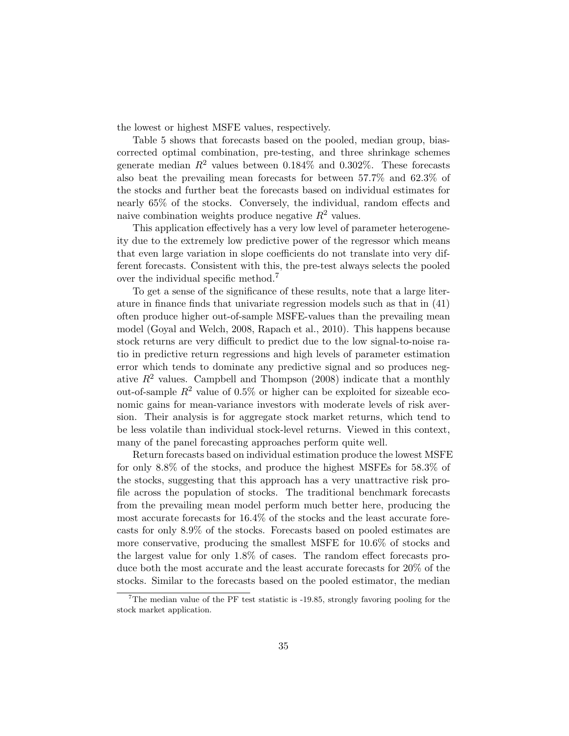the lowest or highest MSFE values, respectively.

Table 5 shows that forecasts based on the pooled, median group, bias-corrected optimal combination, pre-testing, and three shrinkage schemes generate median $R^2$ values between 0.184% and 0.302%. These forecasts also beat the prevailing mean forecasts for between 57.7% and 62.3% of the stocks and further beat the forecasts based on individual estimates for nearly 65% of the stocks. Conversely, the individual, random effects and naive combination weights produce negative $R^2$ values.

This application effectively has a very low level of parameter heterogeneity due to the extremely low predictive power of the regressor which means that even large variation in slope coefficients do not translate into very different forecasts. Consistent with this, the pre-test always selects the pooled over the individual specific method.[7]

To get a sense of the significance of these results, note that a large literature in finance finds that univariate regression models such as that in (41) often produce higher out-of-sample MSFE-values than the prevailing mean model (Goyal and Welch, 2008, Rapach et al., 2010). This happens because stock returns are very difficult to predict due to the low signal-to-noise ratio in predictive return regressions and high levels of parameter estimation error which tends to dominate any predictive signal and so produces negative $R^2$ values. Campbell and Thompson (2008) indicate that a monthly out-of-sample $R^2$ value of 0.5% or higher can be exploited for sizeable economic gains for mean-variance investors with moderate levels of risk aversion. Their analysis is for aggregate stock market returns, which tend to be less volatile than individual stock-level returns. Viewed in this context, many of the panel forecasting approaches perform quite well.

Return forecasts based on individual estimation produce the lowest MSFE for only 8.8% of the stocks, and produce the highest MSFEs for 58.3% of the stocks, suggesting that this approach has a very unattractive risk profile across the population of stocks. The traditional benchmark forecasts from the prevailing mean model perform much better here, producing the most accurate forecasts for 16.4% of the stocks and the least accurate forecasts for only 8.9% of the stocks. Forecasts based on pooled estimates are more conservative, producing the smallest MSFE for 10.6% of stocks and the largest value for only 1.8% of cases. The random effect forecasts produce both the most accurate and the least accurate forecasts for 20% of the stocks. Similar to the forecasts based on the pooled estimator, the median

[7] The median value of the PF test statistic is -19.85, strongly favoring pooling for the stock market application.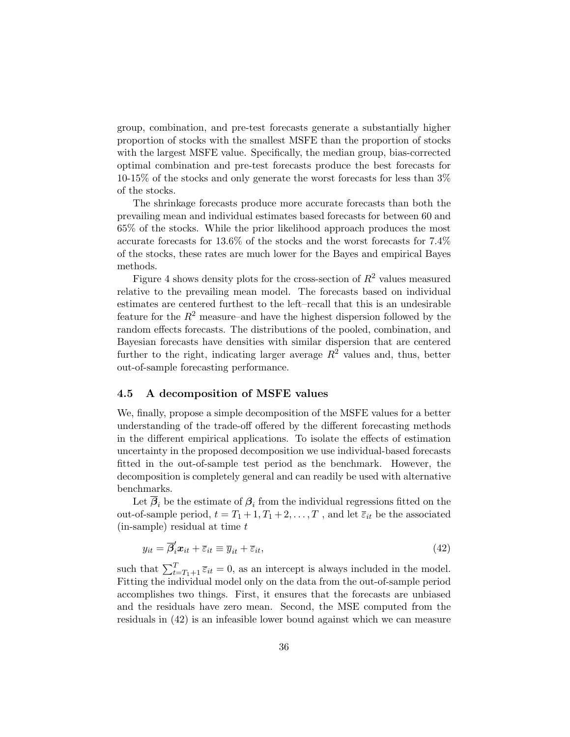group, combination, and pre-test forecasts generate a substantially higher proportion of stocks with the smallest MSFE than the proportion of stocks with the largest MSFE value. Specifically, the median group, bias-corrected optimal combination and pre-test forecasts produce the best forecasts for 10-15% of the stocks and only generate the worst forecasts for less than 3% of the stocks.

The shrinkage forecasts produce more accurate forecasts than both the prevailing mean and individual estimates based forecasts for between 60 and 65% of the stocks. While the prior likelihood approach produces the most accurate forecasts for 13.6% of the stocks and the worst forecasts for 7.4% of the stocks, these rates are much lower for the Bayes and empirical Bayes methods.

Figure 4 shows density plots for the cross-section of $R^2$ values measured relative to the prevailing mean model. The forecasts based on individual estimates are centered furthest to the left–recall that this is an undesirable feature for the $R^2$ measure–and have the highest dispersion followed by the random effects forecasts. The distributions of the pooled, combination, and Bayesian forecasts have densities with similar dispersion that are centered further to the right, indicating larger average $R^2$ values and, thus, better out-of-sample forecasting performance.

### 4.5 A decomposition of MSFE values

We, finally, propose a simple decomposition of the MSFE values for a better understanding of the trade-off offered by the different forecasting methods in the different empirical applications. To isolate the effects of estimation uncertainty in the proposed decomposition we use individual-based forecasts fitted in the out-of-sample test period as the benchmark. However, the decomposition is completely general and can readily be used with alternative benchmarks.

Let $\overline{\boldsymbol{\beta}}_i$ be the estimate of $\boldsymbol{\beta}_i$ from the individual regressions fitted on the out-of-sample period, $t = T_1 + 1, T_1 + 2, \ldots, T$ , and let $\overline{\varepsilon}_{it}$ be the associated (in-sample) residual at time $t$

$$y_{it} = \overline{\boldsymbol{\beta}}_i' \boldsymbol{x}_{it} + \overline{\varepsilon}_{it} \equiv \overline{y}_{it} + \overline{\varepsilon}_{it}, \tag{42}$$

such that $\sum_{t=T_1+1}^{T} \overline{\varepsilon}_{it} = 0$, as an intercept is always included in the model. Fitting the individual model only on the data from the out-of-sample period accomplishes two things. First, it ensures that the forecasts are unbiased and the residuals have zero mean. Second, the MSE computed from the residuals in (42) is an infeasible lower bound against which we can measure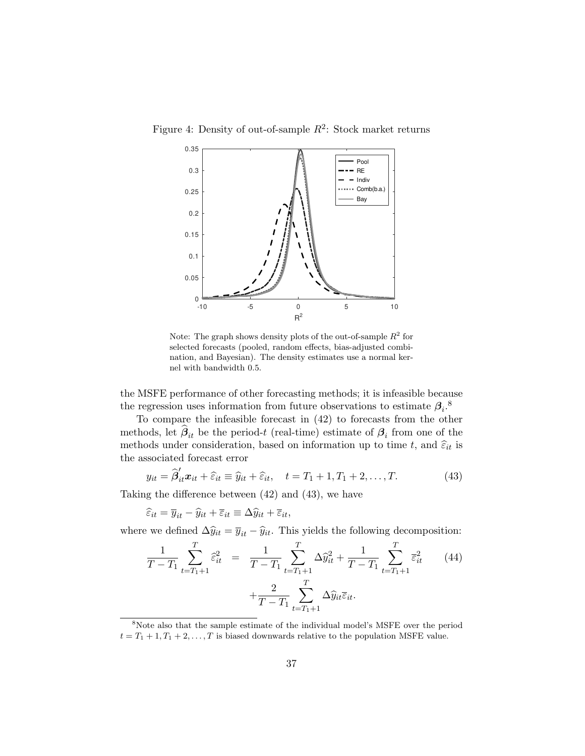Figure 4: Density of out-of-sample $R^2$: Stock market returns

Note: The graph shows density plots of the out-of-sample $R^2$ for selected forecasts (pooled, random effects, bias-adjusted combination, and Bayesian). The density estimates use a normal kernel with bandwidth 0.5.

the MSFE performance of other forecasting methods; it is infeasible because the regression uses information from future observations to estimate $\boldsymbol{\beta}_i$.[8]

To compare the infeasible forecast in (42) to forecasts from the other methods, let $\widehat{\boldsymbol{\beta}}_{it}$ be the period-$t$ (real-time) estimate of $\boldsymbol{\beta}_i$ from one of the methods under consideration, based on information up to time $t$, and $\widehat{\varepsilon}_{it}$ is the associated forecast error

$$y_{it} = \widehat{\boldsymbol{\beta}}_{it}' \boldsymbol{x}_{it} + \widehat{\varepsilon}_{it} \equiv \widehat{y}_{it} + \widehat{\varepsilon}_{it}, \quad t = T_1 + 1, T_1 + 2, \ldots, T. \tag{43}$$

Taking the difference between (42) and (43), we have

$$\widehat{\varepsilon}_{it} = \overline{y}_{it} - \widehat{y}_{it} + \overline{\varepsilon}_{it} \equiv \Delta \widehat{y}_{it} + \overline{\varepsilon}_{it},$$

where we defined $\Delta \widehat{y}_{it} = \overline{y}_{it} - \widehat{y}_{it}$. This yields the following decomposition:

$$\frac{1}{T - T_1} \sum_{t=T_1+1}^{T} \widehat{\varepsilon}_{it}^2 = \frac{1}{T - T_1} \sum_{t=T_1+1}^{T} \Delta \widehat{y}_{it}^2 + \frac{1}{T - T_1} \sum_{t=T_1+1}^{T} \overline{\varepsilon}_{it}^2 + \frac{2}{T - T_1} \sum_{t=T_1+1}^{T} \Delta \widehat{y}_{it} \overline{\varepsilon}_{it}. \tag{44}$$

[8] Note also that the sample estimate of the individual model's MSFE over the period $t = T_1 + 1, T_1 + 2, \ldots, T$ is biased downwards relative to the population MSFE value.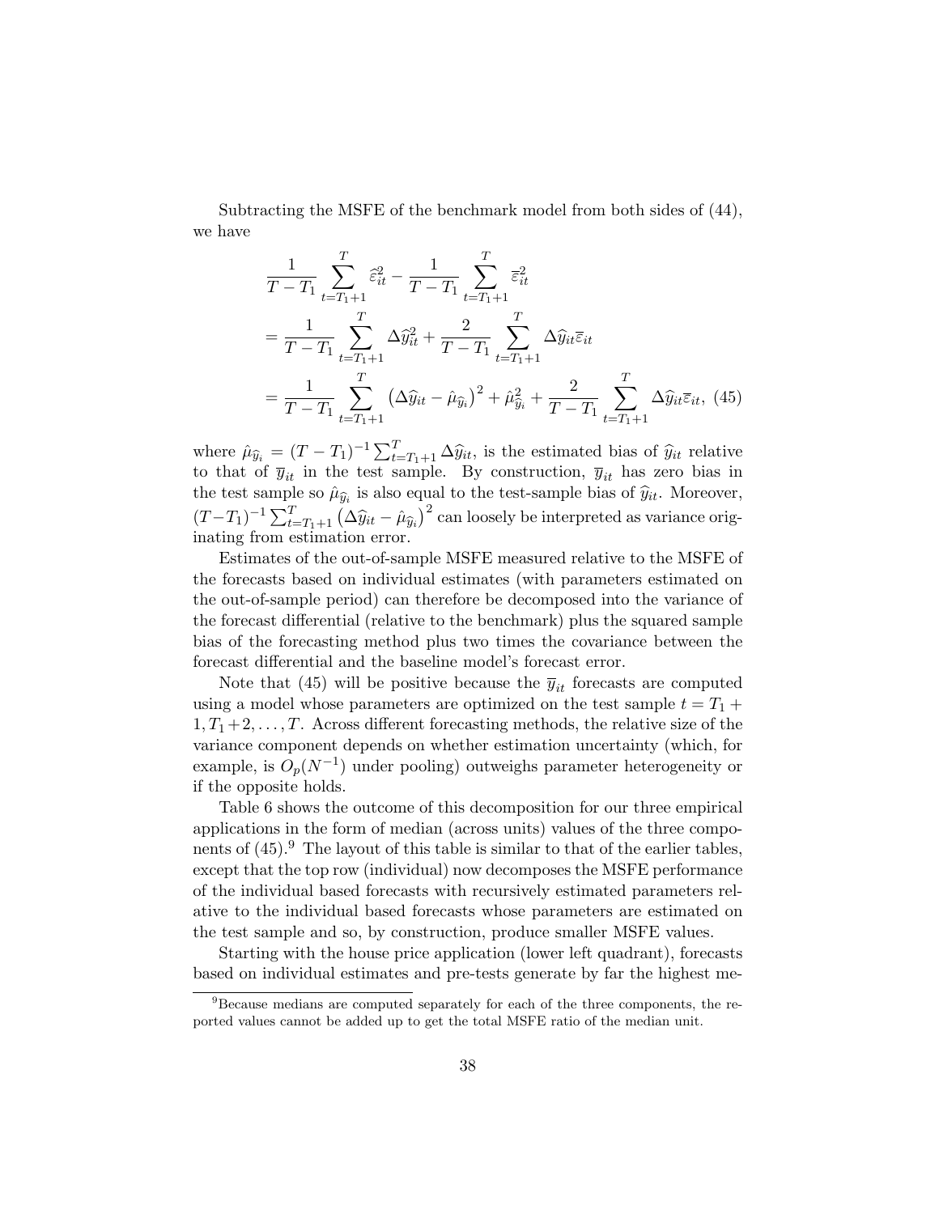Subtracting the MSFE of the benchmark model from both sides of (44), we have

$$
\begin{aligned}
&\frac{1}{T-T_1}\sum_{t=T_1+1}^{T}\widehat{\varepsilon}_{it}^2-\frac{1}{T-T_1}\sum_{t=T_1+1}^{T}\overline{\varepsilon}_{it}^2\\
&=\frac{1}{T-T_1}\sum_{t=T_1+1}^{T}\Delta\widehat{y}_{it}^2+\frac{2}{T-T_1}\sum_{t=T_1+1}^{T}\Delta\widehat{y}_{it}\overline{\varepsilon}_{it}\\
&=\frac{1}{T-T_1}\sum_{t=T_1+1}^{T}\left(\Delta\widehat{y}_{it}-\hat{\mu}_{\widehat{y}_i}\right)^2+\hat{\mu}_{\widehat{y}_i}^2+\frac{2}{T-T_1}\sum_{t=T_1+1}^{T}\Delta\widehat{y}_{it}\overline{\varepsilon}_{it}, \quad (45)
\end{aligned}
$$

where $\hat{\mu}_{\widehat{y}_i}=(T-T_1)^{-1}\sum_{t=T_1+1}^{T}\Delta\widehat{y}_{it}$, is the estimated bias of $\widehat{y}_{it}$ relative to that of $\overline{y}_{it}$ in the test sample. By construction, $\overline{y}_{it}$ has zero bias in the test sample so $\hat{\mu}_{\widehat{y}_i}$ is also equal to the test-sample bias of $\widehat{y}_{it}$. Moreover, $(T-T_1)^{-1}\sum_{t=T_1+1}^{T}\left(\Delta\widehat{y}_{it}-\hat{\mu}_{\widehat{y}_i}\right)^2$ can loosely be interpreted as variance originating from estimation error.

Estimates of the out-of-sample MSFE measured relative to the MSFE of the forecasts based on individual estimates (with parameters estimated on the out-of-sample period) can therefore be decomposed into the variance of the forecast differential (relative to the benchmark) plus the squared sample bias of the forecasting method plus two times the covariance between the forecast differential and the baseline model's forecast error.

Note that (45) will be positive because the $\overline{y}_{it}$ forecasts are computed using a model whose parameters are optimized on the test sample $t=T_1+1, T_1+2,\ldots,T$. Across different forecasting methods, the relative size of the variance component depends on whether estimation uncertainty (which, for example, is $O_p(N^{-1})$ under pooling) outweighs parameter heterogeneity or if the opposite holds.

Table 6 shows the outcome of this decomposition for our three empirical applications in the form of median (across units) values of the three components of (45).[9] The layout of this table is similar to that of the earlier tables, except that the top row (individual) now decomposes the MSFE performance of the individual based forecasts with recursively estimated parameters relative to the individual based forecasts whose parameters are estimated on the test sample and so, by construction, produce smaller MSFE values.

Starting with the house price application (lower left quadrant), forecasts based on individual estimates and pre-tests generate by far the highest me-

[9] Because medians are computed separately for each of the three components, the reported values cannot be added up to get the total MSFE ratio of the median unit.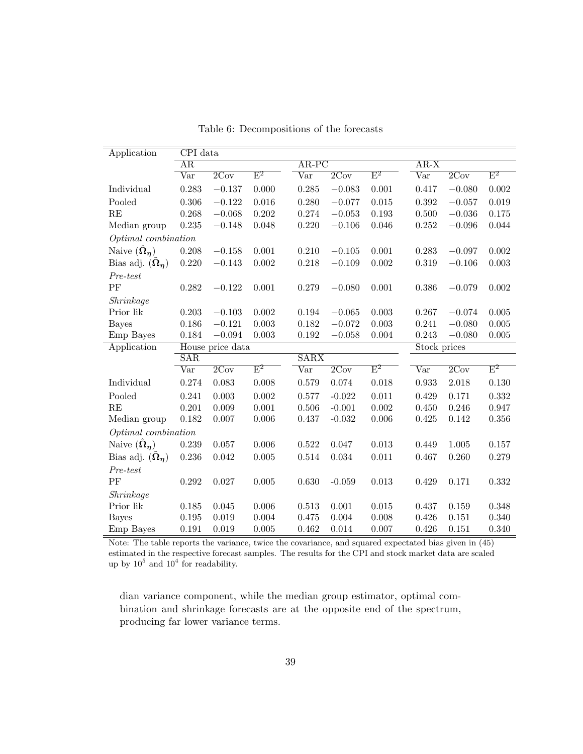Table 6: Decompositions of the forecasts

| Application | CPI data | | | | | | | | |
|---|---|---|---|---|---|---|---|---|---|
| | AR | | | AR-PC | | | AR-X | | |
| | Var | 2Cov | $E^2$ | Var | 2Cov | $E^2$ | Var | 2Cov | $E^2$ |
| Individual | 0.283 | $-0.137$ | 0.000 | 0.285 | $-0.083$ | 0.001 | 0.417 | $-0.080$ | 0.002 |
| Pooled | 0.306 | $-0.122$ | 0.016 | 0.280 | $-0.077$ | 0.015 | 0.392 | $-0.057$ | 0.019 |
| RE | 0.268 | $-0.068$ | 0.202 | 0.274 | $-0.053$ | 0.193 | 0.500 | $-0.036$ | 0.175 |
| Median group | 0.235 | $-0.148$ | 0.048 | 0.220 | $-0.106$ | 0.046 | 0.252 | $-0.096$ | 0.044 |
| *Optimal combination* | | | | | | | | | |
| Naive ($\hat{\boldsymbol{\Omega}}_{\boldsymbol{\eta}}$) | 0.208 | $-0.158$ | 0.001 | 0.210 | $-0.105$ | 0.001 | 0.283 | $-0.097$ | 0.002 |
| Bias adj. ($\tilde{\boldsymbol{\Omega}}_{\boldsymbol{\eta}}$) | 0.220 | $-0.143$ | 0.002 | 0.218 | $-0.109$ | 0.002 | 0.319 | $-0.106$ | 0.003 |
| *Pre-test* | | | | | | | | | |
| PF | 0.282 | $-0.122$ | 0.001 | 0.279 | $-0.080$ | 0.001 | 0.386 | $-0.079$ | 0.002 |
| *Shrinkage* | | | | | | | | | |
| Prior lik | 0.203 | $-0.103$ | 0.002 | 0.194 | $-0.065$ | 0.003 | 0.267 | $-0.074$ | 0.005 |
| Bayes | 0.186 | $-0.121$ | 0.003 | 0.182 | $-0.072$ | 0.003 | 0.241 | $-0.080$ | 0.005 |
| Emp Bayes | 0.184 | $-0.094$ | 0.003 | 0.192 | $-0.058$ | 0.004 | 0.243 | $-0.080$ | 0.005 |
| Application | House price data | | | | | | Stock prices | | |
| | SAR | | | SARX | | | | | |
| | Var | 2Cov | $E^2$ | Var | 2Cov | $E^2$ | Var | 2Cov | $E^2$ |
| Individual | 0.274 | 0.083 | 0.008 | 0.579 | 0.074 | 0.018 | 0.933 | 2.018 | 0.130 |
| Pooled | 0.241 | 0.003 | 0.002 | 0.577 | -0.022 | 0.011 | 0.429 | 0.171 | 0.332 |
| RE | 0.201 | 0.009 | 0.001 | 0.506 | -0.001 | 0.002 | 0.450 | 0.246 | 0.947 |
| Median group | 0.182 | 0.007 | 0.006 | 0.437 | -0.032 | 0.006 | 0.425 | 0.142 | 0.356 |
| *Optimal combination* | | | | | | | | | |
| Naive ($\hat{\boldsymbol{\Omega}}_{\boldsymbol{\eta}}$) | 0.239 | 0.057 | 0.006 | 0.522 | 0.047 | 0.013 | 0.449 | 1.005 | 0.157 |
| Bias adj. ($\tilde{\boldsymbol{\Omega}}_{\boldsymbol{\eta}}$) | 0.236 | 0.042 | 0.005 | 0.514 | 0.034 | 0.011 | 0.467 | 0.260 | 0.279 |
| *Pre-test* | | | | | | | | | |
| PF | 0.292 | 0.027 | 0.005 | 0.630 | -0.059 | 0.013 | 0.429 | 0.171 | 0.332 |
| *Shrinkage* | | | | | | | | | |
| Prior lik | 0.185 | 0.045 | 0.006 | 0.513 | 0.001 | 0.015 | 0.437 | 0.159 | 0.348 |
| Bayes | 0.195 | 0.019 | 0.004 | 0.475 | 0.004 | 0.008 | 0.426 | 0.151 | 0.340 |
| Emp Bayes | 0.191 | 0.019 | 0.005 | 0.462 | 0.014 | 0.007 | 0.426 | 0.151 | 0.340 |

Note: The table reports the variance, twice the covariance, and squared expectated bias given in (45) estimated in the respective forecast samples. The results for the CPI and stock market data are scaled up by $10^5$ and $10^4$ for readability.

dian variance component, while the median group estimator, optimal combination and shrinkage forecasts are at the opposite end of the spectrum, producing far lower variance terms.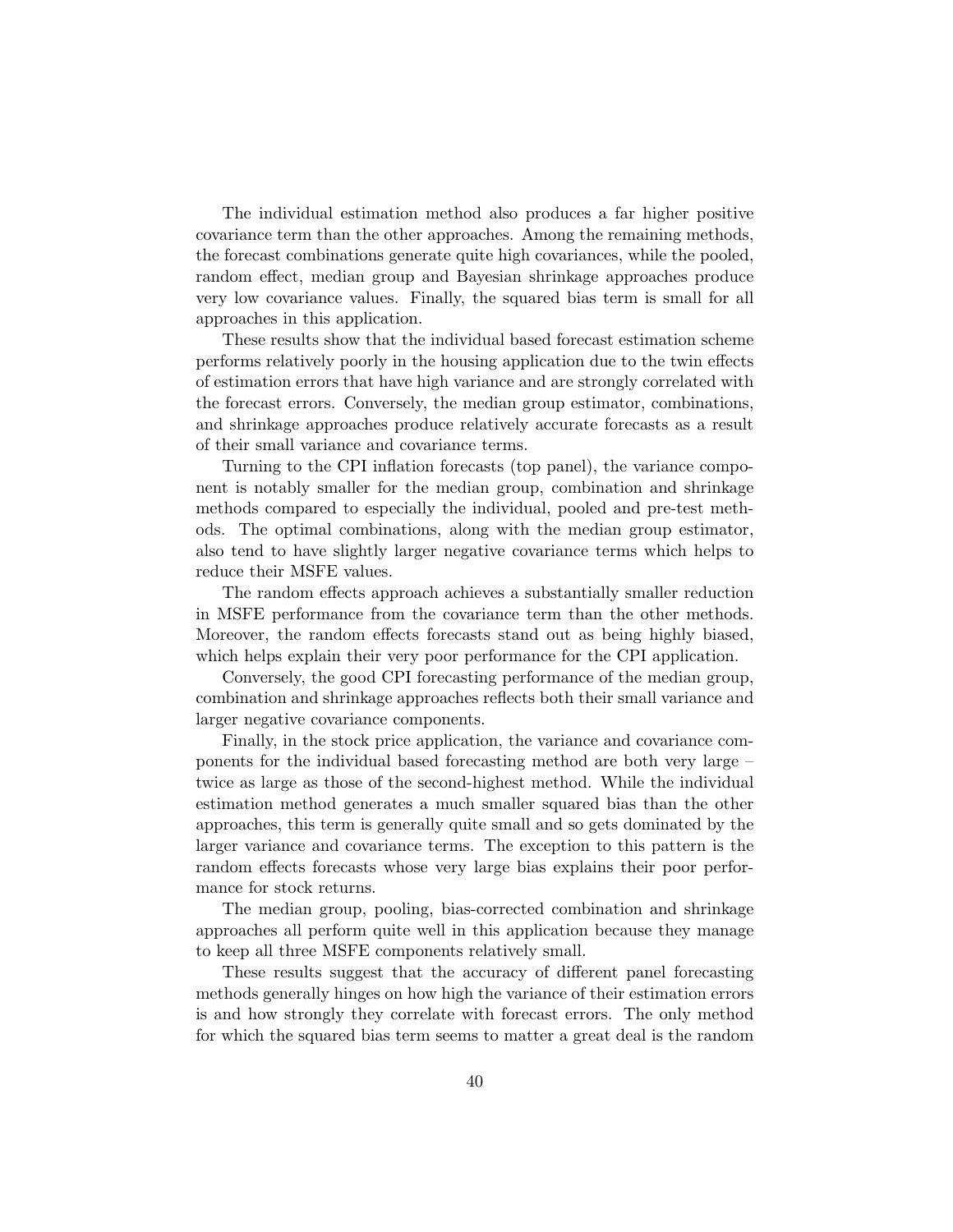The individual estimation method also produces a far higher positive covariance term than the other approaches. Among the remaining methods, the forecast combinations generate quite high covariances, while the pooled, random effect, median group and Bayesian shrinkage approaches produce very low covariance values. Finally, the squared bias term is small for all approaches in this application.

These results show that the individual based forecast estimation scheme performs relatively poorly in the housing application due to the twin effects of estimation errors that have high variance and are strongly correlated with the forecast errors. Conversely, the median group estimator, combinations, and shrinkage approaches produce relatively accurate forecasts as a result of their small variance and covariance terms.

Turning to the CPI inflation forecasts (top panel), the variance component is notably smaller for the median group, combination and shrinkage methods compared to especially the individual, pooled and pre-test methods. The optimal combinations, along with the median group estimator, also tend to have slightly larger negative covariance terms which helps to reduce their MSFE values.

The random effects approach achieves a substantially smaller reduction in MSFE performance from the covariance term than the other methods. Moreover, the random effects forecasts stand out as being highly biased, which helps explain their very poor performance for the CPI application.

Conversely, the good CPI forecasting performance of the median group, combination and shrinkage approaches reflects both their small variance and larger negative covariance components.

Finally, in the stock price application, the variance and covariance components for the individual based forecasting method are both very large – twice as large as those of the second-highest method. While the individual estimation method generates a much smaller squared bias than the other approaches, this term is generally quite small and so gets dominated by the larger variance and covariance terms. The exception to this pattern is the random effects forecasts whose very large bias explains their poor performance for stock returns.

The median group, pooling, bias-corrected combination and shrinkage approaches all perform quite well in this application because they manage to keep all three MSFE components relatively small.

These results suggest that the accuracy of different panel forecasting methods generally hinges on how high the variance of their estimation errors is and how strongly they correlate with forecast errors. The only method for which the squared bias term seems to matter a great deal is the random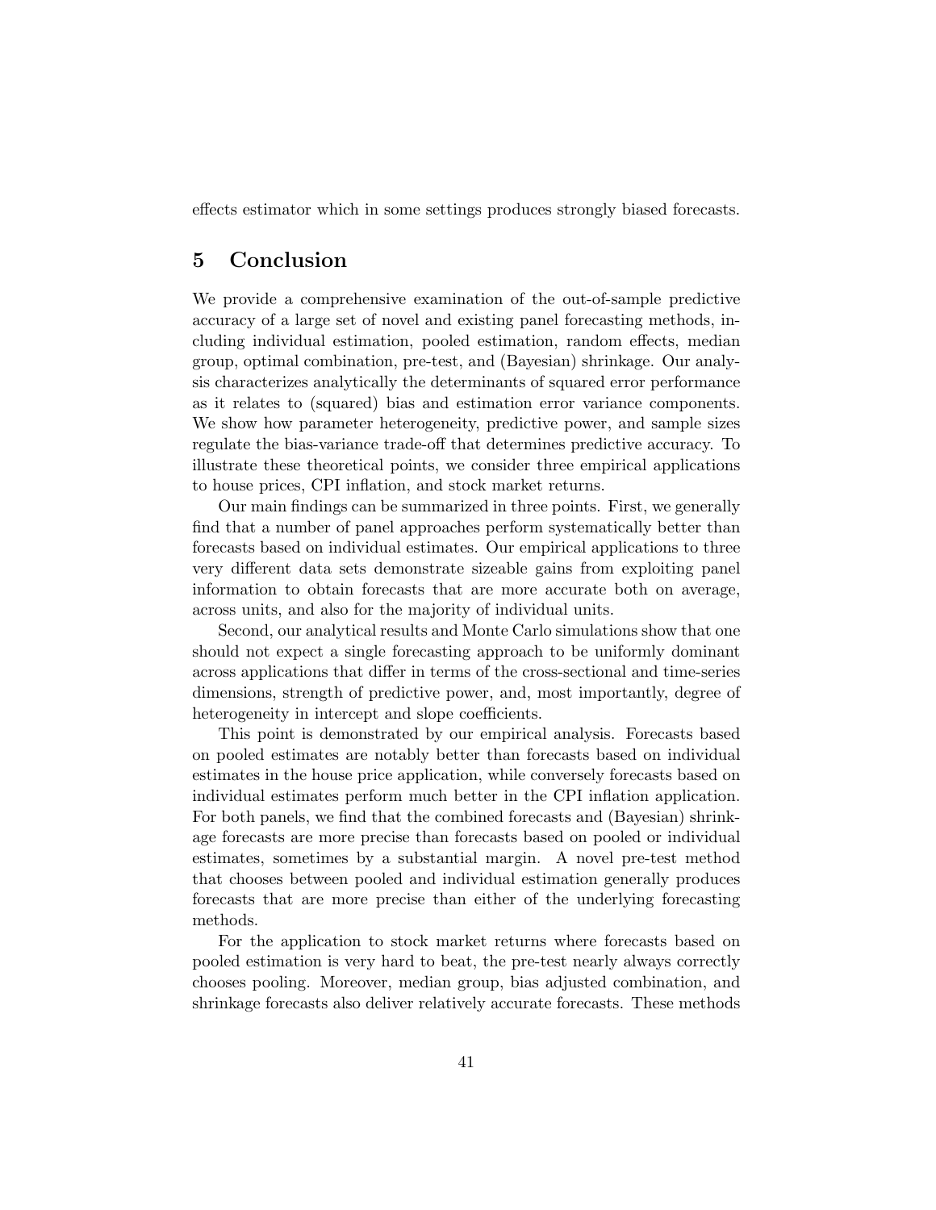effects estimator which in some settings produces strongly biased forecasts.

## 5 Conclusion

We provide a comprehensive examination of the out-of-sample predictive accuracy of a large set of novel and existing panel forecasting methods, including individual estimation, pooled estimation, random effects, median group, optimal combination, pre-test, and (Bayesian) shrinkage. Our analysis characterizes analytically the determinants of squared error performance as it relates to (squared) bias and estimation error variance components. We show how parameter heterogeneity, predictive power, and sample sizes regulate the bias-variance trade-off that determines predictive accuracy. To illustrate these theoretical points, we consider three empirical applications to house prices, CPI inflation, and stock market returns.

Our main findings can be summarized in three points. First, we generally find that a number of panel approaches perform systematically better than forecasts based on individual estimates. Our empirical applications to three very different data sets demonstrate sizeable gains from exploiting panel information to obtain forecasts that are more accurate both on average, across units, and also for the majority of individual units.

Second, our analytical results and Monte Carlo simulations show that one should not expect a single forecasting approach to be uniformly dominant across applications that differ in terms of the cross-sectional and time-series dimensions, strength of predictive power, and, most importantly, degree of heterogeneity in intercept and slope coefficients.

This point is demonstrated by our empirical analysis. Forecasts based on pooled estimates are notably better than forecasts based on individual estimates in the house price application, while conversely forecasts based on individual estimates perform much better in the CPI inflation application. For both panels, we find that the combined forecasts and (Bayesian) shrinkage forecasts are more precise than forecasts based on pooled or individual estimates, sometimes by a substantial margin. A novel pre-test method that chooses between pooled and individual estimation generally produces forecasts that are more precise than either of the underlying forecasting methods.

For the application to stock market returns where forecasts based on pooled estimation is very hard to beat, the pre-test nearly always correctly chooses pooling. Moreover, median group, bias adjusted combination, and shrinkage forecasts also deliver relatively accurate forecasts. These methods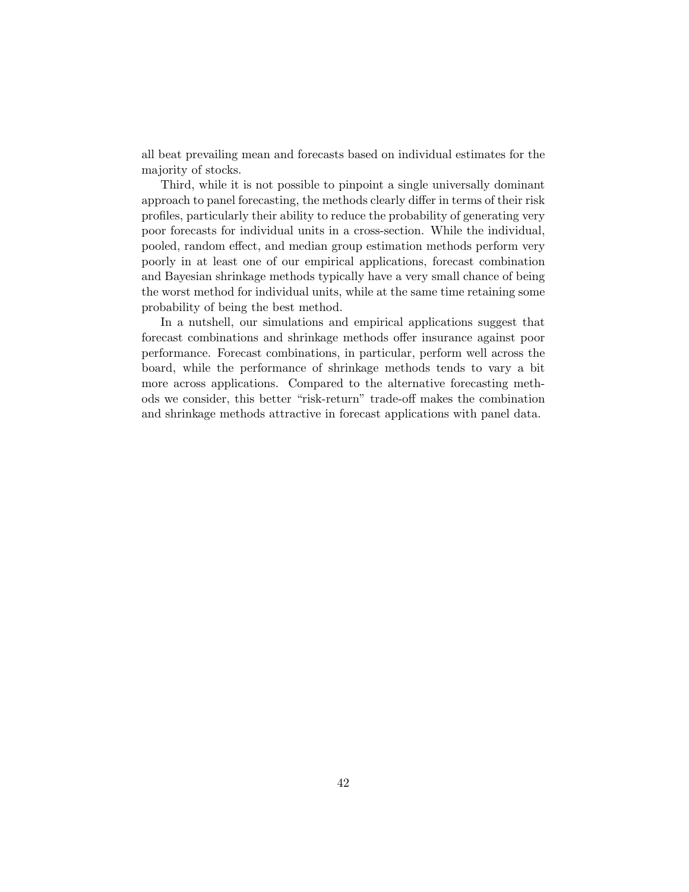all beat prevailing mean and forecasts based on individual estimates for the majority of stocks.

Third, while it is not possible to pinpoint a single universally dominant approach to panel forecasting, the methods clearly differ in terms of their risk profiles, particularly their ability to reduce the probability of generating very poor forecasts for individual units in a cross-section. While the individual, pooled, random effect, and median group estimation methods perform very poorly in at least one of our empirical applications, forecast combination and Bayesian shrinkage methods typically have a very small chance of being the worst method for individual units, while at the same time retaining some probability of being the best method.

In a nutshell, our simulations and empirical applications suggest that forecast combinations and shrinkage methods offer insurance against poor performance. Forecast combinations, in particular, perform well across the board, while the performance of shrinkage methods tends to vary a bit more across applications. Compared to the alternative forecasting methods we consider, this better "risk-return" trade-off makes the combination and shrinkage methods attractive in forecast applications with panel data.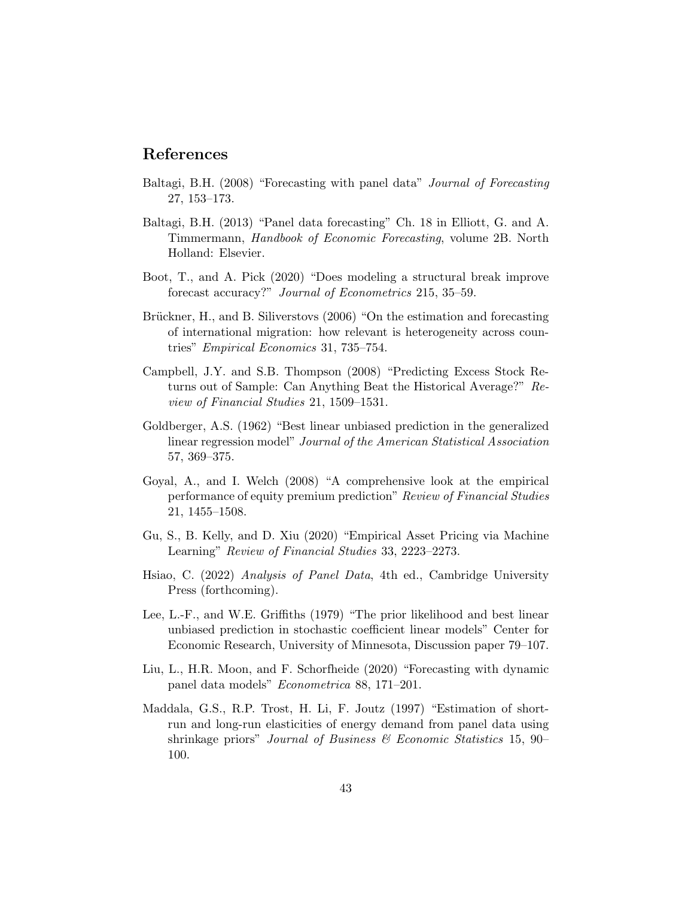## References

Baltagi, B.H. (2008) "Forecasting with panel data" *Journal of Forecasting* 27, 153–173.

Baltagi, B.H. (2013) "Panel data forecasting" Ch. 18 in Elliott, G. and A. Timmermann, *Handbook of Economic Forecasting*, volume 2B. North Holland: Elsevier.

Boot, T., and A. Pick (2020) "Does modeling a structural break improve forecast accuracy?" *Journal of Econometrics* 215, 35–59.

Brückner, H., and B. Siliverstovs (2006) "On the estimation and forecasting of international migration: how relevant is heterogeneity across countries" *Empirical Economics* 31, 735–754.

Campbell, J.Y. and S.B. Thompson (2008) "Predicting Excess Stock Returns out of Sample: Can Anything Beat the Historical Average?" *Review of Financial Studies* 21, 1509–1531.

Goldberger, A.S. (1962) "Best linear unbiased prediction in the generalized linear regression model" *Journal of the American Statistical Association* 57, 369–375.

Goyal, A., and I. Welch (2008) "A comprehensive look at the empirical performance of equity premium prediction" *Review of Financial Studies* 21, 1455–1508.

Gu, S., B. Kelly, and D. Xiu (2020) "Empirical Asset Pricing via Machine Learning" *Review of Financial Studies* 33, 2223–2273.

Hsiao, C. (2022) *Analysis of Panel Data*, 4th ed., Cambridge University Press (forthcoming).

Lee, L.-F., and W.E. Griffiths (1979) "The prior likelihood and best linear unbiased prediction in stochastic coefficient linear models" Center for Economic Research, University of Minnesota, Discussion paper 79–107.

Liu, L., H.R. Moon, and F. Schorfheide (2020) "Forecasting with dynamic panel data models" *Econometrica* 88, 171–201.

Maddala, G.S., R.P. Trost, H. Li, F. Joutz (1997) "Estimation of short-run and long-run elasticities of energy demand from panel data using shrinkage priors" *Journal of Business & Economic Statistics* 15, 90–100.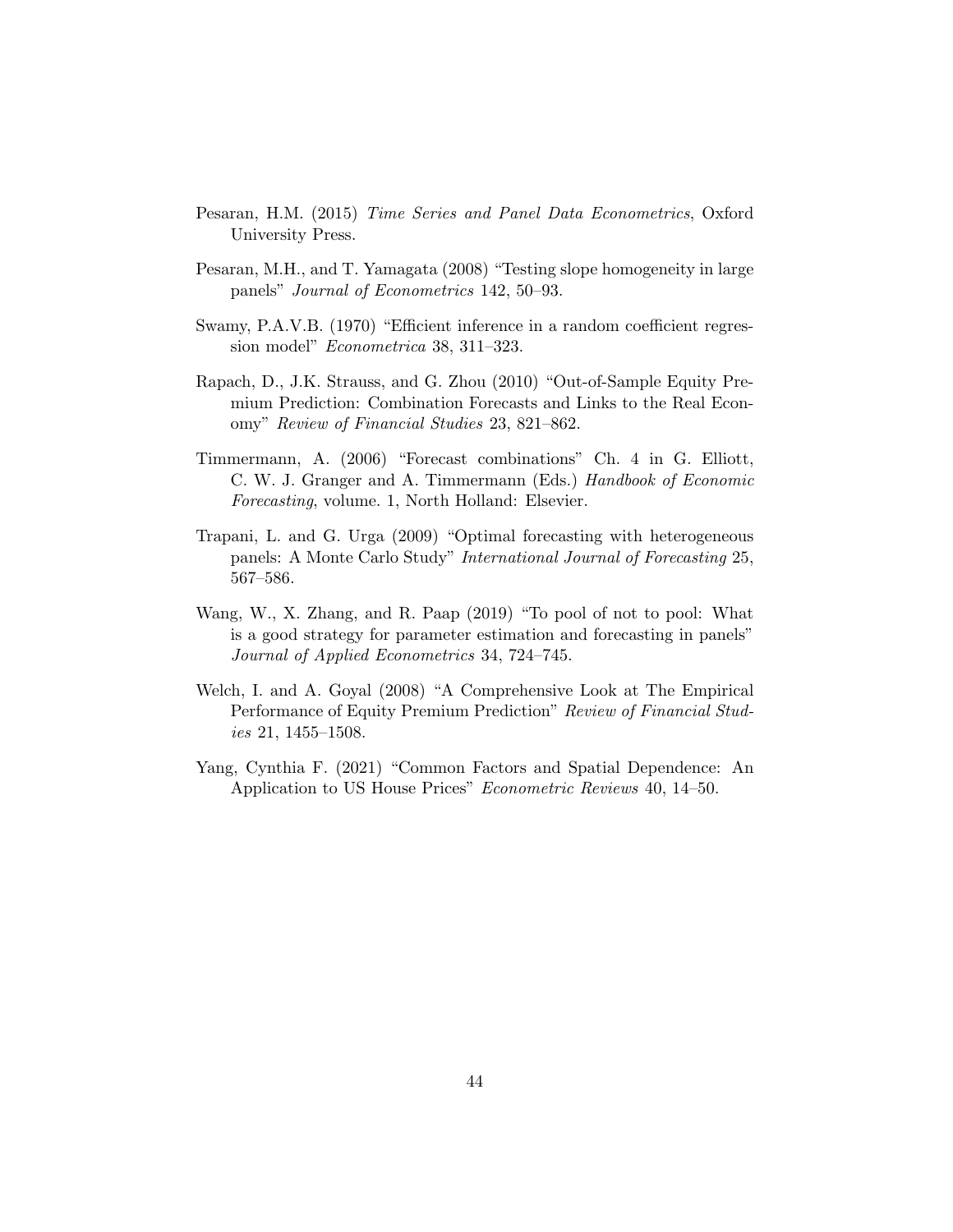Pesaran, H.M. (2015) *Time Series and Panel Data Econometrics*, Oxford University Press.

Pesaran, M.H., and T. Yamagata (2008) "Testing slope homogeneity in large panels" *Journal of Econometrics* 142, 50–93.

Swamy, P.A.V.B. (1970) "Efficient inference in a random coefficient regression model" *Econometrica* 38, 311–323.

Rapach, D., J.K. Strauss, and G. Zhou (2010) "Out-of-Sample Equity Premium Prediction: Combination Forecasts and Links to the Real Economy" *Review of Financial Studies* 23, 821–862.

Timmermann, A. (2006) "Forecast combinations" Ch. 4 in G. Elliott, C. W. J. Granger and A. Timmermann (Eds.) *Handbook of Economic Forecasting*, volume. 1, North Holland: Elsevier.

Trapani, L. and G. Urga (2009) "Optimal forecasting with heterogeneous panels: A Monte Carlo Study" *International Journal of Forecasting* 25, 567–586.

Wang, W., X. Zhang, and R. Paap (2019) "To pool of not to pool: What is a good strategy for parameter estimation and forecasting in panels" *Journal of Applied Econometrics* 34, 724–745.

Welch, I. and A. Goyal (2008) "A Comprehensive Look at The Empirical Performance of Equity Premium Prediction" *Review of Financial Studies* 21, 1455–1508.

Yang, Cynthia F. (2021) "Common Factors and Spatial Dependence: An Application to US House Prices" *Econometric Reviews* 40, 14–50.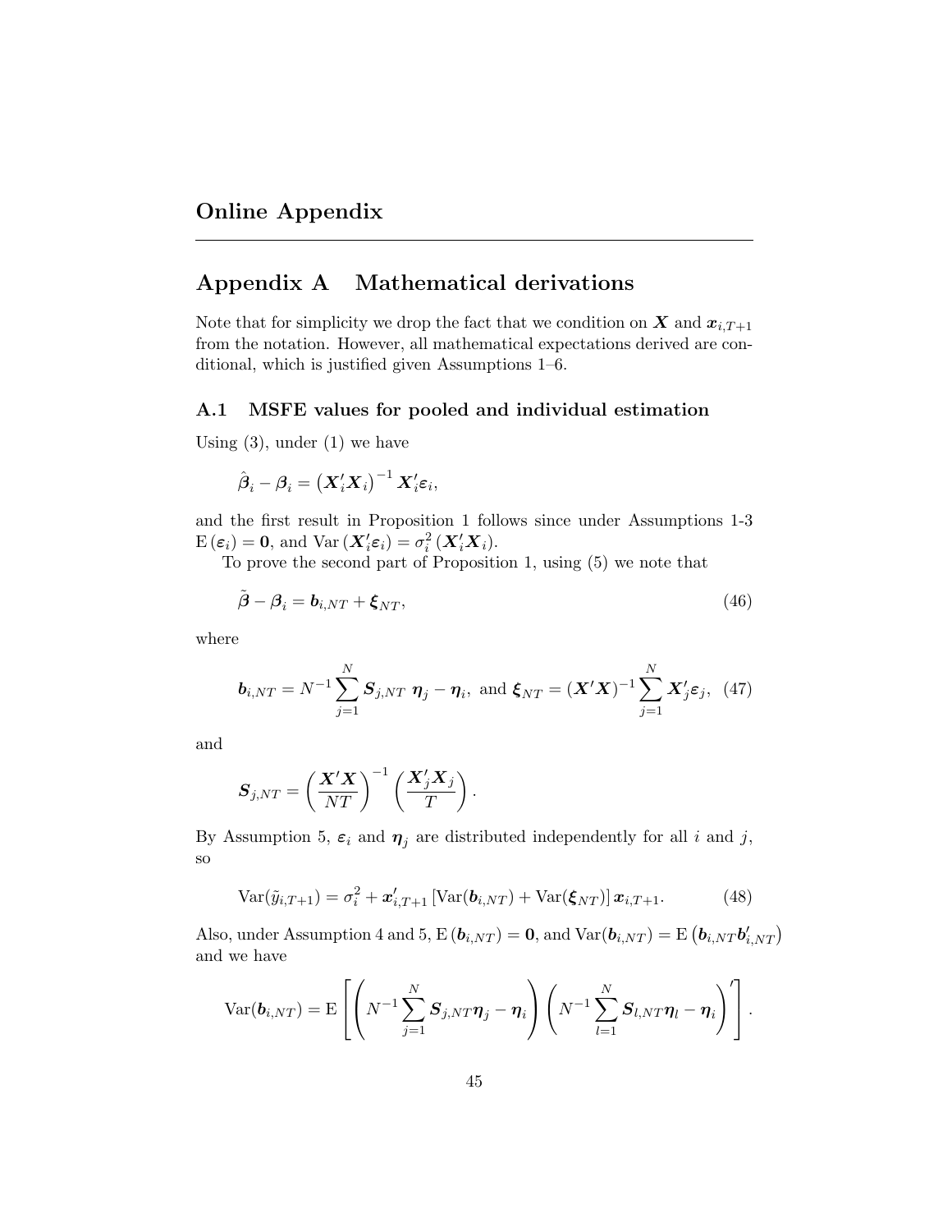# Online Appendix

---

## Appendix A Mathematical derivations

Note that for simplicity we drop the fact that we condition on $\boldsymbol{X}$ and $\boldsymbol{x}_{i,T+1}$ from the notation. However, all mathematical expectations derived are conditional, which is justified given Assumptions 1–6.

### A.1 MSFE values for pooled and individual estimation

Using (3), under (1) we have

$$\hat{\boldsymbol{\beta}}_i - \boldsymbol{\beta}_i = \left(\boldsymbol{X}_i'\boldsymbol{X}_i\right)^{-1}\boldsymbol{X}_i'\boldsymbol{\varepsilon}_i,$$

and the first result in Proposition 1 follows since under Assumptions 1-3 $\mathrm{E}\left(\boldsymbol{\varepsilon}_i\right) = \boldsymbol{0}$, and $\mathrm{Var}\left(\boldsymbol{X}_i'\boldsymbol{\varepsilon}_i\right) = \sigma_i^2\left(\boldsymbol{X}_i'\boldsymbol{X}_i\right)$.

To prove the second part of Proposition 1, using (5) we note that

$$\tilde{\boldsymbol{\beta}} - \boldsymbol{\beta}_i = \boldsymbol{b}_{i,NT} + \boldsymbol{\xi}_{NT}, \tag{46}$$

where

$$\boldsymbol{b}_{i,NT} = N^{-1}\sum_{j=1}^{N}\boldsymbol{S}_{j,NT}\ \boldsymbol{\eta}_j - \boldsymbol{\eta}_i,\ \text{and}\ \boldsymbol{\xi}_{NT} = (\boldsymbol{X}'\boldsymbol{X})^{-1}\sum_{j=1}^{N}\boldsymbol{X}_j'\boldsymbol{\varepsilon}_j, \tag{47}$$

and

$$\boldsymbol{S}_{j,NT} = \left(\frac{\boldsymbol{X}'\boldsymbol{X}}{NT}\right)^{-1}\left(\frac{\boldsymbol{X}_j'\boldsymbol{X}_j}{T}\right).$$

By Assumption 5, $\boldsymbol{\varepsilon}_i$ and $\boldsymbol{\eta}_j$ are distributed independently for all $i$ and $j$, so

$$\mathrm{Var}(\tilde{y}_{i,T+1}) = \sigma_i^2 + \boldsymbol{x}_{i,T+1}'\left[\mathrm{Var}(\boldsymbol{b}_{i,NT}) + \mathrm{Var}(\boldsymbol{\xi}_{NT})\right]\boldsymbol{x}_{i,T+1}. \tag{48}$$

Also, under Assumption 4 and 5, $\mathrm{E}\left(\boldsymbol{b}_{i,NT}\right) = \boldsymbol{0}$, and $\mathrm{Var}(\boldsymbol{b}_{i,NT}) = \mathrm{E}\left(\boldsymbol{b}_{i,NT}\boldsymbol{b}_{i,NT}'\right)$ and we have

$$\mathrm{Var}(\boldsymbol{b}_{i,NT}) = \mathrm{E}\left[\left(N^{-1}\sum_{j=1}^{N}\boldsymbol{S}_{j,NT}\boldsymbol{\eta}_j - \boldsymbol{\eta}_i\right)\left(N^{-1}\sum_{l=1}^{N}\boldsymbol{S}_{l,NT}\boldsymbol{\eta}_l - \boldsymbol{\eta}_i\right)'\right].$$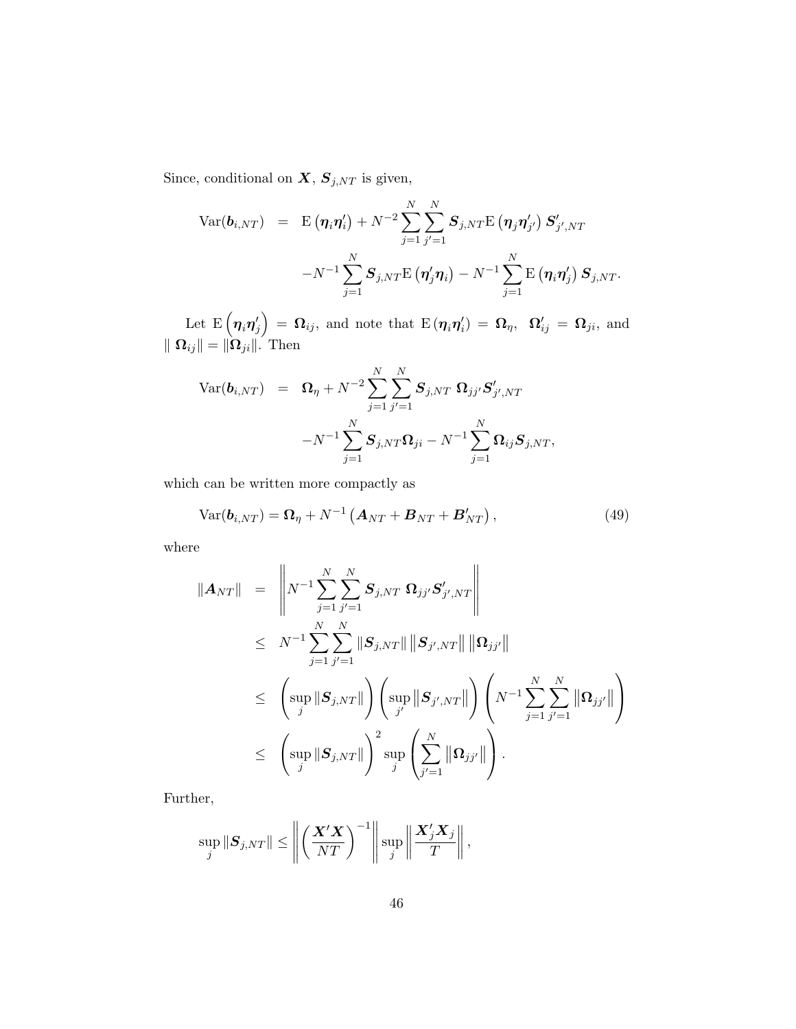Since, conditional on $\boldsymbol{X}$, $\boldsymbol{S}_{j,NT}$ is given,

$$
\begin{aligned}
\mathrm{Var}(\boldsymbol{b}_{i,NT}) &= \mathrm{E}\left(\boldsymbol{\eta}_i\boldsymbol{\eta}_i'\right) + N^{-2}\sum_{j=1}^{N}\sum_{j'=1}^{N}\boldsymbol{S}_{j,NT}\mathrm{E}\left(\boldsymbol{\eta}_j\boldsymbol{\eta}_{j'}'\right)\boldsymbol{S}_{j',NT}' \\
&\quad - N^{-1}\sum_{j=1}^{N}\boldsymbol{S}_{j,NT}\mathrm{E}\left(\boldsymbol{\eta}_j'\boldsymbol{\eta}_i\right) - N^{-1}\sum_{j=1}^{N}\mathrm{E}\left(\boldsymbol{\eta}_i\boldsymbol{\eta}_j'\right)\boldsymbol{S}_{j,NT}.
\end{aligned}
$$

Let $\mathrm{E}\left(\boldsymbol{\eta}_i\boldsymbol{\eta}_j'\right) = \boldsymbol{\Omega}_{ij}$, and note that $\mathrm{E}\left(\boldsymbol{\eta}_i\boldsymbol{\eta}_i'\right) = \boldsymbol{\Omega}_\eta$, $\boldsymbol{\Omega}_{ij}' = \boldsymbol{\Omega}_{ji}$, and $\|\boldsymbol{\Omega}_{ij}\| = \|\boldsymbol{\Omega}_{ji}\|$. Then

$$
\begin{aligned}
\mathrm{Var}(\boldsymbol{b}_{i,NT}) &= \boldsymbol{\Omega}_\eta + N^{-2}\sum_{j=1}^{N}\sum_{j'=1}^{N}\boldsymbol{S}_{j,NT}\,\boldsymbol{\Omega}_{jj'}\boldsymbol{S}_{j',NT}' \\
&\quad - N^{-1}\sum_{j=1}^{N}\boldsymbol{S}_{j,NT}\boldsymbol{\Omega}_{ji} - N^{-1}\sum_{j=1}^{N}\boldsymbol{\Omega}_{ij}\boldsymbol{S}_{j,NT},
\end{aligned}
$$

which can be written more compactly as

$$
\mathrm{Var}(\boldsymbol{b}_{i,NT}) = \boldsymbol{\Omega}_\eta + N^{-1}\left(\boldsymbol{A}_{NT} + \boldsymbol{B}_{NT} + \boldsymbol{B}_{NT}'\right), \tag{49}
$$

where

$$
\begin{aligned}
\|\boldsymbol{A}_{NT}\| &= \left\| N^{-1}\sum_{j=1}^{N}\sum_{j'=1}^{N}\boldsymbol{S}_{j,NT}\,\boldsymbol{\Omega}_{jj'}\boldsymbol{S}_{j',NT}' \right\| \\
&\leq N^{-1}\sum_{j=1}^{N}\sum_{j'=1}^{N}\|\boldsymbol{S}_{j,NT}\|\left\|\boldsymbol{S}_{j',NT}\right\|\left\|\boldsymbol{\Omega}_{jj'}\right\| \\
&\leq \left(\sup_j\|\boldsymbol{S}_{j,NT}\|\right)\left(\sup_{j'}\left\|\boldsymbol{S}_{j',NT}\right\|\right)\left(N^{-1}\sum_{j=1}^{N}\sum_{j'=1}^{N}\left\|\boldsymbol{\Omega}_{jj'}\right\|\right) \\
&\leq \left(\sup_j\|\boldsymbol{S}_{j,NT}\|\right)^2\sup_j\left(\sum_{j'=1}^{N}\left\|\boldsymbol{\Omega}_{jj'}\right\|\right).
\end{aligned}
$$

Further,

$$
\sup_j\|\boldsymbol{S}_{j,NT}\| \leq \left\|\left(\frac{\boldsymbol{X}'\boldsymbol{X}}{NT}\right)^{-1}\right\|\sup_j\left\|\frac{\boldsymbol{X}_j'\boldsymbol{X}_j}{T}\right\|,
$$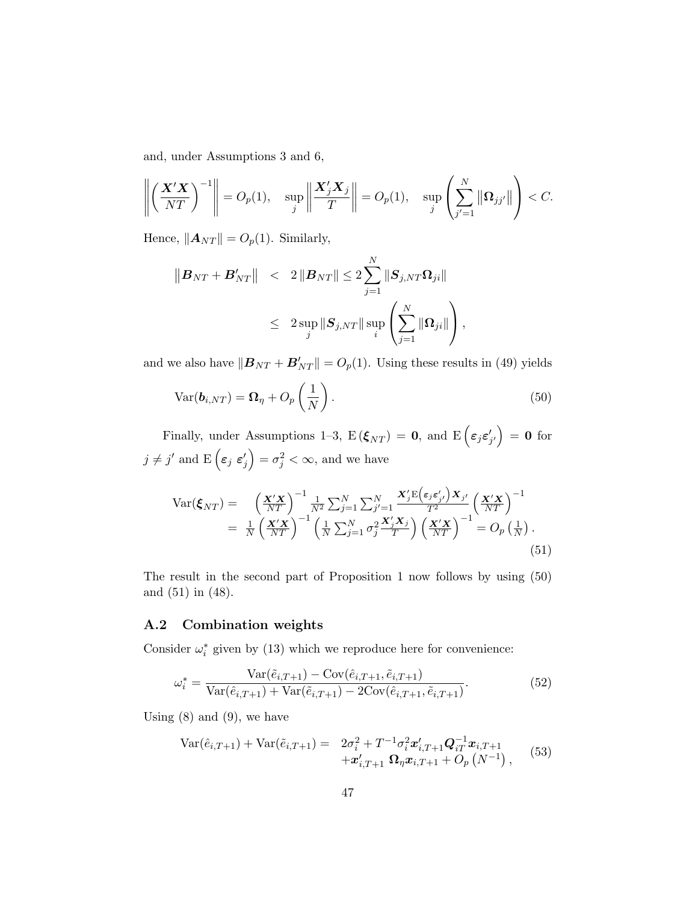and, under Assumptions 3 and 6,

$$\left\| \left( \frac{\boldsymbol{X}'\boldsymbol{X}}{NT} \right)^{-1} \right\| = O_p(1), \quad \sup_j \left\| \frac{\boldsymbol{X}_j'\boldsymbol{X}_j}{T} \right\| = O_p(1), \quad \sup_j \left( \sum_{j'=1}^{N} \left\| \boldsymbol{\Omega}_{jj'} \right\| \right) < C.$$

Hence, $\|\boldsymbol{A}_{NT}\| = O_p(1)$. Similarly,

$$\begin{aligned} \left\| \boldsymbol{B}_{NT} + \boldsymbol{B}_{NT}' \right\| &< 2 \left\| \boldsymbol{B}_{NT} \right\| \leq 2 \sum_{j=1}^{N} \left\| \boldsymbol{S}_{j,NT} \boldsymbol{\Omega}_{ji} \right\| \\ &\leq 2 \sup_j \left\| \boldsymbol{S}_{j,NT} \right\| \sup_i \left( \sum_{j=1}^{N} \left\| \boldsymbol{\Omega}_{ji} \right\| \right), \end{aligned}$$

and we also have $\|\boldsymbol{B}_{NT} + \boldsymbol{B}_{NT}'\| = O_p(1)$. Using these results in (49) yields

$$\mathrm{Var}(\boldsymbol{b}_{i,NT}) = \boldsymbol{\Omega}_\eta + O_p\left(\frac{1}{N}\right). \tag{50}$$

Finally, under Assumptions 1–3, $\mathrm{E}\left(\boldsymbol{\xi}_{NT}\right) = \boldsymbol{0}$, and $\mathrm{E}\left(\boldsymbol{\varepsilon}_j \boldsymbol{\varepsilon}_{j'}'\right) = \boldsymbol{0}$ for $j \neq j'$ and $\mathrm{E}\left(\boldsymbol{\varepsilon}_j \ \boldsymbol{\varepsilon}_j'\right) = \sigma_j^2 < \infty$, and we have

$$\begin{aligned} \mathrm{Var}(\boldsymbol{\xi}_{NT}) = &\left( \frac{\boldsymbol{X}'\boldsymbol{X}}{NT} \right)^{-1} \frac{1}{N^2} \sum_{j=1}^{N} \sum_{j'=1}^{N} \frac{\boldsymbol{X}_j' \mathrm{E}\left(\boldsymbol{\varepsilon}_j \boldsymbol{\varepsilon}_{j'}'\right) \boldsymbol{X}_{j'}}{T^2} \left( \frac{\boldsymbol{X}'\boldsymbol{X}}{NT} \right)^{-1} \\ = &\ \frac{1}{N} \left( \frac{\boldsymbol{X}'\boldsymbol{X}}{NT} \right)^{-1} \left( \frac{1}{N} \sum_{j=1}^{N} \sigma_j^2 \frac{\boldsymbol{X}_j'\boldsymbol{X}_j}{T} \right) \left( \frac{\boldsymbol{X}'\boldsymbol{X}}{NT} \right)^{-1} = O_p\left(\frac{1}{N}\right). \end{aligned} \tag{51}$$

The result in the second part of Proposition 1 now follows by using (50) and (51) in (48).

## A.2 Combination weights

Consider $\omega_i^*$ given by (13) which we reproduce here for convenience:

$$\omega_i^* = \frac{\mathrm{Var}(\tilde{e}_{i,T+1}) - \mathrm{Cov}(\hat{e}_{i,T+1}, \tilde{e}_{i,T+1})}{\mathrm{Var}(\hat{e}_{i,T+1}) + \mathrm{Var}(\tilde{e}_{i,T+1}) - 2\mathrm{Cov}(\hat{e}_{i,T+1}, \tilde{e}_{i,T+1})}. \tag{52}$$

Using (8) and (9), we have

$$\begin{aligned} \mathrm{Var}(\hat{e}_{i,T+1}) + \mathrm{Var}(\tilde{e}_{i,T+1}) = &\ 2\sigma_i^2 + T^{-1}\sigma_i^2 \boldsymbol{x}_{i,T+1}' \boldsymbol{Q}_{iT}^{-1} \boldsymbol{x}_{i,T+1} \\ &+ \boldsymbol{x}_{i,T+1}' \ \boldsymbol{\Omega}_\eta \boldsymbol{x}_{i,T+1} + O_p\left(N^{-1}\right), \end{aligned} \tag{53}$$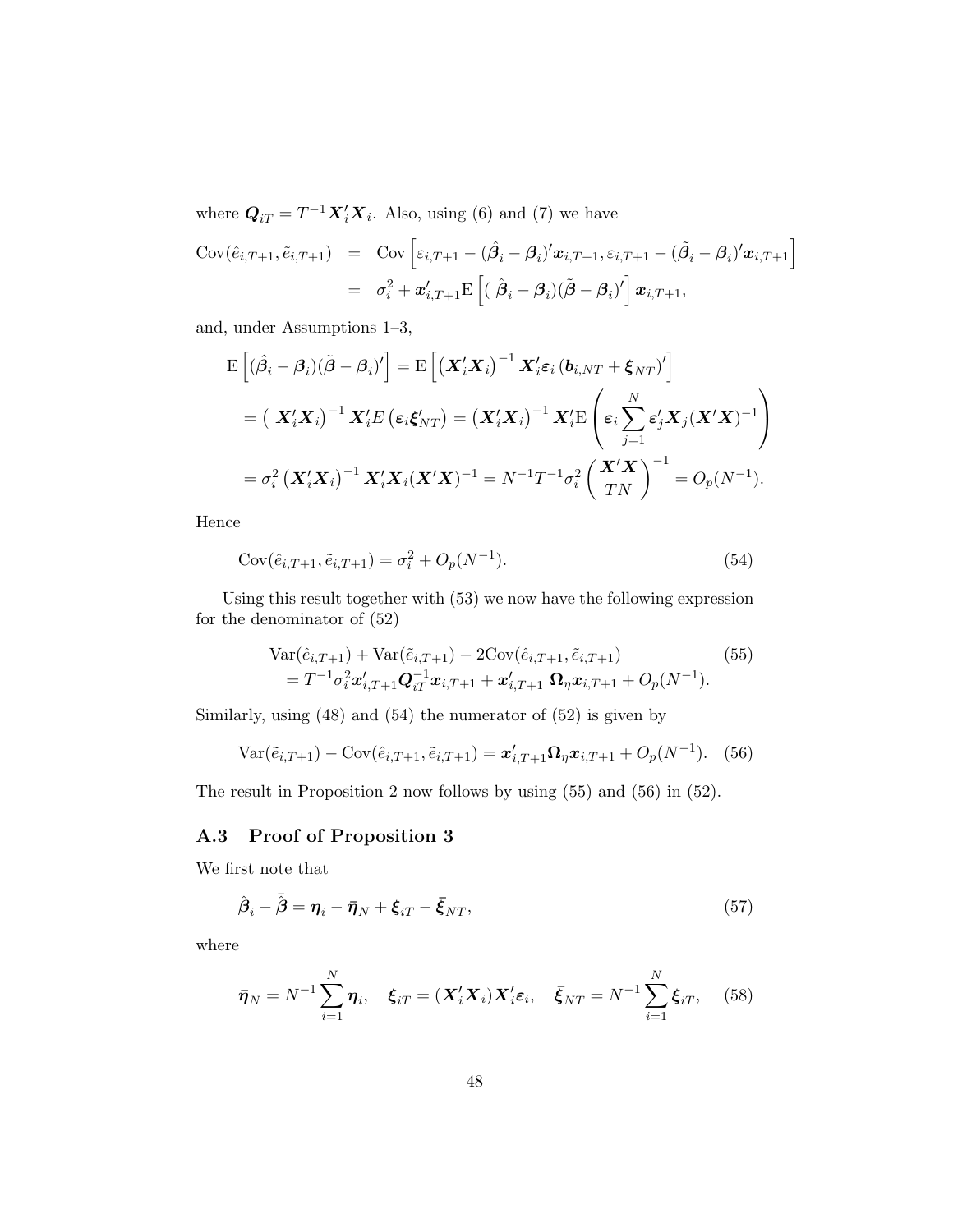where $\boldsymbol{Q}_{iT} = T^{-1}\boldsymbol{X}_i'\boldsymbol{X}_i$. Also, using (6) and (7) we have

$$
\begin{aligned}
\text{Cov}(\hat{e}_{i,T+1}, \tilde{e}_{i,T+1}) &= \text{Cov}\left[\varepsilon_{i,T+1} - (\hat{\boldsymbol{\beta}}_i - \boldsymbol{\beta}_i)'\boldsymbol{x}_{i,T+1}, \varepsilon_{i,T+1} - (\tilde{\boldsymbol{\beta}}_i - \boldsymbol{\beta}_i)'\boldsymbol{x}_{i,T+1}\right] \\
&= \sigma_i^2 + \boldsymbol{x}_{i,T+1}'\text{E}\left[(\hat{\boldsymbol{\beta}}_i - \boldsymbol{\beta}_i)(\tilde{\boldsymbol{\beta}} - \boldsymbol{\beta}_i)'\right]\boldsymbol{x}_{i,T+1},
\end{aligned}
$$

and, under Assumptions 1–3,

$$
\begin{aligned}
&\text{E}\left[(\hat{\boldsymbol{\beta}}_i - \boldsymbol{\beta}_i)(\tilde{\boldsymbol{\beta}} - \boldsymbol{\beta}_i)'\right] = \text{E}\left[\left(\boldsymbol{X}_i'\boldsymbol{X}_i\right)^{-1}\boldsymbol{X}_i'\boldsymbol{\varepsilon}_i\left(\boldsymbol{b}_{i,NT} + \boldsymbol{\xi}_{NT}\right)'\right] \\
&= \left(\boldsymbol{X}_i'\boldsymbol{X}_i\right)^{-1}\boldsymbol{X}_i'E\left(\boldsymbol{\varepsilon}_i\boldsymbol{\xi}_{NT}'\right) = \left(\boldsymbol{X}_i'\boldsymbol{X}_i\right)^{-1}\boldsymbol{X}_i'\text{E}\left(\boldsymbol{\varepsilon}_i\sum_{j=1}^{N}\boldsymbol{\varepsilon}_j'\boldsymbol{X}_j(\boldsymbol{X}'\boldsymbol{X})^{-1}\right) \\
&= \sigma_i^2\left(\boldsymbol{X}_i'\boldsymbol{X}_i\right)^{-1}\boldsymbol{X}_i'\boldsymbol{X}_i(\boldsymbol{X}'\boldsymbol{X})^{-1} = N^{-1}T^{-1}\sigma_i^2\left(\frac{\boldsymbol{X}'\boldsymbol{X}}{TN}\right)^{-1} = O_p(N^{-1}).
\end{aligned}
$$

Hence

$$
\text{Cov}(\hat{e}_{i,T+1}, \tilde{e}_{i,T+1}) = \sigma_i^2 + O_p(N^{-1}). \tag{54}
$$

Using this result together with (53) we now have the following expression for the denominator of (52)

$$
\begin{aligned}
&\text{Var}(\hat{e}_{i,T+1}) + \text{Var}(\tilde{e}_{i,T+1}) - 2\text{Cov}(\hat{e}_{i,T+1}, \tilde{e}_{i,T+1}) \\
&= T^{-1}\sigma_i^2\boldsymbol{x}_{i,T+1}'\boldsymbol{Q}_{iT}^{-1}\boldsymbol{x}_{i,T+1} + \boldsymbol{x}_{i,T+1}'\boldsymbol{\Omega}_\eta\boldsymbol{x}_{i,T+1} + O_p(N^{-1}).
\end{aligned} \tag{55}
$$

Similarly, using (48) and (54) the numerator of (52) is given by

$$
\text{Var}(\tilde{e}_{i,T+1}) - \text{Cov}(\hat{e}_{i,T+1}, \tilde{e}_{i,T+1}) = \boldsymbol{x}_{i,T+1}'\boldsymbol{\Omega}_\eta\boldsymbol{x}_{i,T+1} + O_p(N^{-1}). \tag{56}
$$

The result in Proposition 2 now follows by using (55) and (56) in (52).

### A.3 Proof of Proposition 3

We first note that

$$
\hat{\boldsymbol{\beta}}_i - \bar{\hat{\boldsymbol{\beta}}} = \boldsymbol{\eta}_i - \bar{\boldsymbol{\eta}}_N + \boldsymbol{\xi}_{iT} - \bar{\boldsymbol{\xi}}_{NT}, \tag{57}
$$

where

$$
\bar{\boldsymbol{\eta}}_N = N^{-1}\sum_{i=1}^{N}\boldsymbol{\eta}_i, \quad \boldsymbol{\xi}_{iT} = (\boldsymbol{X}_i'\boldsymbol{X}_i)\boldsymbol{X}_i'\boldsymbol{\varepsilon}_i, \quad \bar{\boldsymbol{\xi}}_{NT} = N^{-1}\sum_{i=1}^{N}\boldsymbol{\xi}_{iT}, \tag{58}
$$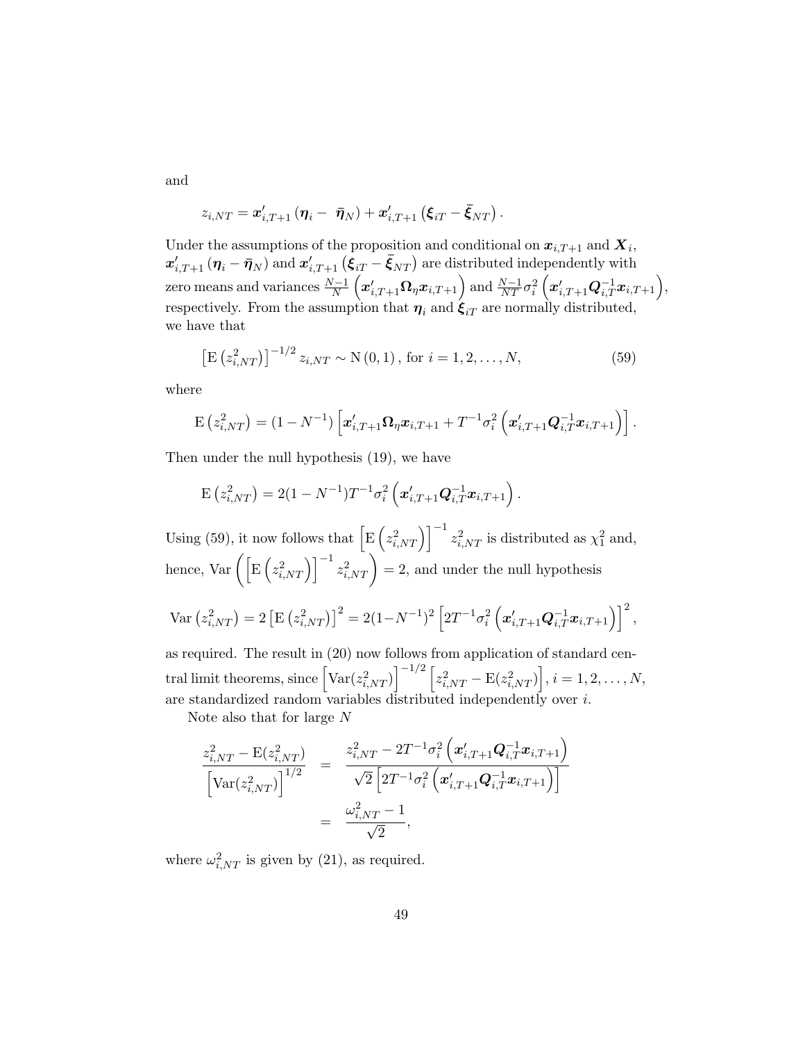and

$$z_{i,NT} = \boldsymbol{x}'_{i,T+1}\left(\boldsymbol{\eta}_i - \bar{\boldsymbol{\eta}}_N\right) + \boldsymbol{x}'_{i,T+1}\left(\boldsymbol{\xi}_{iT} - \bar{\boldsymbol{\xi}}_{NT}\right).$$

Under the assumptions of the proposition and conditional on $\boldsymbol{x}_{i,T+1}$ and $\boldsymbol{X}_i$, $\boldsymbol{x}'_{i,T+1}\left(\boldsymbol{\eta}_i - \bar{\boldsymbol{\eta}}_N\right)$ and $\boldsymbol{x}'_{i,T+1}\left(\boldsymbol{\xi}_{iT} - \bar{\boldsymbol{\xi}}_{NT}\right)$ are distributed independently with zero means and variances $\frac{N-1}{N}\left(\boldsymbol{x}'_{i,T+1}\boldsymbol{\Omega}_\eta \boldsymbol{x}_{i,T+1}\right)$ and $\frac{N-1}{NT}\sigma_i^2\left(\boldsymbol{x}'_{i,T+1}\boldsymbol{Q}_{i,T}^{-1}\boldsymbol{x}_{i,T+1}\right)$, respectively. From the assumption that $\boldsymbol{\eta}_i$ and $\boldsymbol{\xi}_{iT}$ are normally distributed, we have that

$$\left[\mathrm{E}\left(z_{i,NT}^2\right)\right]^{-1/2} z_{i,NT} \sim \mathrm{N}\left(0,1\right), \text{ for } i = 1, 2, \ldots, N, \tag{59}$$

where

$$\mathrm{E}\left(z_{i,NT}^2\right) = (1 - N^{-1})\left[\boldsymbol{x}'_{i,T+1}\boldsymbol{\Omega}_\eta \boldsymbol{x}_{i,T+1} + T^{-1}\sigma_i^2\left(\boldsymbol{x}'_{i,T+1}\boldsymbol{Q}_{i,T}^{-1}\boldsymbol{x}_{i,T+1}\right)\right].$$

Then under the null hypothesis (19), we have

$$\mathrm{E}\left(z_{i,NT}^2\right) = 2(1 - N^{-1})T^{-1}\sigma_i^2\left(\boldsymbol{x}'_{i,T+1}\boldsymbol{Q}_{i,T}^{-1}\boldsymbol{x}_{i,T+1}\right).$$

Using (59), it now follows that $\left[\mathrm{E}\left(z_{i,NT}^2\right)\right]^{-1} z_{i,NT}^2$ is distributed as $\chi_1^2$ and, hence, $\mathrm{Var}\left(\left[\mathrm{E}\left(z_{i,NT}^2\right)\right]^{-1} z_{i,NT}^2\right) = 2$, and under the null hypothesis

$$\mathrm{Var}\left(z_{i,NT}^2\right) = 2\left[\mathrm{E}\left(z_{i,NT}^2\right)\right]^2 = 2(1-N^{-1})^2\left[2T^{-1}\sigma_i^2\left(\boldsymbol{x}'_{i,T+1}\boldsymbol{Q}_{i,T}^{-1}\boldsymbol{x}_{i,T+1}\right)\right]^2,$$

as required. The result in (20) now follows from application of standard central limit theorems, since $\left[\mathrm{Var}(z_{i,NT}^2)\right]^{-1/2}\left[z_{i,NT}^2 - \mathrm{E}(z_{i,NT}^2)\right]$, $i = 1, 2, \ldots, N$, are standardized random variables distributed independently over $i$.

Note also that for large $N$

$$\begin{aligned}
\frac{z_{i,NT}^2 - \mathrm{E}(z_{i,NT}^2)}{\left[\mathrm{Var}(z_{i,NT}^2)\right]^{1/2}} &= \frac{z_{i,NT}^2 - 2T^{-1}\sigma_i^2\left(\boldsymbol{x}'_{i,T+1}\boldsymbol{Q}_{i,T}^{-1}\boldsymbol{x}_{i,T+1}\right)}{\sqrt{2}\left[2T^{-1}\sigma_i^2\left(\boldsymbol{x}'_{i,T+1}\boldsymbol{Q}_{i,T}^{-1}\boldsymbol{x}_{i,T+1}\right)\right]} \\
&= \frac{\omega_{i,NT}^2 - 1}{\sqrt{2}},
\end{aligned}$$

where $\omega_{i,NT}^2$ is given by (21), as required.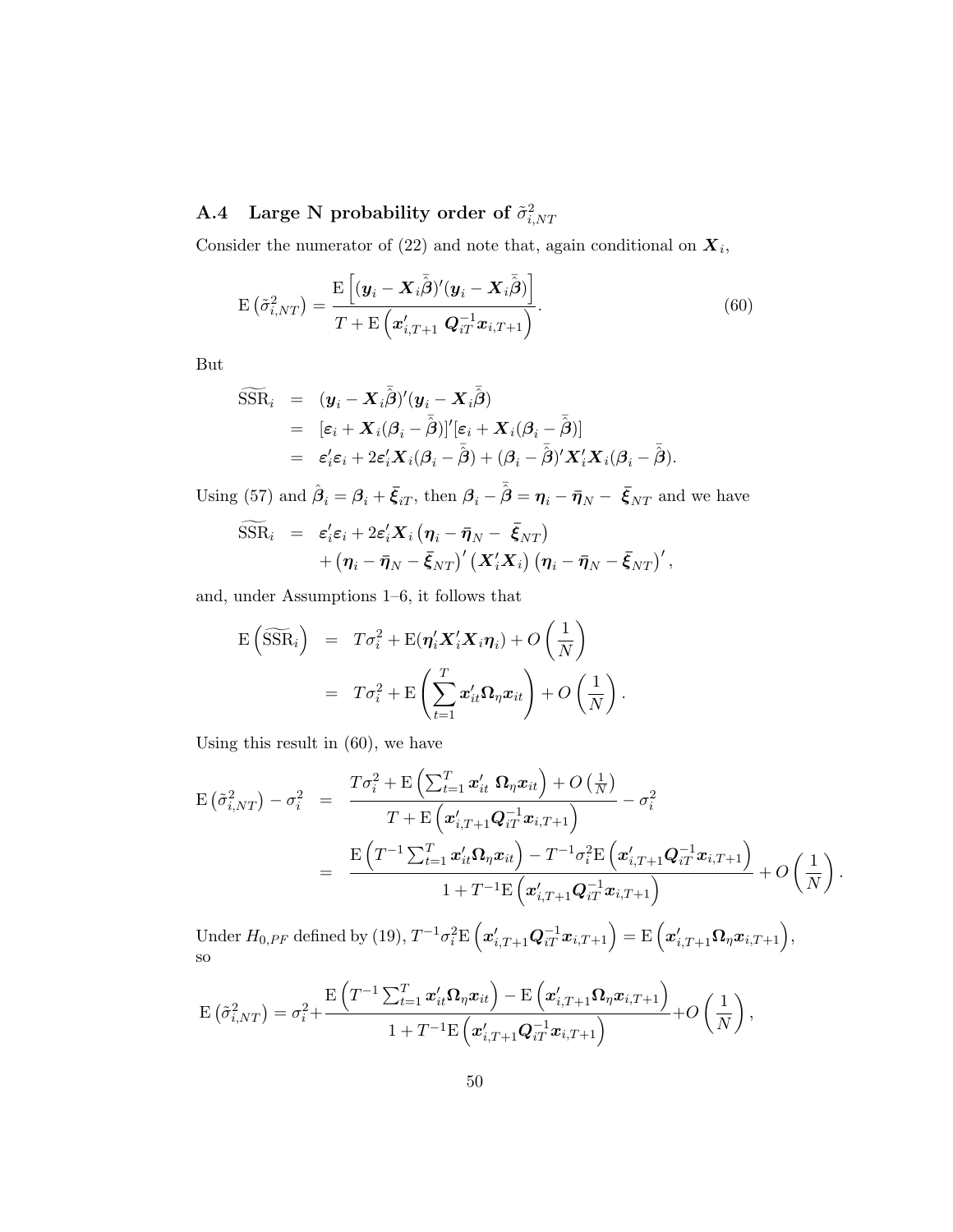### A.4 Large N probability order of $\tilde{\sigma}^2_{i,NT}$

Consider the numerator of (22) and note that, again conditional on $\boldsymbol{X}_i$,

$$\mathrm{E}\left(\tilde{\sigma}^2_{i,NT}\right) = \frac{\mathrm{E}\left[(\boldsymbol{y}_i - \boldsymbol{X}_i\bar{\hat{\boldsymbol{\beta}}})'(\boldsymbol{y}_i - \boldsymbol{X}_i\bar{\hat{\boldsymbol{\beta}}})\right]}{T + \mathrm{E}\left(\boldsymbol{x}'_{i,T+1}\ \boldsymbol{Q}^{-1}_{iT}\boldsymbol{x}_{i,T+1}\right)}. \tag{60}$$

But

$$\begin{aligned}
\widetilde{\mathrm{SSR}}_i &= (\boldsymbol{y}_i - \boldsymbol{X}_i\bar{\hat{\boldsymbol{\beta}}})'(\boldsymbol{y}_i - \boldsymbol{X}_i\bar{\hat{\boldsymbol{\beta}}}) \\
&= [\boldsymbol{\varepsilon}_i + \boldsymbol{X}_i(\boldsymbol{\beta}_i - \bar{\hat{\boldsymbol{\beta}}})]'[\boldsymbol{\varepsilon}_i + \boldsymbol{X}_i(\boldsymbol{\beta}_i - \bar{\hat{\boldsymbol{\beta}}})] \\
&= \boldsymbol{\varepsilon}'_i\boldsymbol{\varepsilon}_i + 2\boldsymbol{\varepsilon}'_i\boldsymbol{X}_i(\boldsymbol{\beta}_i - \bar{\hat{\boldsymbol{\beta}}}) + (\boldsymbol{\beta}_i - \bar{\hat{\boldsymbol{\beta}}})'\boldsymbol{X}'_i\boldsymbol{X}_i(\boldsymbol{\beta}_i - \bar{\hat{\boldsymbol{\beta}}}).
\end{aligned}$$

Using (57) and $\hat{\boldsymbol{\beta}}_i = \boldsymbol{\beta}_i + \bar{\boldsymbol{\xi}}_{iT}$, then $\boldsymbol{\beta}_i - \bar{\hat{\boldsymbol{\beta}}} = \boldsymbol{\eta}_i - \bar{\boldsymbol{\eta}}_N - \bar{\boldsymbol{\xi}}_{NT}$ and we have

$$\begin{aligned}
\widetilde{\mathrm{SSR}}_i &= \boldsymbol{\varepsilon}'_i\boldsymbol{\varepsilon}_i + 2\boldsymbol{\varepsilon}'_i\boldsymbol{X}_i\left(\boldsymbol{\eta}_i - \bar{\boldsymbol{\eta}}_N - \bar{\boldsymbol{\xi}}_{NT}\right) \\
&\quad + \left(\boldsymbol{\eta}_i - \bar{\boldsymbol{\eta}}_N - \bar{\boldsymbol{\xi}}_{NT}\right)'\left(\boldsymbol{X}'_i\boldsymbol{X}_i\right)\left(\boldsymbol{\eta}_i - \bar{\boldsymbol{\eta}}_N - \bar{\boldsymbol{\xi}}_{NT}\right)',
\end{aligned}$$

and, under Assumptions 1–6, it follows that

$$\begin{aligned}
\mathrm{E}\left(\widetilde{\mathrm{SSR}}_i\right) &= T\sigma^2_i + \mathrm{E}(\boldsymbol{\eta}'_i\boldsymbol{X}'_i\boldsymbol{X}_i\boldsymbol{\eta}_i) + O\left(\frac{1}{N}\right) \\
&= T\sigma^2_i + \mathrm{E}\left(\sum_{t=1}^{T}\boldsymbol{x}'_{it}\boldsymbol{\Omega}_\eta\boldsymbol{x}_{it}\right) + O\left(\frac{1}{N}\right).
\end{aligned}$$

Using this result in (60), we have

$$\begin{aligned}
\mathrm{E}\left(\tilde{\sigma}^2_{i,NT}\right) - \sigma^2_i &= \frac{T\sigma^2_i + \mathrm{E}\left(\sum_{t=1}^{T}\boldsymbol{x}'_{it}\ \boldsymbol{\Omega}_\eta\boldsymbol{x}_{it}\right) + O\left(\frac{1}{N}\right)}{T + \mathrm{E}\left(\boldsymbol{x}'_{i,T+1}\boldsymbol{Q}^{-1}_{iT}\boldsymbol{x}_{i,T+1}\right)} - \sigma^2_i \\
&= \frac{\mathrm{E}\left(T^{-1}\sum_{t=1}^{T}\boldsymbol{x}'_{it}\boldsymbol{\Omega}_\eta\boldsymbol{x}_{it}\right) - T^{-1}\sigma^2_i\mathrm{E}\left(\boldsymbol{x}'_{i,T+1}\boldsymbol{Q}^{-1}_{iT}\boldsymbol{x}_{i,T+1}\right)}{1 + T^{-1}\mathrm{E}\left(\boldsymbol{x}'_{i,T+1}\boldsymbol{Q}^{-1}_{iT}\boldsymbol{x}_{i,T+1}\right)} + O\left(\frac{1}{N}\right).
\end{aligned}$$

Under $H_{0,PF}$ defined by (19), $T^{-1}\sigma^2_i\mathrm{E}\left(\boldsymbol{x}'_{i,T+1}\boldsymbol{Q}^{-1}_{iT}\boldsymbol{x}_{i,T+1}\right) = \mathrm{E}\left(\boldsymbol{x}'_{i,T+1}\boldsymbol{\Omega}_\eta\boldsymbol{x}_{i,T+1}\right)$, so

$$\mathrm{E}\left(\tilde{\sigma}^2_{i,NT}\right) = \sigma^2_i + \frac{\mathrm{E}\left(T^{-1}\sum_{t=1}^{T}\boldsymbol{x}'_{it}\boldsymbol{\Omega}_\eta\boldsymbol{x}_{it}\right) - \mathrm{E}\left(\boldsymbol{x}'_{i,T+1}\boldsymbol{\Omega}_\eta\boldsymbol{x}_{i,T+1}\right)}{1 + T^{-1}\mathrm{E}\left(\boldsymbol{x}'_{i,T+1}\boldsymbol{Q}^{-1}_{iT}\boldsymbol{x}_{i,T+1}\right)} + O\left(\frac{1}{N}\right),$$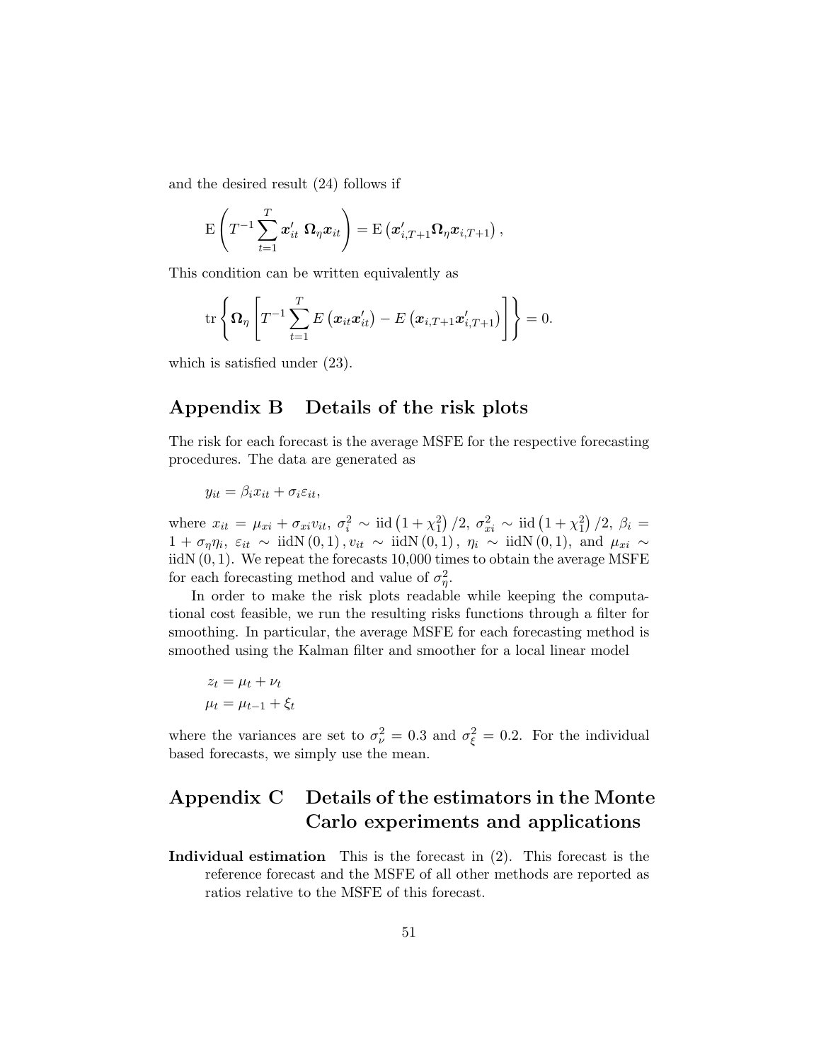and the desired result (24) follows if

$$
\mathrm{E}\left(T^{-1}\sum_{t=1}^{T}\boldsymbol{x}_{it}'\ \boldsymbol{\Omega}_{\eta}\boldsymbol{x}_{it}\right)=\mathrm{E}\left(\boldsymbol{x}_{i,T+1}'\boldsymbol{\Omega}_{\eta}\boldsymbol{x}_{i,T+1}\right),
$$

This condition can be written equivalently as

$$
\mathrm{tr}\left\{\boldsymbol{\Omega}_{\eta}\left[T^{-1}\sum_{t=1}^{T}E\left(\boldsymbol{x}_{it}\boldsymbol{x}_{it}'\right)-E\left(\boldsymbol{x}_{i,T+1}\boldsymbol{x}_{i,T+1}'\right)\right]\right\}=0.
$$

which is satisfied under (23).

## Appendix B Details of the risk plots

The risk for each forecast is the average MSFE for the respective forecasting procedures. The data are generated as

$$
y_{it}=\beta_i x_{it}+\sigma_i\varepsilon_{it},
$$

where $x_{it}=\mu_{xi}+\sigma_{xi}v_{it}$, $\sigma_i^2\sim \text{iid}\left(1+\chi_1^2\right)/2$, $\sigma_{xi}^2\sim\text{iid}\left(1+\chi_1^2\right)/2$, $\beta_i=1+\sigma_\eta\eta_i$, $\varepsilon_{it}\sim\text{iidN}\left(0,1\right)$, $v_{it}\sim\text{iidN}\left(0,1\right)$, $\eta_i\sim\text{iidN}\left(0,1\right)$, and $\mu_{xi}\sim\text{iidN}\left(0,1\right)$. We repeat the forecasts 10,000 times to obtain the average MSFE for each forecasting method and value of $\sigma_\eta^2$.

In order to make the risk plots readable while keeping the computational cost feasible, we run the resulting risks functions through a filter for smoothing. In particular, the average MSFE for each forecasting method is smoothed using the Kalman filter and smoother for a local linear model

$$
\begin{aligned}
z_t&=\mu_t+\nu_t\\
\mu_t&=\mu_{t-1}+\xi_t
\end{aligned}
$$

where the variances are set to $\sigma_\nu^2=0.3$ and $\sigma_\xi^2=0.2$. For the individual based forecasts, we simply use the mean.

## Appendix C Details of the estimators in the Monte Carlo experiments and applications

**Individual estimation** This is the forecast in (2). This forecast is the reference forecast and the MSFE of all other methods are reported as ratios relative to the MSFE of this forecast.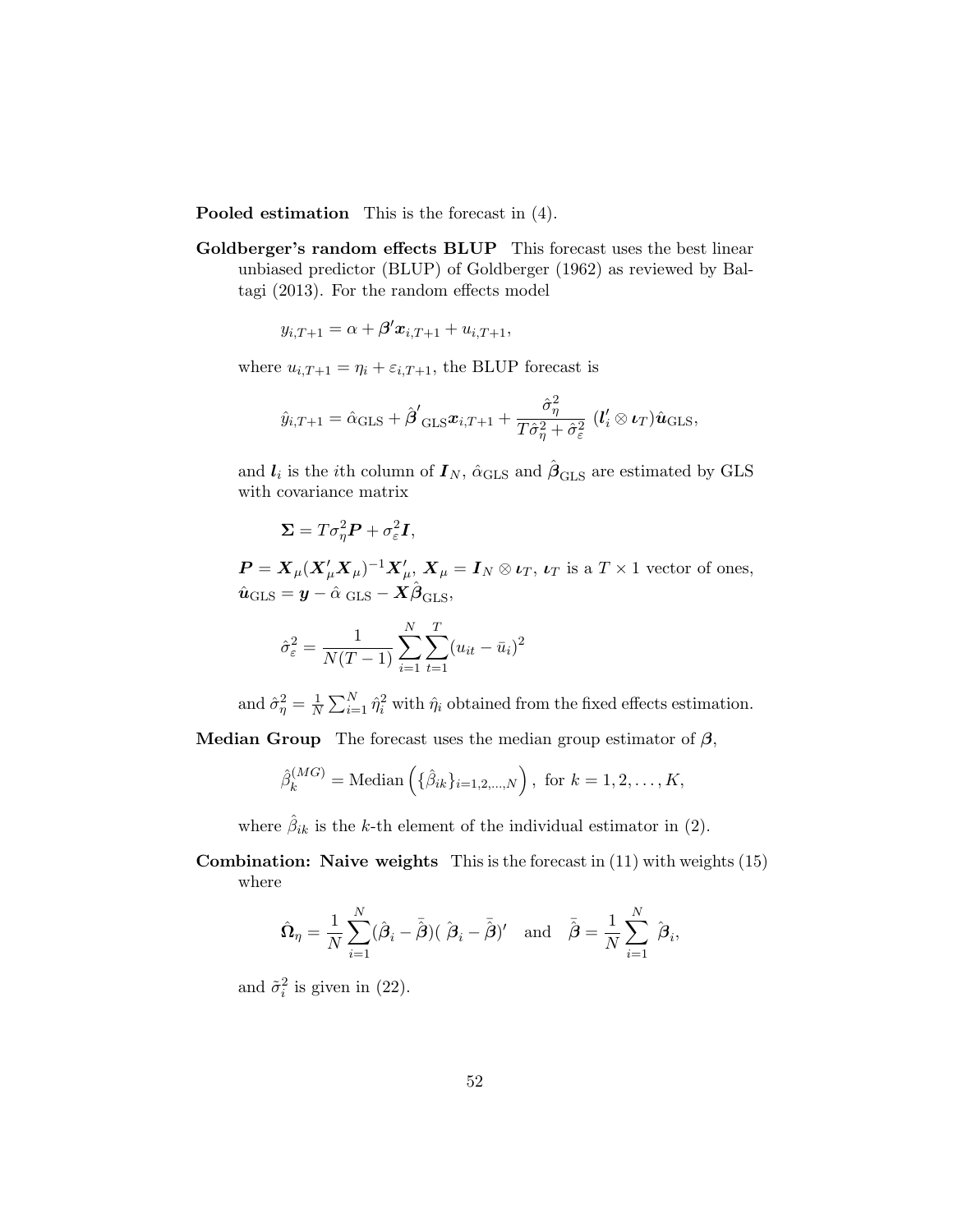**Pooled estimation** This is the forecast in (4).

**Goldberger's random effects BLUP** This forecast uses the best linear unbiased predictor (BLUP) of Goldberger (1962) as reviewed by Baltagi (2013). For the random effects model

$$y_{i,T+1} = \alpha + \boldsymbol{\beta}'\boldsymbol{x}_{i,T+1} + u_{i,T+1},$$

where $u_{i,T+1} = \eta_i + \varepsilon_{i,T+1}$, the BLUP forecast is

$$\hat{y}_{i,T+1} = \hat{\alpha}_{\text{GLS}} + \hat{\boldsymbol{\beta}}'_{\text{GLS}}\boldsymbol{x}_{i,T+1} + \frac{\hat{\sigma}_\eta^2}{T\hat{\sigma}_\eta^2 + \hat{\sigma}_\varepsilon^2}\ (\boldsymbol{l}_i' \otimes \boldsymbol{\iota}_T)\hat{\boldsymbol{u}}_{\text{GLS}},$$

and $\boldsymbol{l}_i$ is the $i$th column of $\boldsymbol{I}_N$, $\hat{\alpha}_{\text{GLS}}$ and $\hat{\boldsymbol{\beta}}_{\text{GLS}}$ are estimated by GLS with covariance matrix

$$\boldsymbol{\Sigma} = T\sigma_\eta^2\boldsymbol{P} + \sigma_\varepsilon^2\boldsymbol{I},$$

$\boldsymbol{P} = \boldsymbol{X}_\mu(\boldsymbol{X}_\mu'\boldsymbol{X}_\mu)^{-1}\boldsymbol{X}_\mu'$, $\boldsymbol{X}_\mu = \boldsymbol{I}_N \otimes \boldsymbol{\iota}_T$, $\boldsymbol{\iota}_T$ is a $T \times 1$ vector of ones, $\hat{\boldsymbol{u}}_{\text{GLS}} = \boldsymbol{y} - \hat{\alpha}_{\ \text{GLS}} - \boldsymbol{X}\hat{\boldsymbol{\beta}}_{\text{GLS}}$,

$$\hat{\sigma}_\varepsilon^2 = \frac{1}{N(T-1)}\sum_{i=1}^{N}\sum_{t=1}^{T}(u_{it} - \bar{u}_i)^2$$

and $\hat{\sigma}_\eta^2 = \frac{1}{N}\sum_{i=1}^{N}\hat{\eta}_i^2$ with $\hat{\eta}_i$ obtained from the fixed effects estimation.

**Median Group** The forecast uses the median group estimator of $\boldsymbol{\beta}$,

$$\hat{\beta}_k^{(MG)} = \text{Median}\left(\{\hat{\beta}_{ik}\}_{i=1,2,\ldots,N}\right),\ \text{for } k = 1, 2, \ldots, K,$$

where $\hat{\beta}_{ik}$ is the $k$-th element of the individual estimator in (2).

**Combination: Naive weights** This is the forecast in (11) with weights (15) where

$$\hat{\boldsymbol{\Omega}}_\eta = \frac{1}{N}\sum_{i=1}^{N}(\hat{\boldsymbol{\beta}}_i - \bar{\hat{\boldsymbol{\beta}}})(\ \hat{\boldsymbol{\beta}}_i - \bar{\hat{\boldsymbol{\beta}}})' \quad \text{and} \quad \bar{\hat{\boldsymbol{\beta}}} = \frac{1}{N}\sum_{i=1}^{N}\ \hat{\boldsymbol{\beta}}_i,$$

and $\tilde{\sigma}_i^2$ is given in (22).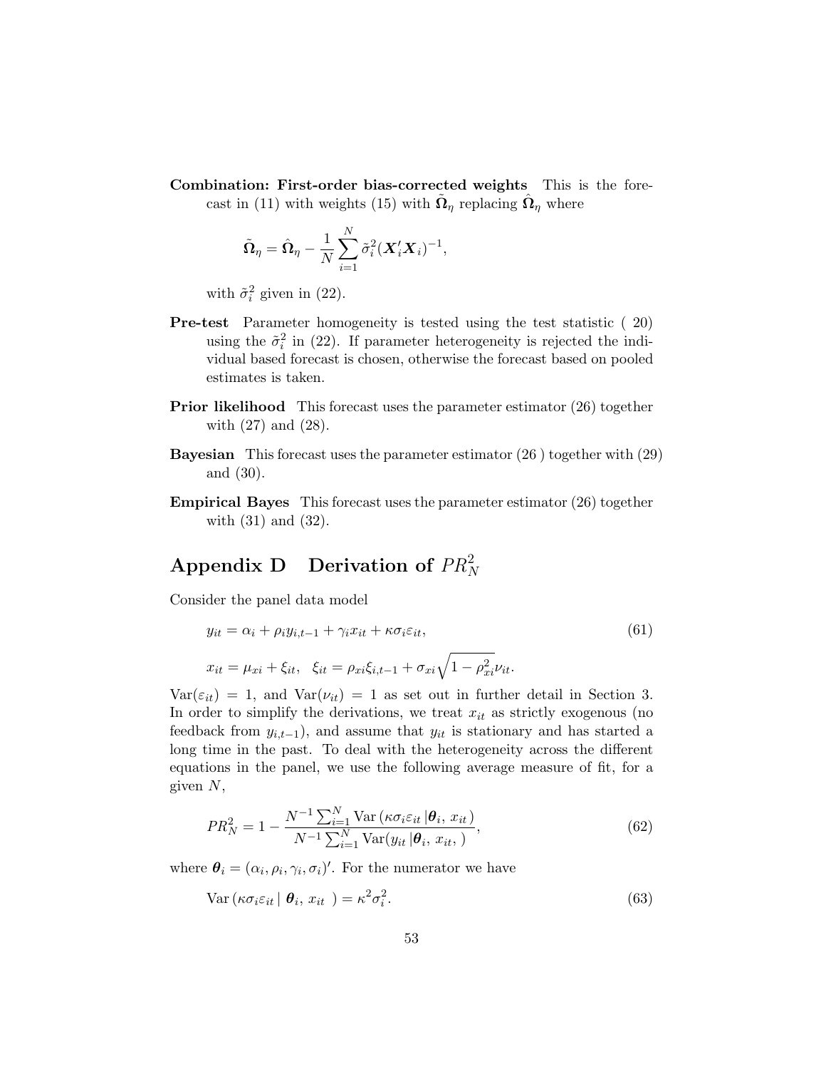**Combination: First-order bias-corrected weights** This is the forecast in (11) with weights (15) with $\tilde{\mathbf{\Omega}}_\eta$ replacing $\hat{\mathbf{\Omega}}_\eta$ where

$$\tilde{\mathbf{\Omega}}_\eta = \hat{\mathbf{\Omega}}_\eta - \frac{1}{N}\sum_{i=1}^{N} \tilde{\sigma}_i^2 (\mathbf{X}_i' \mathbf{X}_i)^{-1},$$

with $\tilde{\sigma}_i^2$ given in (22).

**Pre-test** Parameter homogeneity is tested using the test statistic ( 20) using the $\tilde{\sigma}_i^2$ in (22). If parameter heterogeneity is rejected the individual based forecast is chosen, otherwise the forecast based on pooled estimates is taken.

**Prior likelihood** This forecast uses the parameter estimator (26) together with (27) and (28).

**Bayesian** This forecast uses the parameter estimator (26 ) together with (29) and (30).

**Empirical Bayes** This forecast uses the parameter estimator (26) together with (31) and (32).

# Appendix D Derivation of $PR_N^2$

Consider the panel data model

$$y_{it} = \alpha_i + \rho_i y_{i,t-1} + \gamma_i x_{it} + \kappa \sigma_i \varepsilon_{it}, \tag{61}$$

$$x_{it} = \mu_{xi} + \xi_{it}, \quad \xi_{it} = \rho_{xi}\xi_{i,t-1} + \sigma_{xi}\sqrt{1-\rho_{xi}^2}\nu_{it}.$$

$\text{Var}(\varepsilon_{it}) = 1$, and $\text{Var}(\nu_{it}) = 1$ as set out in further detail in Section 3. In order to simplify the derivations, we treat $x_{it}$ as strictly exogenous (no feedback from $y_{i,t-1}$), and assume that $y_{it}$ is stationary and has started a long time in the past. To deal with the heterogeneity across the different equations in the panel, we use the following average measure of fit, for a given $N$,

$$PR_N^2 = 1 - \frac{N^{-1}\sum_{i=1}^{N} \text{Var}\left(\kappa\sigma_i\varepsilon_{it}\,|\boldsymbol{\theta}_i,\, x_{it}\right)}{N^{-1}\sum_{i=1}^{N} \text{Var}(y_{it}\,|\boldsymbol{\theta}_i,\, x_{it},\,)}, \tag{62}$$

where $\boldsymbol{\theta}_i = (\alpha_i, \rho_i, \gamma_i, \sigma_i)'$. For the numerator we have

$$\text{Var}\left(\kappa\sigma_i\varepsilon_{it}\,|\,\boldsymbol{\theta}_i,\, x_{it}\;\right) = \kappa^2\sigma_i^2. \tag{63}$$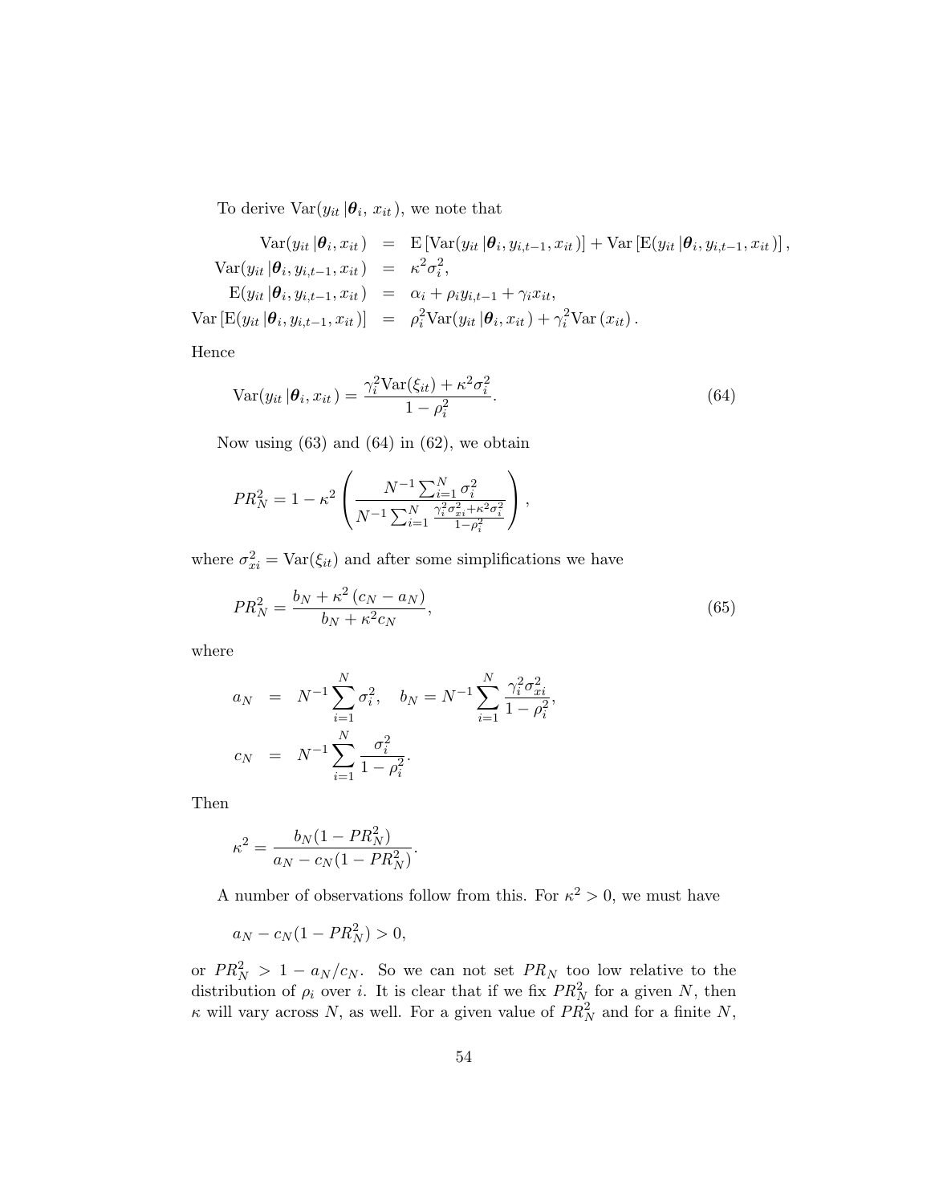To derive $\text{Var}(y_{it} \,|\boldsymbol{\theta}_i,\, x_{it}\,)$, we note that

$$
\begin{aligned}
\text{Var}(y_{it} \,|\boldsymbol{\theta}_i, x_{it}\,) &= \text{E}\left[\text{Var}(y_{it} \,|\boldsymbol{\theta}_i, y_{i,t-1}, x_{it}\,)\right] + \text{Var}\left[\text{E}(y_{it} \,|\boldsymbol{\theta}_i, y_{i,t-1}, x_{it}\,)\right], \\
\text{Var}(y_{it} \,|\boldsymbol{\theta}_i, y_{i,t-1}, x_{it}\,) &= \kappa^2 \sigma_i^2, \\
\text{E}(y_{it} \,|\boldsymbol{\theta}_i, y_{i,t-1}, x_{it}\,) &= \alpha_i + \rho_i y_{i,t-1} + \gamma_i x_{it}, \\
\text{Var}\left[\text{E}(y_{it} \,|\boldsymbol{\theta}_i, y_{i,t-1}, x_{it}\,)\right] &= \rho_i^2 \text{Var}(y_{it} \,|\boldsymbol{\theta}_i, x_{it}\,) + \gamma_i^2 \text{Var}\left(x_{it}\right).
\end{aligned}
$$

Hence

$$
\text{Var}(y_{it} \,|\boldsymbol{\theta}_i, x_{it}\,) = \frac{\gamma_i^2 \text{Var}(\xi_{it}) + \kappa^2 \sigma_i^2}{1 - \rho_i^2}. \tag{64}
$$

Now using (63) and (64) in (62), we obtain

$$
PR_N^2 = 1 - \kappa^2 \left( \frac{N^{-1} \sum_{i=1}^{N} \sigma_i^2}{N^{-1} \sum_{i=1}^{N} \frac{\gamma_i^2 \sigma_{xi}^2 + \kappa^2 \sigma_i^2}{1 - \rho_i^2}} \right),
$$

where $\sigma_{xi}^2 = \text{Var}(\xi_{it})$ and after some simplifications we have

$$
PR_N^2 = \frac{b_N + \kappa^2 \left(c_N - a_N\right)}{b_N + \kappa^2 c_N}, \tag{65}
$$

where

$$
\begin{aligned}
a_N &= N^{-1} \sum_{i=1}^{N} \sigma_i^2, \quad b_N = N^{-1} \sum_{i=1}^{N} \frac{\gamma_i^2 \sigma_{xi}^2}{1 - \rho_i^2}, \\
c_N &= N^{-1} \sum_{i=1}^{N} \frac{\sigma_i^2}{1 - \rho_i^2}.
\end{aligned}
$$

Then

$$
\kappa^2 = \frac{b_N (1 - PR_N^2)}{a_N - c_N (1 - PR_N^2)}.
$$

A number of observations follow from this. For $\kappa^2 > 0$, we must have

$$
a_N - c_N (1 - PR_N^2) > 0,
$$

or $PR_N^2 > 1 - a_N / c_N$. So we can not set $PR_N$ too low relative to the distribution of $\rho_i$ over $i$. It is clear that if we fix $PR_N^2$ for a given $N$, then $\kappa$ will vary across $N$, as well. For a given value of $PR_N^2$ and for a finite $N$,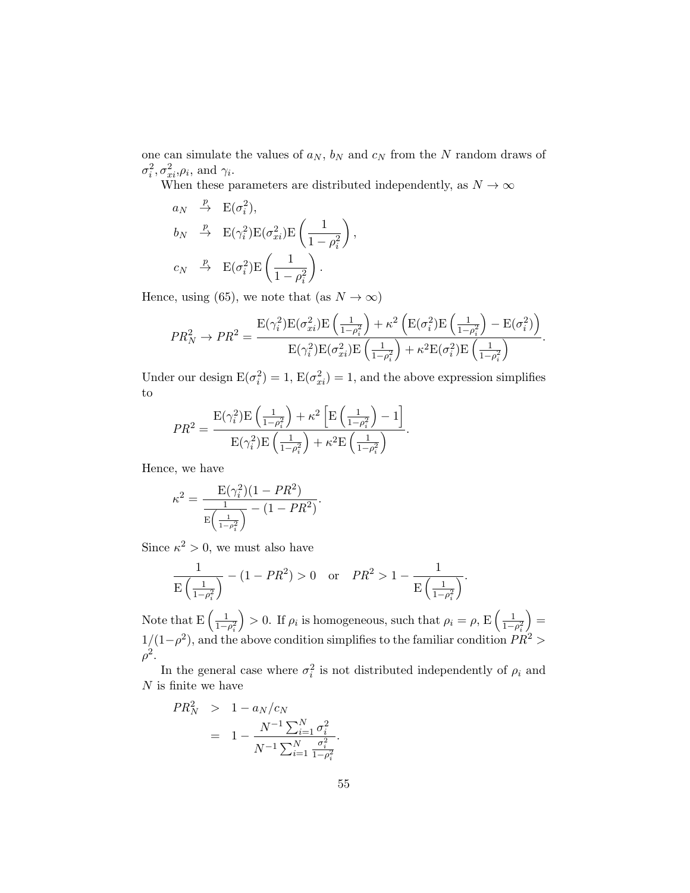one can simulate the values of $a_N$, $b_N$ and $c_N$ from the $N$ random draws of $\sigma_i^2, \sigma_{xi}^2, \rho_i$, and $\gamma_i$.

When these parameters are distributed independently, as $N \to \infty$

$$
\begin{aligned}
a_N &\overset{p}{\to} \mathrm{E}(\sigma_i^2), \\
b_N &\overset{p}{\to} \mathrm{E}(\gamma_i^2)\mathrm{E}(\sigma_{xi}^2)\mathrm{E}\left(\frac{1}{1-\rho_i^2}\right), \\
c_N &\overset{p}{\to} \mathrm{E}(\sigma_i^2)\mathrm{E}\left(\frac{1}{1-\rho_i^2}\right).
\end{aligned}
$$

Hence, using (65), we note that (as $N \to \infty$)

$$
PR_N^2 \to PR^2 = \frac{\mathrm{E}(\gamma_i^2)\mathrm{E}(\sigma_{xi}^2)\mathrm{E}\left(\frac{1}{1-\rho_i^2}\right) + \kappa^2\left(\mathrm{E}(\sigma_i^2)\mathrm{E}\left(\frac{1}{1-\rho_i^2}\right) - \mathrm{E}(\sigma_i^2)\right)}{\mathrm{E}(\gamma_i^2)\mathrm{E}(\sigma_{xi}^2)\mathrm{E}\left(\frac{1}{1-\rho_i^2}\right) + \kappa^2\mathrm{E}(\sigma_i^2)\mathrm{E}\left(\frac{1}{1-\rho_i^2}\right)}.
$$

Under our design $\mathrm{E}(\sigma_i^2) = 1$, $\mathrm{E}(\sigma_{xi}^2) = 1$, and the above expression simplifies to

$$
PR^2 = \frac{\mathrm{E}(\gamma_i^2)\mathrm{E}\left(\frac{1}{1-\rho_i^2}\right) + \kappa^2\left[\mathrm{E}\left(\frac{1}{1-\rho_i^2}\right) - 1\right]}{\mathrm{E}(\gamma_i^2)\mathrm{E}\left(\frac{1}{1-\rho_i^2}\right) + \kappa^2\mathrm{E}\left(\frac{1}{1-\rho_i^2}\right)}.
$$

Hence, we have

$$
\kappa^2 = \frac{\mathrm{E}(\gamma_i^2)(1 - PR^2)}{\frac{1}{\mathrm{E}\left(\frac{1}{1-\rho_i^2}\right)} - (1 - PR^2)}.
$$

Since $\kappa^2 > 0$, we must also have

$$
\frac{1}{\mathrm{E}\left(\frac{1}{1-\rho_i^2}\right)} - (1 - PR^2) > 0 \quad \text{or} \quad PR^2 > 1 - \frac{1}{\mathrm{E}\left(\frac{1}{1-\rho_i^2}\right)}.
$$

Note that $\mathrm{E}\left(\frac{1}{1-\rho_i^2}\right) > 0$. If $\rho_i$ is homogeneous, such that $\rho_i = \rho$, $\mathrm{E}\left(\frac{1}{1-\rho_i^2}\right) = 1/(1-\rho^2)$, and the above condition simplifies to the familiar condition $PR^2 > \rho^2$.

In the general case where $\sigma_i^2$ is not distributed independently of $\rho_i$ and $N$ is finite we have

$$
\begin{aligned}
PR_N^2 &> 1 - a_N/c_N \\
&= 1 - \frac{N^{-1}\sum_{i=1}^N \sigma_i^2}{N^{-1}\sum_{i=1}^N \frac{\sigma_i^2}{1-\rho_i^2}}.
\end{aligned}
$$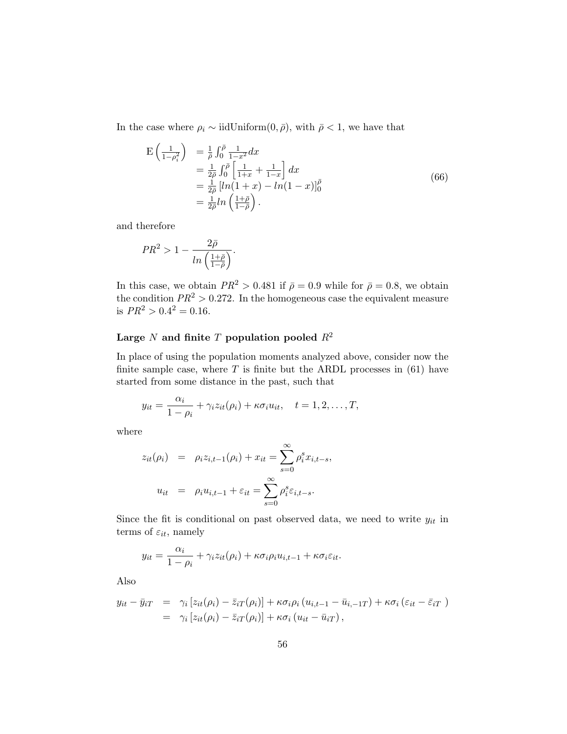In the case where $\rho_i \sim \text{iidUniform}(0, \bar{\rho})$, with $\bar{\rho} < 1$, we have that

$$
\begin{aligned}
\mathrm{E}\left(\frac{1}{1-\rho_i^2}\right) &= \frac{1}{\bar{\rho}} \int_0^{\bar{\rho}} \frac{1}{1-x^2} dx \\
&= \frac{1}{2\bar{\rho}} \int_0^{\bar{\rho}} \left[\frac{1}{1+x} + \frac{1}{1-x}\right] dx \\
&= \frac{1}{2\bar{\rho}} \left[ln(1+x) - ln(1-x)\right]_0^{\bar{\rho}} \\
&= \frac{1}{2\bar{\rho}} ln\left(\frac{1+\bar{\rho}}{1-\bar{\rho}}\right).
\end{aligned} \tag{66}
$$

and therefore

$$
PR^2 > 1 - \frac{2\bar{\rho}}{ln\left(\frac{1+\bar{\rho}}{1-\bar{\rho}}\right)}.
$$

In this case, we obtain $PR^2 > 0.481$ if $\bar{\rho} = 0.9$ while for $\bar{\rho} = 0.8$, we obtain the condition $PR^2 > 0.272$. In the homogeneous case the equivalent measure is $PR^2 > 0.4^2 = 0.16$.

### Large $N$ and finite $T$ population pooled $R^2$

In place of using the population moments analyzed above, consider now the finite sample case, where $T$ is finite but the ARDL processes in (61) have started from some distance in the past, such that

$$
y_{it} = \frac{\alpha_i}{1-\rho_i} + \gamma_i z_{it}(\rho_i) + \kappa \sigma_i u_{it}, \quad t = 1, 2, \ldots, T,
$$

where

$$
\begin{aligned}
z_{it}(\rho_i) &= \rho_i z_{i,t-1}(\rho_i) + x_{it} = \sum_{s=0}^{\infty} \rho_i^s x_{i,t-s}, \\
u_{it} &= \rho_i u_{i,t-1} + \varepsilon_{it} = \sum_{s=0}^{\infty} \rho_i^s \varepsilon_{i,t-s}.
\end{aligned}
$$

Since the fit is conditional on past observed data, we need to write $y_{it}$ in terms of $\varepsilon_{it}$, namely

$$
y_{it} = \frac{\alpha_i}{1-\rho_i} + \gamma_i z_{it}(\rho_i) + \kappa \sigma_i \rho_i u_{i,t-1} + \kappa \sigma_i \varepsilon_{it}.
$$

Also

$$
\begin{aligned}
y_{it} - \bar{y}_{iT} &= \gamma_i \left[z_{it}(\rho_i) - \bar{z}_{iT}(\rho_i)\right] + \kappa \sigma_i \rho_i \left(u_{i,t-1} - \bar{u}_{i,-1T}\right) + \kappa \sigma_i \left(\varepsilon_{it} - \bar{\varepsilon}_{iT}\right) \\
&= \gamma_i \left[z_{it}(\rho_i) - \bar{z}_{iT}(\rho_i)\right] + \kappa \sigma_i \left(u_{it} - \bar{u}_{iT}\right),
\end{aligned}
$$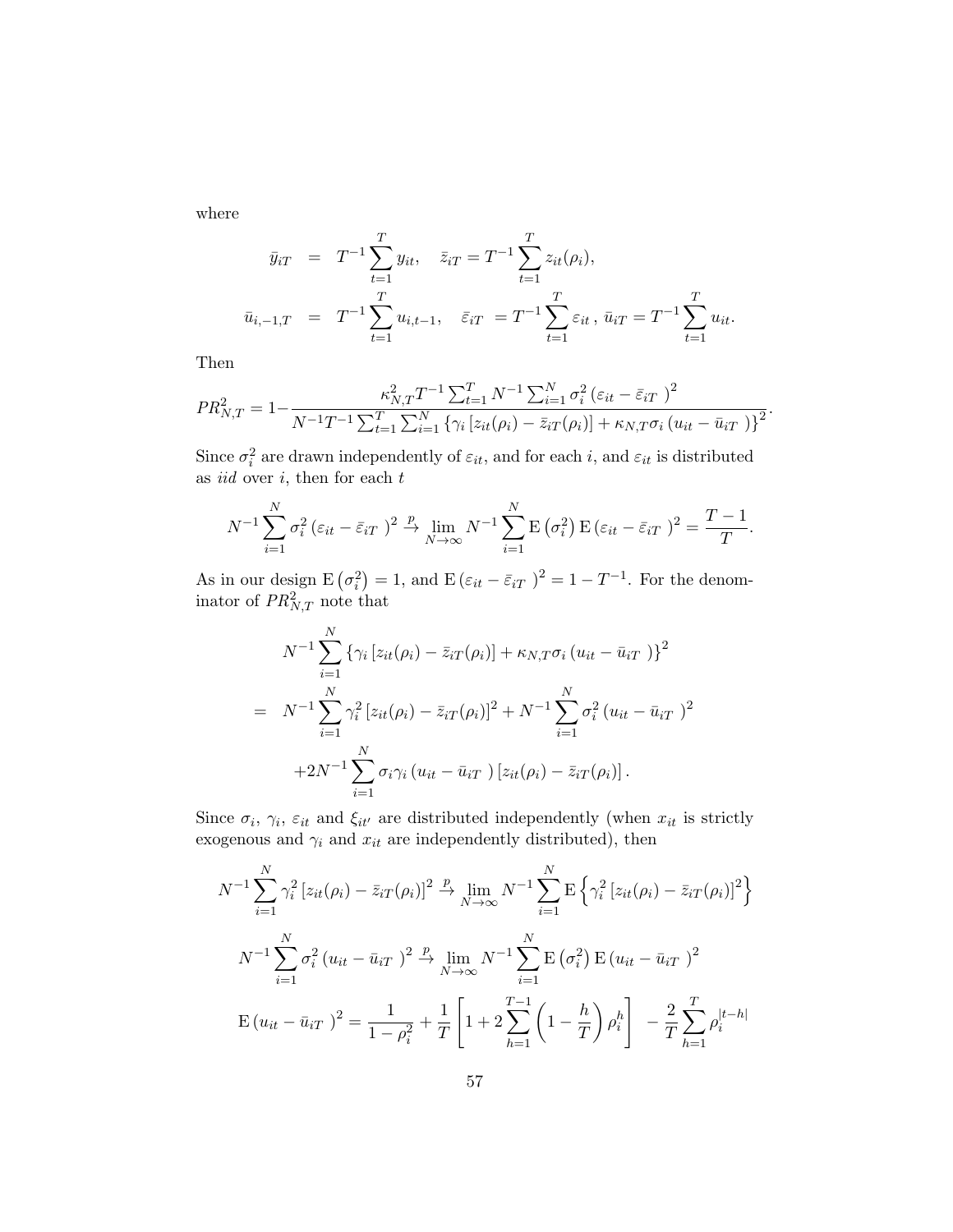where

$$
\begin{aligned}
\bar{y}_{iT} &= T^{-1}\sum_{t=1}^{T} y_{it}, \quad \bar{z}_{iT} = T^{-1}\sum_{t=1}^{T} z_{it}(\rho_i), \\
\bar{u}_{i,-1,T} &= T^{-1}\sum_{t=1}^{T} u_{i,t-1}, \quad \bar{\varepsilon}_{iT} = T^{-1}\sum_{t=1}^{T} \varepsilon_{it}\,, \; \bar{u}_{iT} = T^{-1}\sum_{t=1}^{T} u_{it}.
\end{aligned}
$$

Then

$$
PR^2_{N,T} = 1 - \frac{\kappa^2_{N,T} T^{-1}\sum_{t=1}^{T} N^{-1}\sum_{i=1}^{N} \sigma_i^2 \left(\varepsilon_{it} - \bar{\varepsilon}_{iT}\right)^2}{N^{-1}T^{-1}\sum_{t=1}^{T}\sum_{i=1}^{N} \left\{\gamma_i \left[z_{it}(\rho_i) - \bar{z}_{iT}(\rho_i)\right] + \kappa_{N,T}\sigma_i \left(u_{it} - \bar{u}_{iT}\right)\right\}^2}.
$$

Since $\sigma_i^2$ are drawn independently of $\varepsilon_{it}$, and for each $i$, and $\varepsilon_{it}$ is distributed as *iid* over $i$, then for each $t$

$$
N^{-1}\sum_{i=1}^{N} \sigma_i^2 \left(\varepsilon_{it} - \bar{\varepsilon}_{iT}\right)^2 \xrightarrow{p} \lim_{N\to\infty} N^{-1}\sum_{i=1}^{N} \mathrm{E}\left(\sigma_i^2\right) \mathrm{E}\left(\varepsilon_{it} - \bar{\varepsilon}_{iT}\right)^2 = \frac{T-1}{T}.
$$

As in our design $\mathrm{E}\left(\sigma_i^2\right) = 1$, and $\mathrm{E}\left(\varepsilon_{it} - \bar{\varepsilon}_{iT}\right)^2 = 1 - T^{-1}$. For the denominator of $PR^2_{N,T}$ note that

$$
\begin{aligned}
& N^{-1}\sum_{i=1}^{N} \left\{\gamma_i \left[z_{it}(\rho_i) - \bar{z}_{iT}(\rho_i)\right] + \kappa_{N,T}\sigma_i \left(u_{it} - \bar{u}_{iT}\right)\right\}^2 \\
= \; & N^{-1}\sum_{i=1}^{N} \gamma_i^2 \left[z_{it}(\rho_i) - \bar{z}_{iT}(\rho_i)\right]^2 + N^{-1}\sum_{i=1}^{N} \sigma_i^2 \left(u_{it} - \bar{u}_{iT}\right)^2 \\
& + 2N^{-1}\sum_{i=1}^{N} \sigma_i \gamma_i \left(u_{it} - \bar{u}_{iT}\right)\left[z_{it}(\rho_i) - \bar{z}_{iT}(\rho_i)\right].
\end{aligned}
$$

Since $\sigma_i$, $\gamma_i$, $\varepsilon_{it}$ and $\xi_{it'}$ are distributed independently (when $x_{it}$ is strictly exogenous and $\gamma_i$ and $x_{it}$ are independently distributed), then

$$
N^{-1}\sum_{i=1}^{N} \gamma_i^2 \left[z_{it}(\rho_i) - \bar{z}_{iT}(\rho_i)\right]^2 \xrightarrow{p} \lim_{N\to\infty} N^{-1}\sum_{i=1}^{N} \mathrm{E}\left\{\gamma_i^2 \left[z_{it}(\rho_i) - \bar{z}_{iT}(\rho_i)\right]^2\right\}
$$

$$
N^{-1}\sum_{i=1}^{N} \sigma_i^2 \left(u_{it} - \bar{u}_{iT}\right)^2 \xrightarrow{p} \lim_{N\to\infty} N^{-1}\sum_{i=1}^{N} \mathrm{E}\left(\sigma_i^2\right) \mathrm{E}\left(u_{it} - \bar{u}_{iT}\right)^2
$$

$$
\mathrm{E}\left(u_{it} - \bar{u}_{iT}\right)^2 = \frac{1}{1-\rho_i^2} + \frac{1}{T}\left[1 + 2\sum_{h=1}^{T-1}\left(1 - \frac{h}{T}\right)\rho_i^h\right] - \frac{2}{T}\sum_{h=1}^{T}\rho_i^{|t-h|}
$$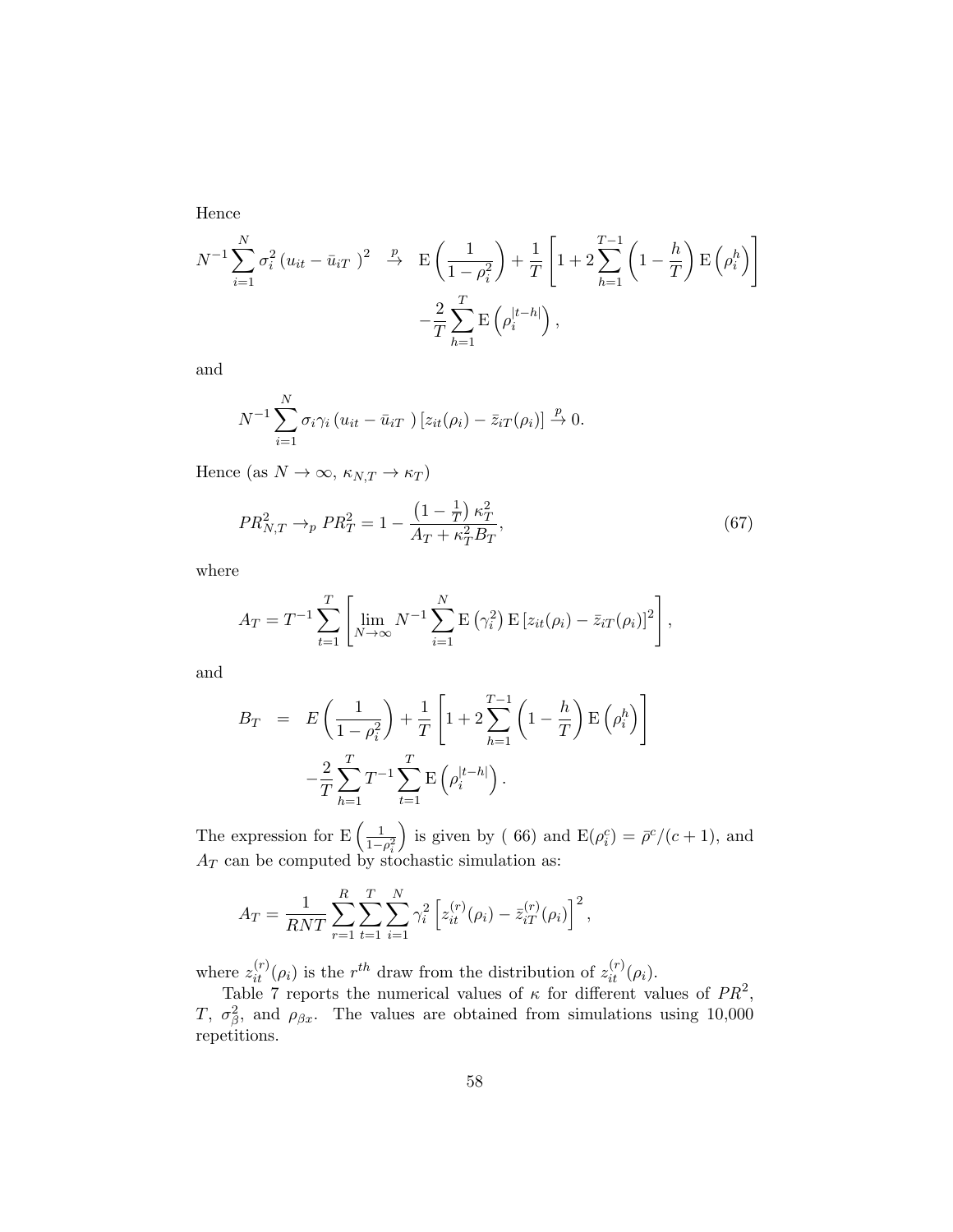Hence

$$N^{-1}\sum_{i=1}^{N}\sigma_i^2\left(u_{it}-\bar{u}_{iT}\right)^2 \overset{p}{\to} \mathrm{E}\left(\frac{1}{1-\rho_i^2}\right)+\frac{1}{T}\left[1+2\sum_{h=1}^{T-1}\left(1-\frac{h}{T}\right)\mathrm{E}\left(\rho_i^h\right)\right] -\frac{2}{T}\sum_{h=1}^{T}\mathrm{E}\left(\rho_i^{|t-h|}\right),$$

and

$$N^{-1}\sum_{i=1}^{N}\sigma_i\gamma_i\left(u_{it}-\bar{u}_{iT}\right)\left[z_{it}(\rho_i)-\bar{z}_{iT}(\rho_i)\right]\overset{p}{\to}0.$$

Hence (as $N\to\infty$, $\kappa_{N,T}\to\kappa_T$)

$$PR_{N,T}^2\to_p PR_T^2=1-\frac{\left(1-\frac{1}{T}\right)\kappa_T^2}{A_T+\kappa_T^2 B_T}, \tag{67}$$

where

$$A_T=T^{-1}\sum_{t=1}^{T}\left[\lim_{N\to\infty}N^{-1}\sum_{i=1}^{N}\mathrm{E}\left(\gamma_i^2\right)\mathrm{E}\left[z_{it}(\rho_i)-\bar{z}_{iT}(\rho_i)\right]^2\right],$$

and

$$B_T = E\left(\frac{1}{1-\rho_i^2}\right)+\frac{1}{T}\left[1+2\sum_{h=1}^{T-1}\left(1-\frac{h}{T}\right)\mathrm{E}\left(\rho_i^h\right)\right] -\frac{2}{T}\sum_{h=1}^{T}T^{-1}\sum_{t=1}^{T}\mathrm{E}\left(\rho_i^{|t-h|}\right).$$

The expression for $\mathrm{E}\left(\frac{1}{1-\rho_i^2}\right)$ is given by ( 66) and $\mathrm{E}(\rho_i^c)=\bar{\rho}^c/(c+1)$, and $A_T$ can be computed by stochastic simulation as:

$$A_T=\frac{1}{RNT}\sum_{r=1}^{R}\sum_{t=1}^{T}\sum_{i=1}^{N}\gamma_i^2\left[z_{it}^{(r)}(\rho_i)-\bar{z}_{iT}^{(r)}(\rho_i)\right]^2,$$

where $z_{it}^{(r)}(\rho_i)$ is the $r^{th}$ draw from the distribution of $z_{it}^{(r)}(\rho_i)$.

Table 7 reports the numerical values of $\kappa$ for different values of $PR^2$, $T$, $\sigma_\beta^2$, and $\rho_{\beta x}$. The values are obtained from simulations using 10,000 repetitions.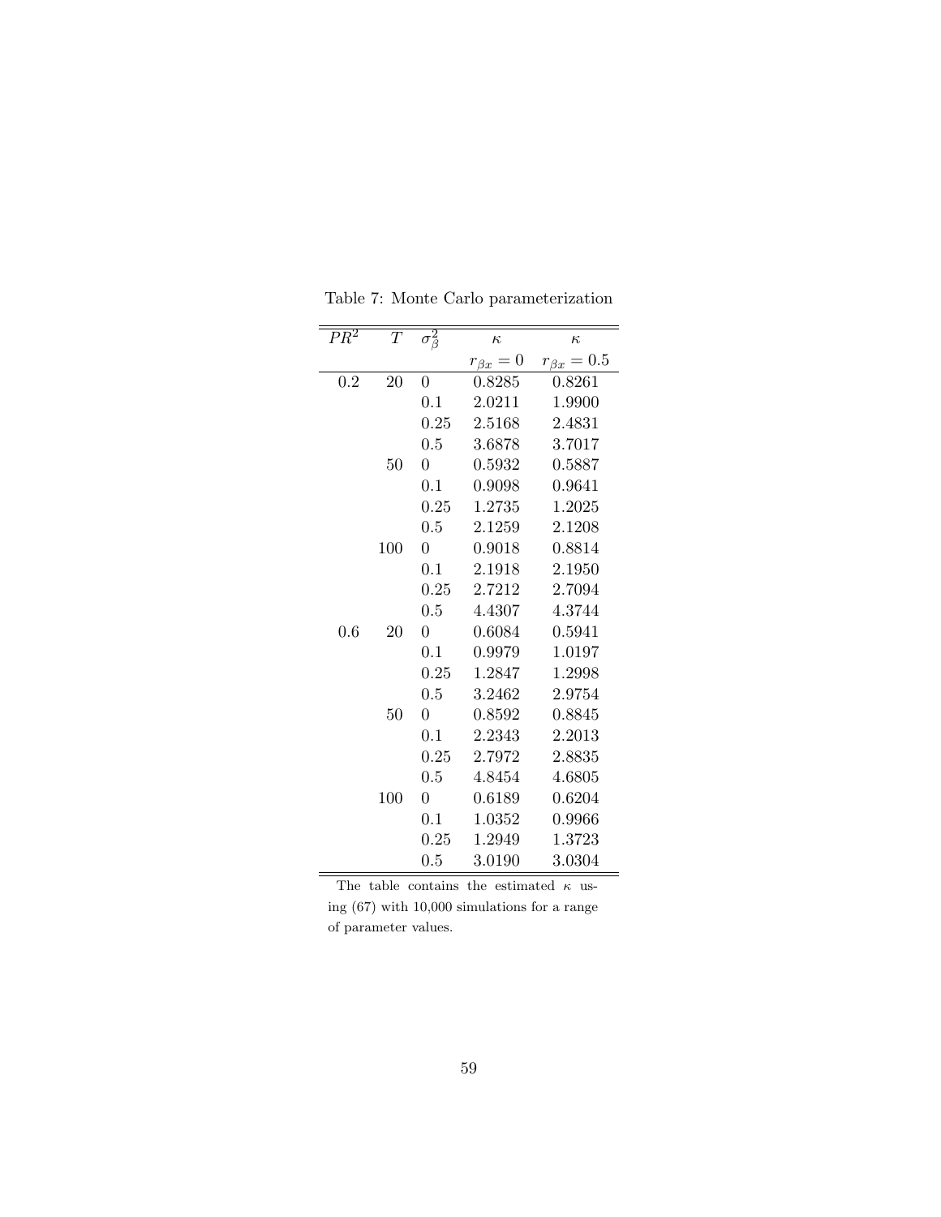Table 7: Monte Carlo parameterization

| $PR^2$ | $T$ | $\sigma_\beta^2$ | $\kappa$ | $\kappa$ |
|---|---|---|---|---|
| | | | $r_{\beta x} = 0$ | $r_{\beta x} = 0.5$ |
| 0.2 | 20 | 0 | 0.8285 | 0.8261 |
| | | 0.1 | 2.0211 | 1.9900 |
| | | 0.25 | 2.5168 | 2.4831 |
| | | 0.5 | 3.6878 | 3.7017 |
| | 50 | 0 | 0.5932 | 0.5887 |
| | | 0.1 | 0.9098 | 0.9641 |
| | | 0.25 | 1.2735 | 1.2025 |
| | | 0.5 | 2.1259 | 2.1208 |
| | 100 | 0 | 0.9018 | 0.8814 |
| | | 0.1 | 2.1918 | 2.1950 |
| | | 0.25 | 2.7212 | 2.7094 |
| | | 0.5 | 4.4307 | 4.3744 |
| 0.6 | 20 | 0 | 0.6084 | 0.5941 |
| | | 0.1 | 0.9979 | 1.0197 |
| | | 0.25 | 1.2847 | 1.2998 |
| | | 0.5 | 3.2462 | 2.9754 |
| | 50 | 0 | 0.8592 | 0.8845 |
| | | 0.1 | 2.2343 | 2.2013 |
| | | 0.25 | 2.7972 | 2.8835 |
| | | 0.5 | 4.8454 | 4.6805 |
| | 100 | 0 | 0.6189 | 0.6204 |
| | | 0.1 | 1.0352 | 0.9966 |
| | | 0.25 | 1.2949 | 1.3723 |
| | | 0.5 | 3.0190 | 3.0304 |

The table contains the estimated $\kappa$ using (67) with 10,000 simulations for a range of parameter values.